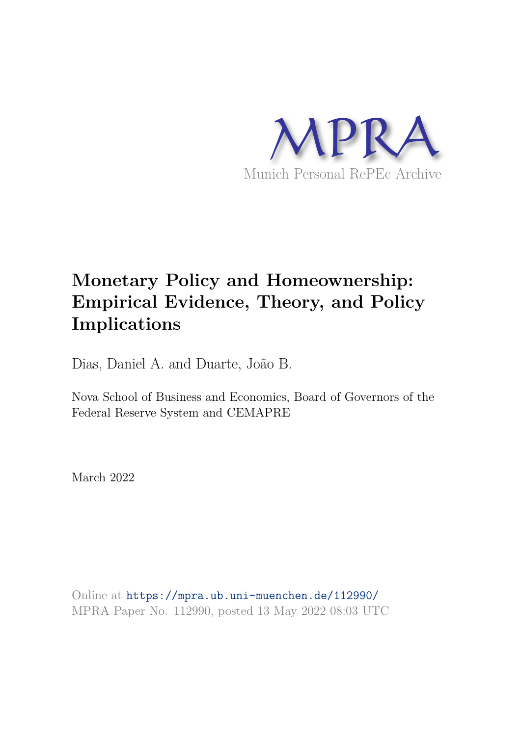MPRA

Munich Personal RePEc Archive

# Monetary Policy and Homeownership: Empirical Evidence, Theory, and Policy Implications

Dias, Daniel A. and Duarte, João B.

Nova School of Business and Economics, Board of Governors of the Federal Reserve System and CEMAPRE

March 2022

Online at https://mpra.ub.uni-muenchen.de/112990/
MPRA Paper No. 112990, posted 13 May 2022 08:03 UTC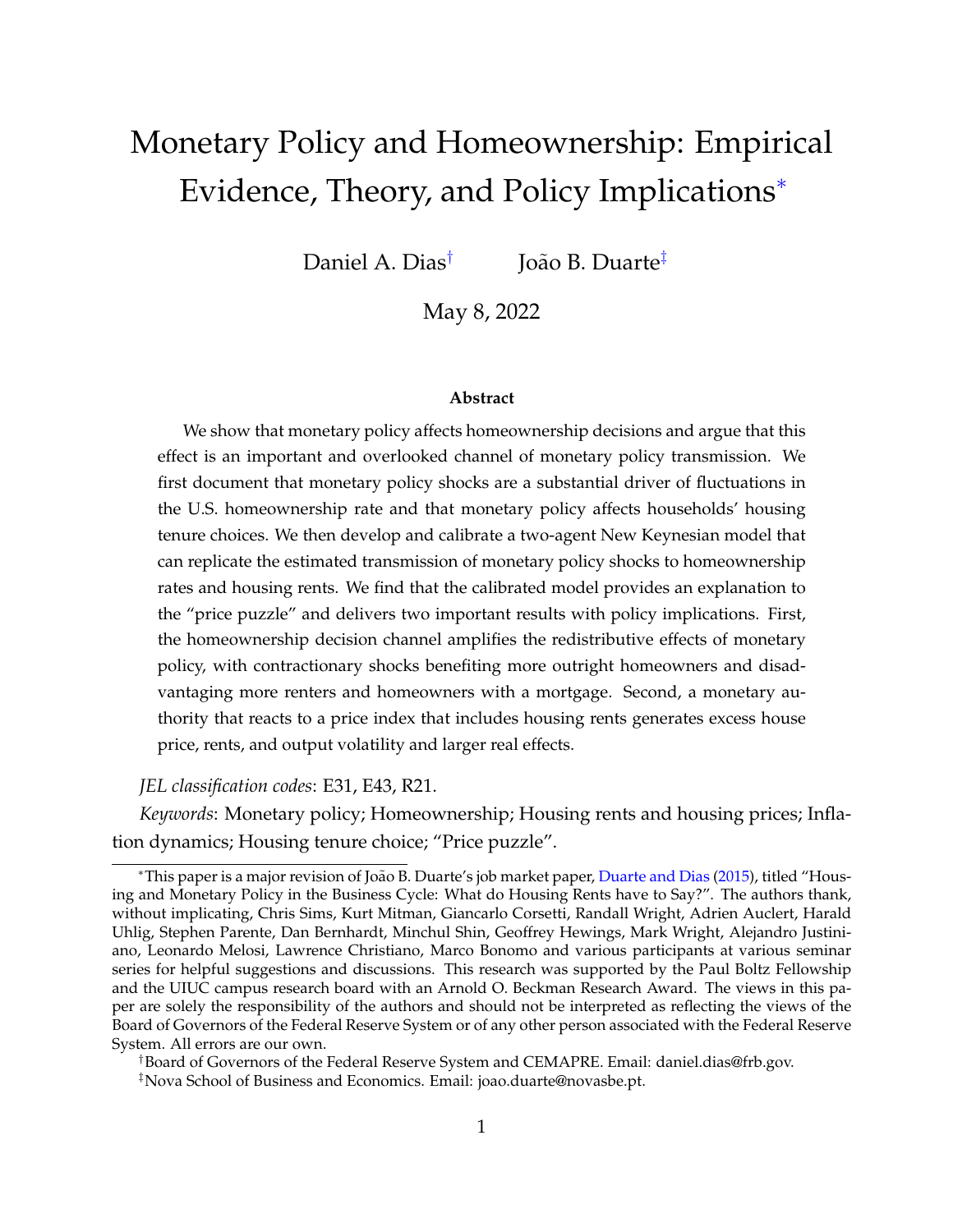# Monetary Policy and Homeownership: Empirical Evidence, Theory, and Policy Implications[*]

Daniel A. Dias[†] João B. Duarte[‡]

May 8, 2022

### Abstract

We show that monetary policy affects homeownership decisions and argue that this effect is an important and overlooked channel of monetary policy transmission. We first document that monetary policy shocks are a substantial driver of fluctuations in the U.S. homeownership rate and that monetary policy affects households' housing tenure choices. We then develop and calibrate a two-agent New Keynesian model that can replicate the estimated transmission of monetary policy shocks to homeownership rates and housing rents. We find that the calibrated model provides an explanation to the "price puzzle" and delivers two important results with policy implications. First, the homeownership decision channel amplifies the redistributive effects of monetary policy, with contractionary shocks benefiting more outright homeowners and disadvantaging more renters and homeowners with a mortgage. Second, a monetary authority that reacts to a price index that includes housing rents generates excess house price, rents, and output volatility and larger real effects.

*JEL classification codes*: E31, E43, R21.

*Keywords*: Monetary policy; Homeownership; Housing rents and housing prices; Inflation dynamics; Housing tenure choice; "Price puzzle".

---

[*] This paper is a major revision of João B. Duarte's job market paper, Duarte and Dias (2015), titled "Housing and Monetary Policy in the Business Cycle: What do Housing Rents have to Say?". The authors thank, without implicating, Chris Sims, Kurt Mitman, Giancarlo Corsetti, Randall Wright, Adrien Auclert, Harald Uhlig, Stephen Parente, Dan Bernhardt, Minchul Shin, Geoffrey Hewings, Mark Wright, Alejandro Justiniano, Leonardo Melosi, Lawrence Christiano, Marco Bonomo and various participants at various seminar series for helpful suggestions and discussions. This research was supported by the Paul Boltz Fellowship and the UIUC campus research board with an Arnold O. Beckman Research Award. The views in this paper are solely the responsibility of the authors and should not be interpreted as reflecting the views of the Board of Governors of the Federal Reserve System or of any other person associated with the Federal Reserve System. All errors are our own.

[†] Board of Governors of the Federal Reserve System and CEMAPRE. Email: daniel.dias@frb.gov.

[‡] Nova School of Business and Economics. Email: joao.duarte@novasbe.pt.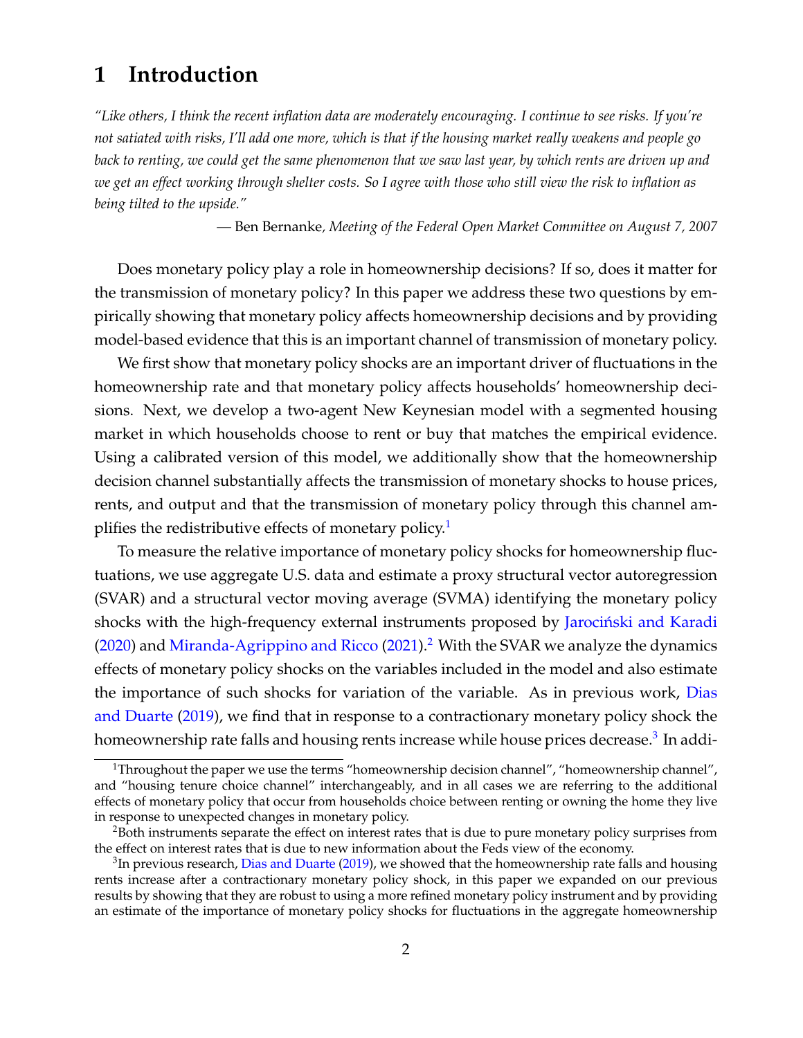# 1 Introduction

*"Like others, I think the recent inflation data are moderately encouraging. I continue to see risks. If you're not satiated with risks, I'll add one more, which is that if the housing market really weakens and people go back to renting, we could get the same phenomenon that we saw last year, by which rents are driven up and we get an effect working through shelter costs. So I agree with those who still view the risk to inflation as being tilted to the upside."*

— Ben Bernanke, *Meeting of the Federal Open Market Committee on August 7, 2007*

Does monetary policy play a role in homeownership decisions? If so, does it matter for the transmission of monetary policy? In this paper we address these two questions by empirically showing that monetary policy affects homeownership decisions and by providing model-based evidence that this is an important channel of transmission of monetary policy.

We first show that monetary policy shocks are an important driver of fluctuations in the homeownership rate and that monetary policy affects households' homeownership decisions. Next, we develop a two-agent New Keynesian model with a segmented housing market in which households choose to rent or buy that matches the empirical evidence. Using a calibrated version of this model, we additionally show that the homeownership decision channel substantially affects the transmission of monetary shocks to house prices, rents, and output and that the transmission of monetary policy through this channel amplifies the redistributive effects of monetary policy.[1]

To measure the relative importance of monetary policy shocks for homeownership fluctuations, we use aggregate U.S. data and estimate a proxy structural vector autoregression (SVAR) and a structural vector moving average (SVMA) identifying the monetary policy shocks with the high-frequency external instruments proposed by Jarociński and Karadi (2020) and Miranda-Agrippino and Ricco (2021).[2] With the SVAR we analyze the dynamics effects of monetary policy shocks on the variables included in the model and also estimate the importance of such shocks for variation of the variable. As in previous work, Dias and Duarte (2019), we find that in response to a contractionary monetary policy shock the homeownership rate falls and housing rents increase while house prices decrease.[3] In addi-

[1] Throughout the paper we use the terms "homeownership decision channel", "homeownership channel", and "housing tenure choice channel" interchangeably, and in all cases we are referring to the additional effects of monetary policy that occur from households choice between renting or owning the home they live in response to unexpected changes in monetary policy.

[2] Both instruments separate the effect on interest rates that is due to pure monetary policy surprises from the effect on interest rates that is due to new information about the Feds view of the economy.

[3] In previous research, Dias and Duarte (2019), we showed that the homeownership rate falls and housing rents increase after a contractionary monetary policy shock, in this paper we expanded on our previous results by showing that they are robust to using a more refined monetary policy instrument and by providing an estimate of the importance of monetary policy shocks for fluctuations in the aggregate homeownership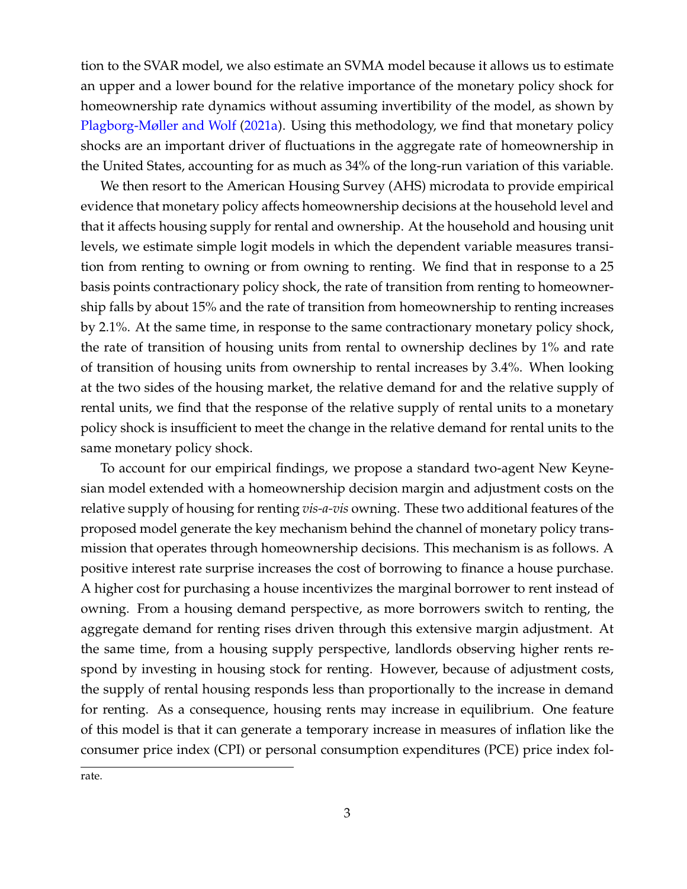tion to the SVAR model, we also estimate an SVMA model because it allows us to estimate an upper and a lower bound for the relative importance of the monetary policy shock for homeownership rate dynamics without assuming invertibility of the model, as shown by Plagborg-Møller and Wolf (2021a). Using this methodology, we find that monetary policy shocks are an important driver of fluctuations in the aggregate rate of homeownership in the United States, accounting for as much as 34% of the long-run variation of this variable.

We then resort to the American Housing Survey (AHS) microdata to provide empirical evidence that monetary policy affects homeownership decisions at the household level and that it affects housing supply for rental and ownership. At the household and housing unit levels, we estimate simple logit models in which the dependent variable measures transition from renting to owning or from owning to renting. We find that in response to a 25 basis points contractionary policy shock, the rate of transition from renting to homeownership falls by about 15% and the rate of transition from homeownership to renting increases by 2.1%. At the same time, in response to the same contractionary monetary policy shock, the rate of transition of housing units from rental to ownership declines by 1% and rate of transition of housing units from ownership to rental increases by 3.4%. When looking at the two sides of the housing market, the relative demand for and the relative supply of rental units, we find that the response of the relative supply of rental units to a monetary policy shock is insufficient to meet the change in the relative demand for rental units to the same monetary policy shock.

To account for our empirical findings, we propose a standard two-agent New Keynesian model extended with a homeownership decision margin and adjustment costs on the relative supply of housing for renting *vis-a-vis* owning. These two additional features of the proposed model generate the key mechanism behind the channel of monetary policy transmission that operates through homeownership decisions. This mechanism is as follows. A positive interest rate surprise increases the cost of borrowing to finance a house purchase. A higher cost for purchasing a house incentivizes the marginal borrower to rent instead of owning. From a housing demand perspective, as more borrowers switch to renting, the aggregate demand for renting rises driven through this extensive margin adjustment. At the same time, from a housing supply perspective, landlords observing higher rents respond by investing in housing stock for renting. However, because of adjustment costs, the supply of rental housing responds less than proportionally to the increase in demand for renting. As a consequence, housing rents may increase in equilibrium. One feature of this model is that it can generate a temporary increase in measures of inflation like the consumer price index (CPI) or personal consumption expenditures (PCE) price index fol-

rate.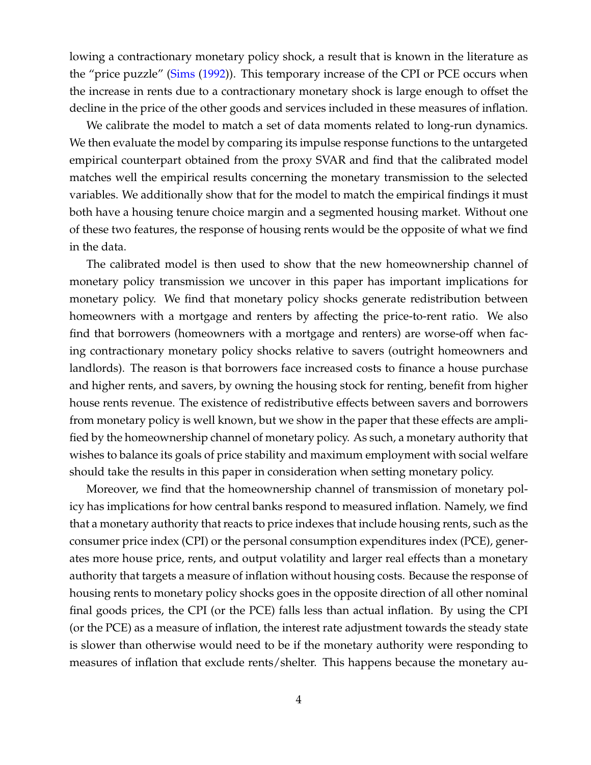lowing a contractionary monetary policy shock, a result that is known in the literature as the "price puzzle" (Sims (1992)). This temporary increase of the CPI or PCE occurs when the increase in rents due to a contractionary monetary shock is large enough to offset the decline in the price of the other goods and services included in these measures of inflation.

We calibrate the model to match a set of data moments related to long-run dynamics. We then evaluate the model by comparing its impulse response functions to the untargeted empirical counterpart obtained from the proxy SVAR and find that the calibrated model matches well the empirical results concerning the monetary transmission to the selected variables. We additionally show that for the model to match the empirical findings it must both have a housing tenure choice margin and a segmented housing market. Without one of these two features, the response of housing rents would be the opposite of what we find in the data.

The calibrated model is then used to show that the new homeownership channel of monetary policy transmission we uncover in this paper has important implications for monetary policy. We find that monetary policy shocks generate redistribution between homeowners with a mortgage and renters by affecting the price-to-rent ratio. We also find that borrowers (homeowners with a mortgage and renters) are worse-off when facing contractionary monetary policy shocks relative to savers (outright homeowners and landlords). The reason is that borrowers face increased costs to finance a house purchase and higher rents, and savers, by owning the housing stock for renting, benefit from higher house rents revenue. The existence of redistributive effects between savers and borrowers from monetary policy is well known, but we show in the paper that these effects are amplified by the homeownership channel of monetary policy. As such, a monetary authority that wishes to balance its goals of price stability and maximum employment with social welfare should take the results in this paper in consideration when setting monetary policy.

Moreover, we find that the homeownership channel of transmission of monetary policy has implications for how central banks respond to measured inflation. Namely, we find that a monetary authority that reacts to price indexes that include housing rents, such as the consumer price index (CPI) or the personal consumption expenditures index (PCE), generates more house price, rents, and output volatility and larger real effects than a monetary authority that targets a measure of inflation without housing costs. Because the response of housing rents to monetary policy shocks goes in the opposite direction of all other nominal final goods prices, the CPI (or the PCE) falls less than actual inflation. By using the CPI (or the PCE) as a measure of inflation, the interest rate adjustment towards the steady state is slower than otherwise would need to be if the monetary authority were responding to measures of inflation that exclude rents/shelter. This happens because the monetary au-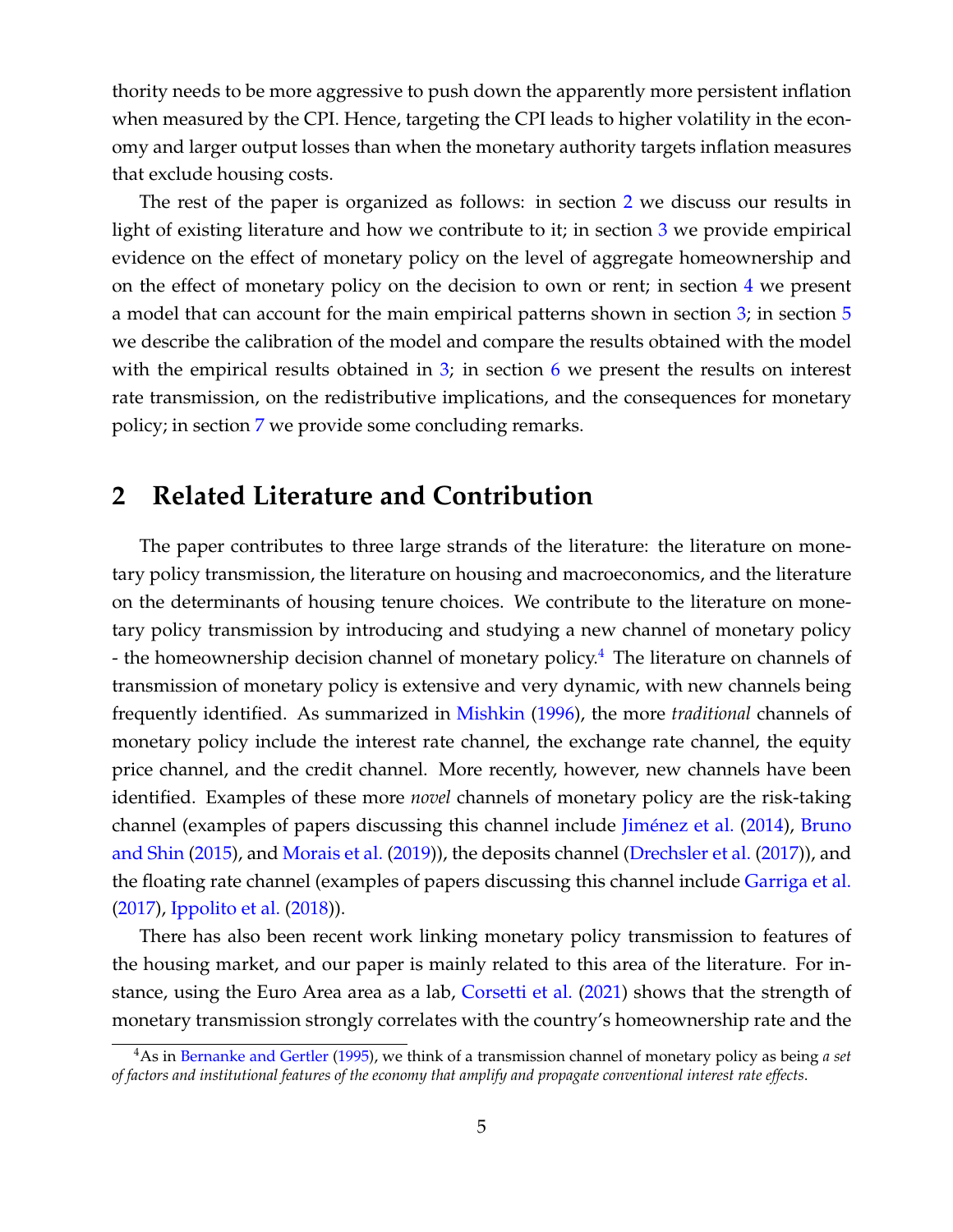thority needs to be more aggressive to push down the apparently more persistent inflation when measured by the CPI. Hence, targeting the CPI leads to higher volatility in the economy and larger output losses than when the monetary authority targets inflation measures that exclude housing costs.

The rest of the paper is organized as follows: in section 2 we discuss our results in light of existing literature and how we contribute to it; in section 3 we provide empirical evidence on the effect of monetary policy on the level of aggregate homeownership and on the effect of monetary policy on the decision to own or rent; in section 4 we present a model that can account for the main empirical patterns shown in section 3; in section 5 we describe the calibration of the model and compare the results obtained with the model with the empirical results obtained in 3; in section 6 we present the results on interest rate transmission, on the redistributive implications, and the consequences for monetary policy; in section 7 we provide some concluding remarks.

## 2 Related Literature and Contribution

The paper contributes to three large strands of the literature: the literature on monetary policy transmission, the literature on housing and macroeconomics, and the literature on the determinants of housing tenure choices. We contribute to the literature on monetary policy transmission by introducing and studying a new channel of monetary policy - the homeownership decision channel of monetary policy.[4] The literature on channels of transmission of monetary policy is extensive and very dynamic, with new channels being frequently identified. As summarized in Mishkin (1996), the more *traditional* channels of monetary policy include the interest rate channel, the exchange rate channel, the equity price channel, and the credit channel. More recently, however, new channels have been identified. Examples of these more *novel* channels of monetary policy are the risk-taking channel (examples of papers discussing this channel include Jiménez et al. (2014), Bruno and Shin (2015), and Morais et al. (2019)), the deposits channel (Drechsler et al. (2017)), and the floating rate channel (examples of papers discussing this channel include Garriga et al. (2017), Ippolito et al. (2018)).

There has also been recent work linking monetary policy transmission to features of the housing market, and our paper is mainly related to this area of the literature. For instance, using the Euro Area area as a lab, Corsetti et al. (2021) shows that the strength of monetary transmission strongly correlates with the country's homeownership rate and the

[4] As in Bernanke and Gertler (1995), we think of a transmission channel of monetary policy as being *a set of factors and institutional features of the economy that amplify and propagate conventional interest rate effects*.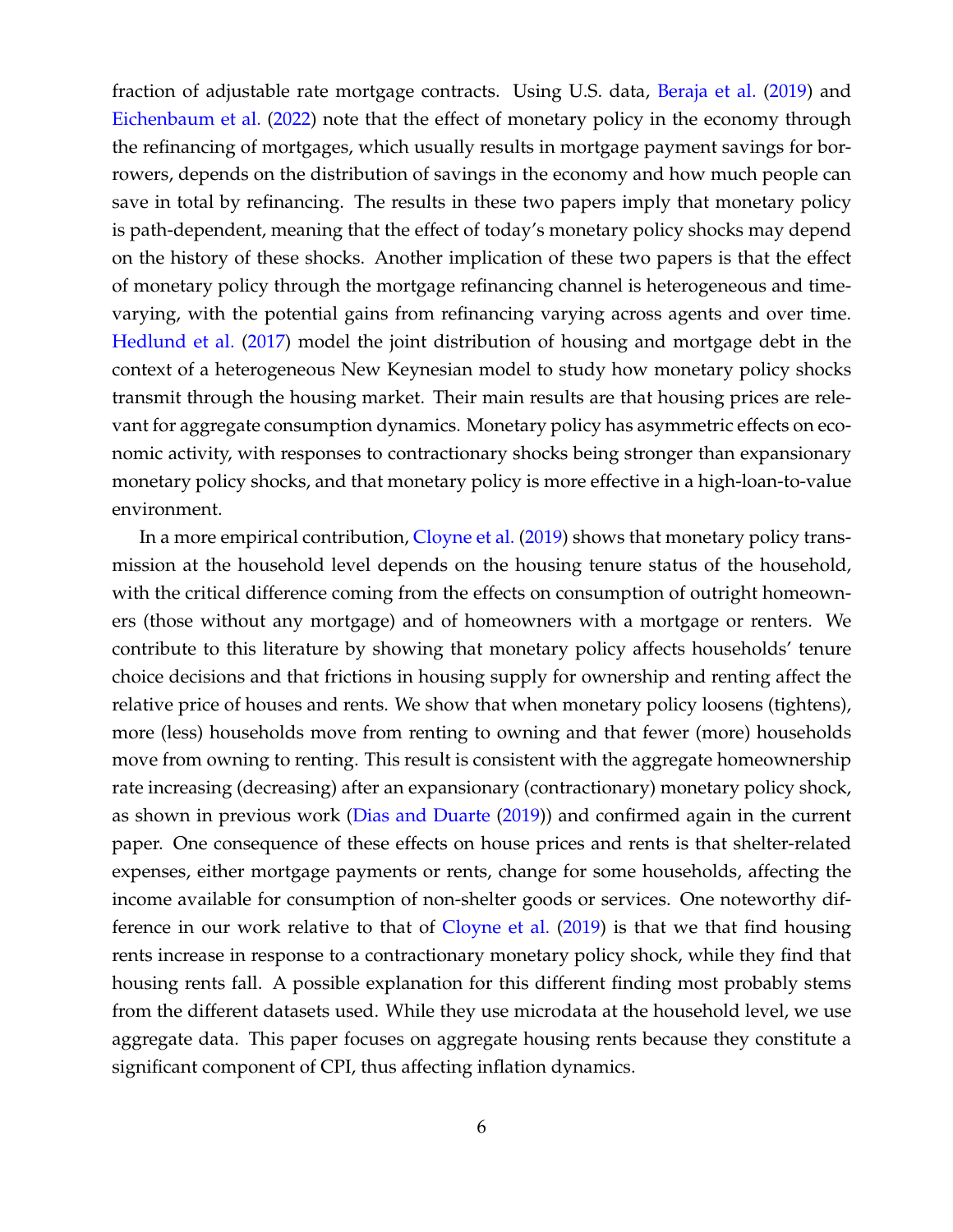fraction of adjustable rate mortgage contracts. Using U.S. data, Beraja et al. (2019) and Eichenbaum et al. (2022) note that the effect of monetary policy in the economy through the refinancing of mortgages, which usually results in mortgage payment savings for borrowers, depends on the distribution of savings in the economy and how much people can save in total by refinancing. The results in these two papers imply that monetary policy is path-dependent, meaning that the effect of today's monetary policy shocks may depend on the history of these shocks. Another implication of these two papers is that the effect of monetary policy through the mortgage refinancing channel is heterogeneous and time-varying, with the potential gains from refinancing varying across agents and over time. Hedlund et al. (2017) model the joint distribution of housing and mortgage debt in the context of a heterogeneous New Keynesian model to study how monetary policy shocks transmit through the housing market. Their main results are that housing prices are relevant for aggregate consumption dynamics. Monetary policy has asymmetric effects on economic activity, with responses to contractionary shocks being stronger than expansionary monetary policy shocks, and that monetary policy is more effective in a high-loan-to-value environment.

In a more empirical contribution, Cloyne et al. (2019) shows that monetary policy transmission at the household level depends on the housing tenure status of the household, with the critical difference coming from the effects on consumption of outright homeowners (those without any mortgage) and of homeowners with a mortgage or renters. We contribute to this literature by showing that monetary policy affects households' tenure choice decisions and that frictions in housing supply for ownership and renting affect the relative price of houses and rents. We show that when monetary policy loosens (tightens), more (less) households move from renting to owning and that fewer (more) households move from owning to renting. This result is consistent with the aggregate homeownership rate increasing (decreasing) after an expansionary (contractionary) monetary policy shock, as shown in previous work (Dias and Duarte (2019)) and confirmed again in the current paper. One consequence of these effects on house prices and rents is that shelter-related expenses, either mortgage payments or rents, change for some households, affecting the income available for consumption of non-shelter goods or services. One noteworthy difference in our work relative to that of Cloyne et al. (2019) is that we that find housing rents increase in response to a contractionary monetary policy shock, while they find that housing rents fall. A possible explanation for this different finding most probably stems from the different datasets used. While they use microdata at the household level, we use aggregate data. This paper focuses on aggregate housing rents because they constitute a significant component of CPI, thus affecting inflation dynamics.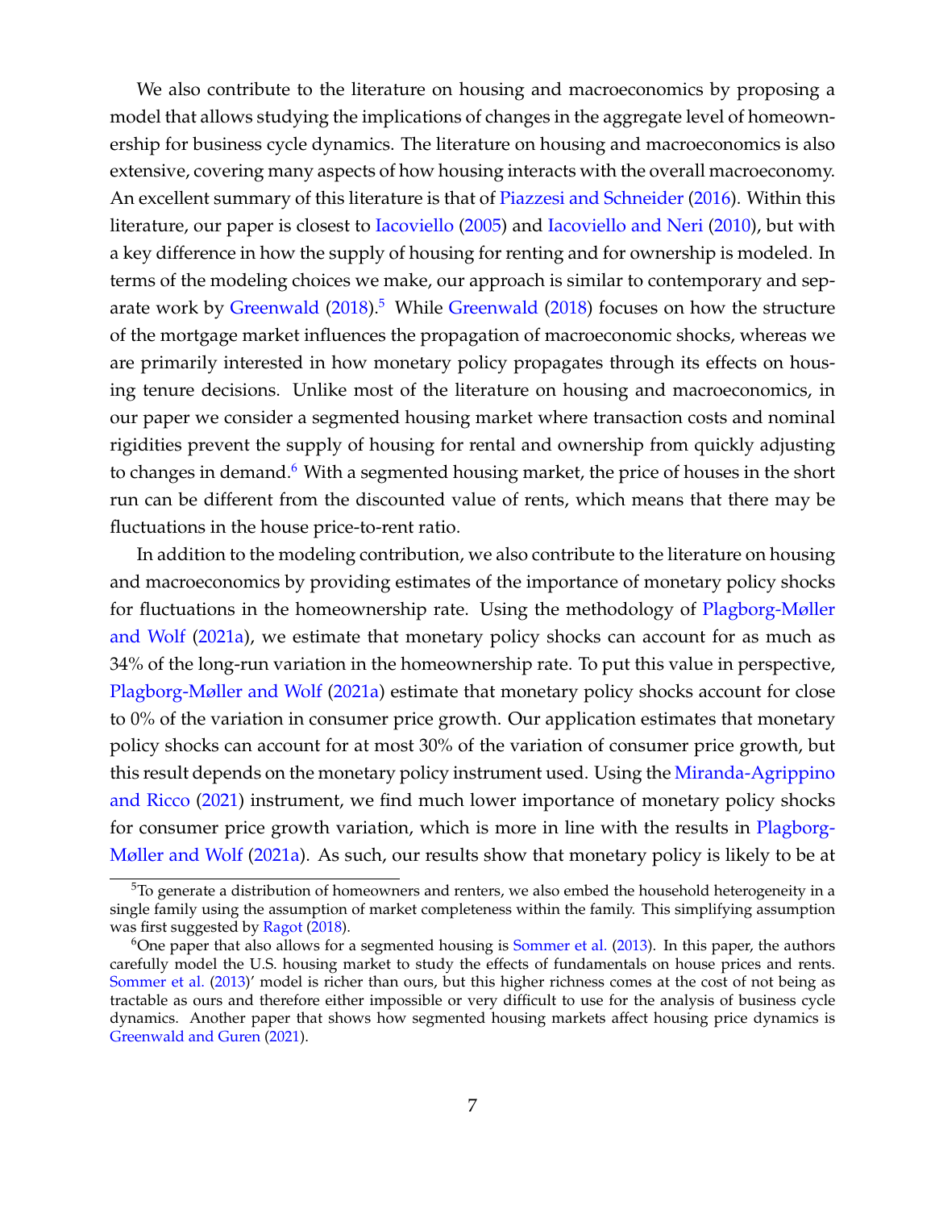We also contribute to the literature on housing and macroeconomics by proposing a model that allows studying the implications of changes in the aggregate level of homeownership for business cycle dynamics. The literature on housing and macroeconomics is also extensive, covering many aspects of how housing interacts with the overall macroeconomy. An excellent summary of this literature is that of Piazzesi and Schneider (2016). Within this literature, our paper is closest to Iacoviello (2005) and Iacoviello and Neri (2010), but with a key difference in how the supply of housing for renting and for ownership is modeled. In terms of the modeling choices we make, our approach is similar to contemporary and separate work by Greenwald (2018).[5] While Greenwald (2018) focuses on how the structure of the mortgage market influences the propagation of macroeconomic shocks, whereas we are primarily interested in how monetary policy propagates through its effects on housing tenure decisions. Unlike most of the literature on housing and macroeconomics, in our paper we consider a segmented housing market where transaction costs and nominal rigidities prevent the supply of housing for rental and ownership from quickly adjusting to changes in demand.[6] With a segmented housing market, the price of houses in the short run can be different from the discounted value of rents, which means that there may be fluctuations in the house price-to-rent ratio.

In addition to the modeling contribution, we also contribute to the literature on housing and macroeconomics by providing estimates of the importance of monetary policy shocks for fluctuations in the homeownership rate. Using the methodology of Plagborg-Møller and Wolf (2021a), we estimate that monetary policy shocks can account for as much as 34% of the long-run variation in the homeownership rate. To put this value in perspective, Plagborg-Møller and Wolf (2021a) estimate that monetary policy shocks account for close to 0% of the variation in consumer price growth. Our application estimates that monetary policy shocks can account for at most 30% of the variation of consumer price growth, but this result depends on the monetary policy instrument used. Using the Miranda-Agrippino and Ricco (2021) instrument, we find much lower importance of monetary policy shocks for consumer price growth variation, which is more in line with the results in Plagborg-Møller and Wolf (2021a). As such, our results show that monetary policy is likely to be at

[5] To generate a distribution of homeowners and renters, we also embed the household heterogeneity in a single family using the assumption of market completeness within the family. This simplifying assumption was first suggested by Ragot (2018).

[6] One paper that also allows for a segmented housing is Sommer et al. (2013). In this paper, the authors carefully model the U.S. housing market to study the effects of fundamentals on house prices and rents. Sommer et al. (2013)' model is richer than ours, but this higher richness comes at the cost of not being as tractable as ours and therefore either impossible or very difficult to use for the analysis of business cycle dynamics. Another paper that shows how segmented housing markets affect housing price dynamics is Greenwald and Guren (2021).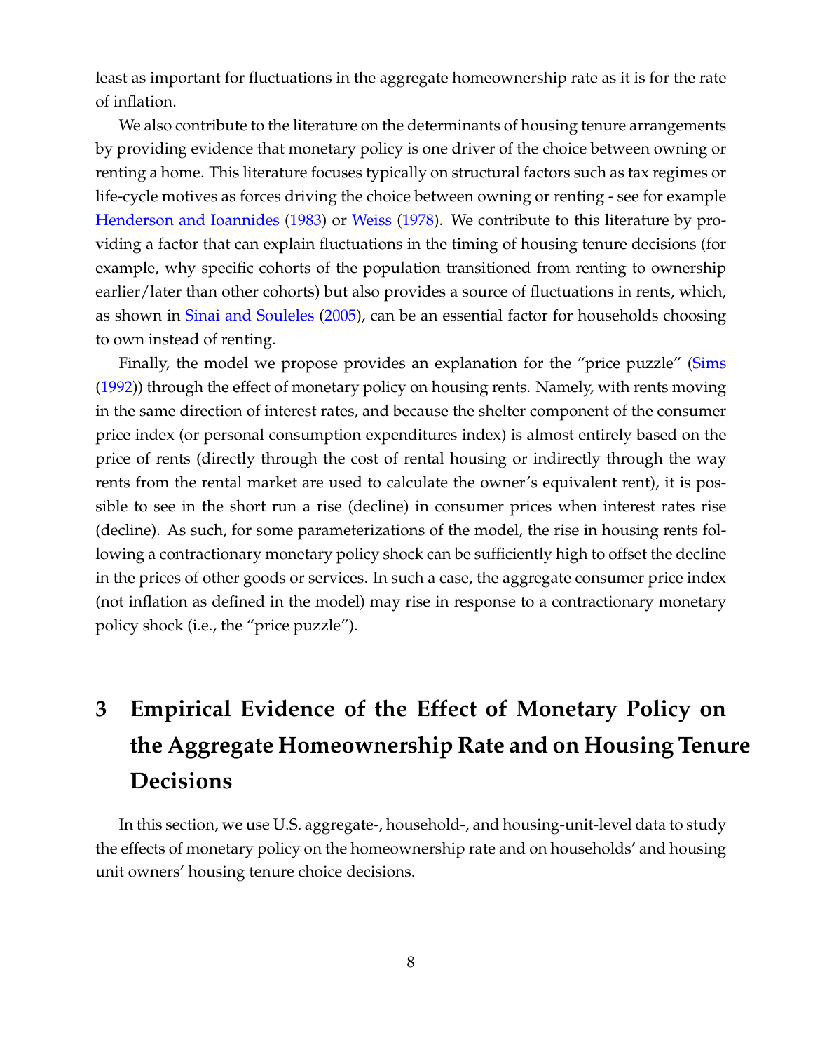least as important for fluctuations in the aggregate homeownership rate as it is for the rate of inflation.

We also contribute to the literature on the determinants of housing tenure arrangements by providing evidence that monetary policy is one driver of the choice between owning or renting a home. This literature focuses typically on structural factors such as tax regimes or life-cycle motives as forces driving the choice between owning or renting - see for example Henderson and Ioannides (1983) or Weiss (1978). We contribute to this literature by providing a factor that can explain fluctuations in the timing of housing tenure decisions (for example, why specific cohorts of the population transitioned from renting to ownership earlier/later than other cohorts) but also provides a source of fluctuations in rents, which, as shown in Sinai and Souleles (2005), can be an essential factor for households choosing to own instead of renting.

Finally, the model we propose provides an explanation for the "price puzzle" (Sims (1992)) through the effect of monetary policy on housing rents. Namely, with rents moving in the same direction of interest rates, and because the shelter component of the consumer price index (or personal consumption expenditures index) is almost entirely based on the price of rents (directly through the cost of rental housing or indirectly through the way rents from the rental market are used to calculate the owner's equivalent rent), it is possible to see in the short run a rise (decline) in consumer prices when interest rates rise (decline). As such, for some parameterizations of the model, the rise in housing rents following a contractionary monetary policy shock can be sufficiently high to offset the decline in the prices of other goods or services. In such a case, the aggregate consumer price index (not inflation as defined in the model) may rise in response to a contractionary monetary policy shock (i.e., the "price puzzle").

# 3 Empirical Evidence of the Effect of Monetary Policy on the Aggregate Homeownership Rate and on Housing Tenure Decisions

In this section, we use U.S. aggregate-, household-, and housing-unit-level data to study the effects of monetary policy on the homeownership rate and on households' and housing unit owners' housing tenure choice decisions.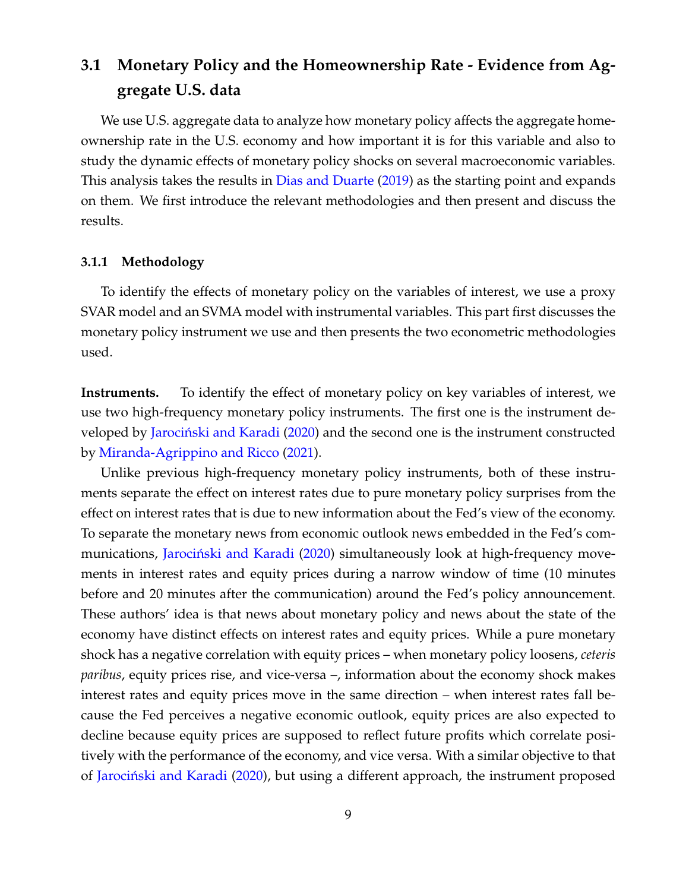## 3.1 Monetary Policy and the Homeownership Rate - Evidence from Aggregate U.S. data

We use U.S. aggregate data to analyze how monetary policy affects the aggregate homeownership rate in the U.S. economy and how important it is for this variable and also to study the dynamic effects of monetary policy shocks on several macroeconomic variables. This analysis takes the results in Dias and Duarte (2019) as the starting point and expands on them. We first introduce the relevant methodologies and then present and discuss the results.

### 3.1.1 Methodology

To identify the effects of monetary policy on the variables of interest, we use a proxy SVAR model and an SVMA model with instrumental variables. This part first discusses the monetary policy instrument we use and then presents the two econometric methodologies used.

**Instruments.** To identify the effect of monetary policy on key variables of interest, we use two high-frequency monetary policy instruments. The first one is the instrument developed by Jarociński and Karadi (2020) and the second one is the instrument constructed by Miranda-Agrippino and Ricco (2021).

Unlike previous high-frequency monetary policy instruments, both of these instruments separate the effect on interest rates due to pure monetary policy surprises from the effect on interest rates that is due to new information about the Fed's view of the economy. To separate the monetary news from economic outlook news embedded in the Fed's communications, Jarociński and Karadi (2020) simultaneously look at high-frequency movements in interest rates and equity prices during a narrow window of time (10 minutes before and 20 minutes after the communication) around the Fed's policy announcement. These authors' idea is that news about monetary policy and news about the state of the economy have distinct effects on interest rates and equity prices. While a pure monetary shock has a negative correlation with equity prices – when monetary policy loosens, *ceteris paribus*, equity prices rise, and vice-versa –, information about the economy shock makes interest rates and equity prices move in the same direction – when interest rates fall because the Fed perceives a negative economic outlook, equity prices are also expected to decline because equity prices are supposed to reflect future profits which correlate positively with the performance of the economy, and vice versa. With a similar objective to that of Jarociński and Karadi (2020), but using a different approach, the instrument proposed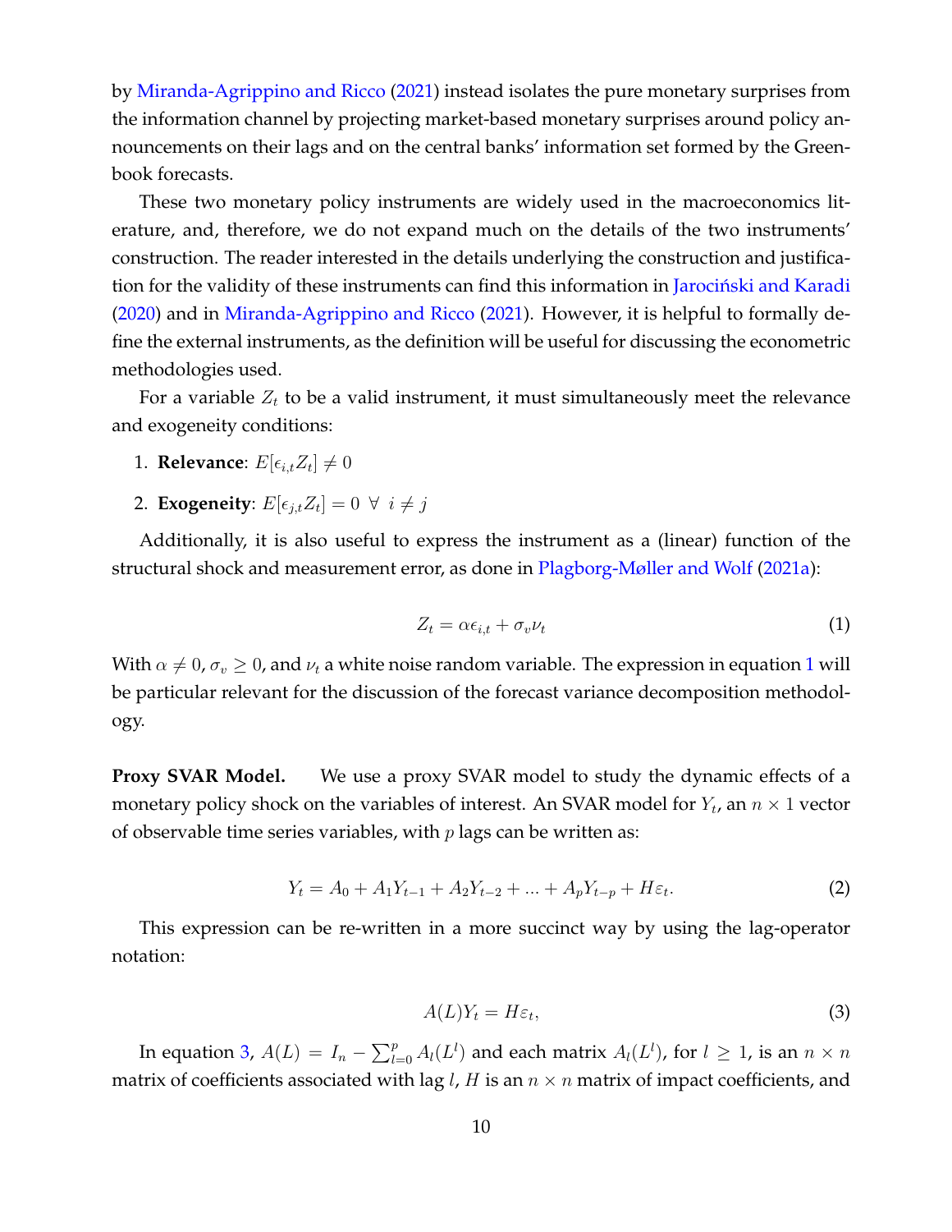by Miranda-Agrippino and Ricco (2021) instead isolates the pure monetary surprises from the information channel by projecting market-based monetary surprises around policy announcements on their lags and on the central banks' information set formed by the Greenbook forecasts.

These two monetary policy instruments are widely used in the macroeconomics literature, and, therefore, we do not expand much on the details of the two instruments' construction. The reader interested in the details underlying the construction and justification for the validity of these instruments can find this information in Jarociński and Karadi (2020) and in Miranda-Agrippino and Ricco (2021). However, it is helpful to formally define the external instruments, as the definition will be useful for discussing the econometric methodologies used.

For a variable $Z_t$ to be a valid instrument, it must simultaneously meet the relevance and exogeneity conditions:

1. **Relevance**: $E[\epsilon_{i,t} Z_t] \neq 0$
2. **Exogeneity**: $E[\epsilon_{j,t} Z_t] = 0 \;\forall\; i \neq j$

Additionally, it is also useful to express the instrument as a (linear) function of the structural shock and measurement error, as done in Plagborg-Møller and Wolf (2021a):

$$Z_t = \alpha \epsilon_{i,t} + \sigma_v \nu_t \tag{1}$$

With $\alpha \neq 0$, $\sigma_v \geq 0$, and $\nu_t$ a white noise random variable. The expression in equation 1 will be particular relevant for the discussion of the forecast variance decomposition methodology.

**Proxy SVAR Model.** We use a proxy SVAR model to study the dynamic effects of a monetary policy shock on the variables of interest. An SVAR model for $Y_t$, an $n \times 1$ vector of observable time series variables, with $p$ lags can be written as:

$$Y_t = A_0 + A_1 Y_{t-1} + A_2 Y_{t-2} + ... + A_p Y_{t-p} + H\varepsilon_t. \tag{2}$$

This expression can be re-written in a more succinct way by using the lag-operator notation:

$$A(L)Y_t = H\varepsilon_t, \tag{3}$$

In equation 3, $A(L) = I_n - \sum_{l=0}^{p} A_l(L^l)$ and each matrix $A_l(L^l)$, for $l \geq 1$, is an $n \times n$ matrix of coefficients associated with lag $l$, $H$ is an $n \times n$ matrix of impact coefficients, and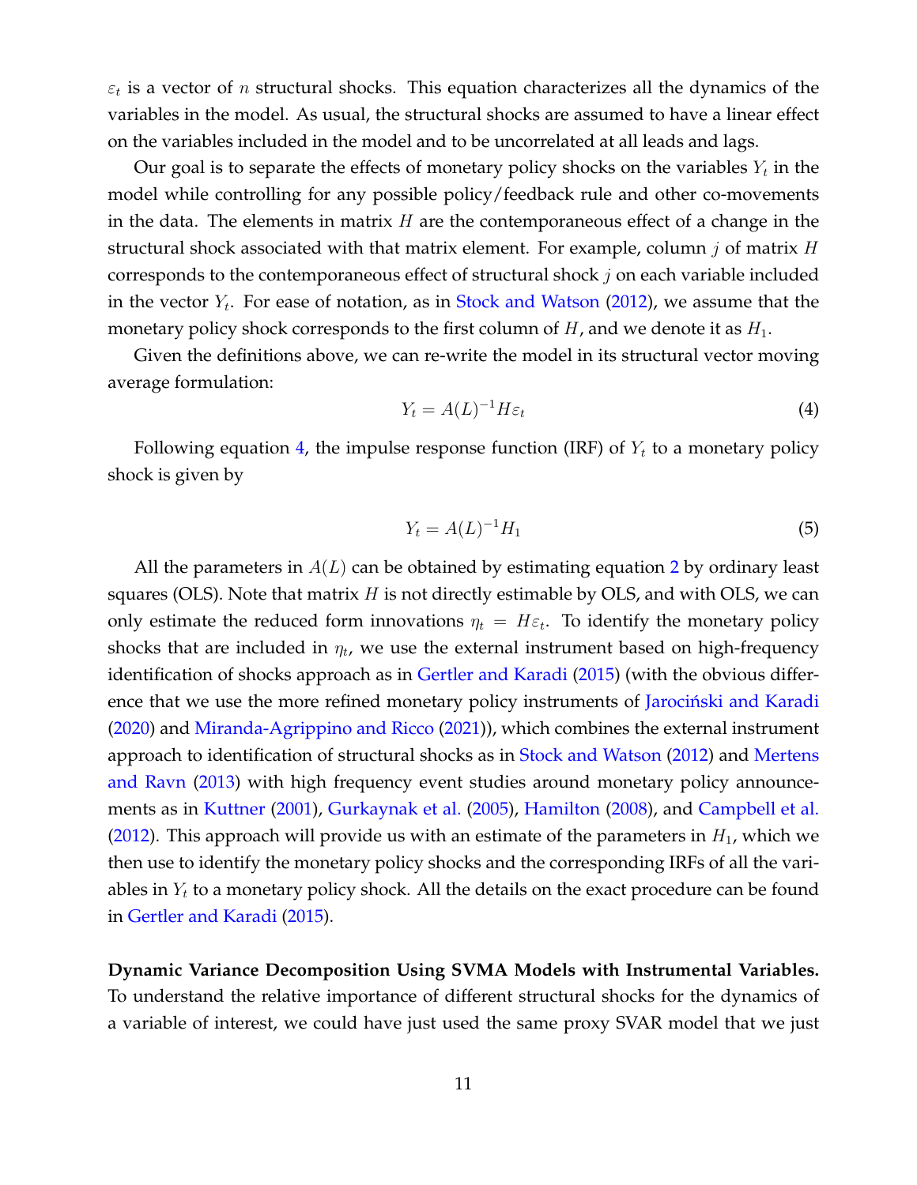$\varepsilon_t$ is a vector of $n$ structural shocks. This equation characterizes all the dynamics of the variables in the model. As usual, the structural shocks are assumed to have a linear effect on the variables included in the model and to be uncorrelated at all leads and lags.

Our goal is to separate the effects of monetary policy shocks on the variables $Y_t$ in the model while controlling for any possible policy/feedback rule and other co-movements in the data. The elements in matrix $H$ are the contemporaneous effect of a change in the structural shock associated with that matrix element. For example, column $j$ of matrix $H$ corresponds to the contemporaneous effect of structural shock $j$ on each variable included in the vector $Y_t$. For ease of notation, as in Stock and Watson (2012), we assume that the monetary policy shock corresponds to the first column of $H$, and we denote it as $H_1$.

Given the definitions above, we can re-write the model in its structural vector moving average formulation:

$$Y_t = A(L)^{-1} H \varepsilon_t \tag{4}$$

Following equation 4, the impulse response function (IRF) of $Y_t$ to a monetary policy shock is given by

$$Y_t = A(L)^{-1} H_1 \tag{5}$$

All the parameters in $A(L)$ can be obtained by estimating equation 2 by ordinary least squares (OLS). Note that matrix $H$ is not directly estimable by OLS, and with OLS, we can only estimate the reduced form innovations $\eta_t = H\varepsilon_t$. To identify the monetary policy shocks that are included in $\eta_t$, we use the external instrument based on high-frequency identification of shocks approach as in Gertler and Karadi (2015) (with the obvious difference that we use the more refined monetary policy instruments of Jarociński and Karadi (2020) and Miranda-Agrippino and Ricco (2021)), which combines the external instrument approach to identification of structural shocks as in Stock and Watson (2012) and Mertens and Ravn (2013) with high frequency event studies around monetary policy announcements as in Kuttner (2001), Gurkaynak et al. (2005), Hamilton (2008), and Campbell et al. (2012). This approach will provide us with an estimate of the parameters in $H_1$, which we then use to identify the monetary policy shocks and the corresponding IRFs of all the variables in $Y_t$ to a monetary policy shock. All the details on the exact procedure can be found in Gertler and Karadi (2015).

**Dynamic Variance Decomposition Using SVMA Models with Instrumental Variables.** To understand the relative importance of different structural shocks for the dynamics of a variable of interest, we could have just used the same proxy SVAR model that we just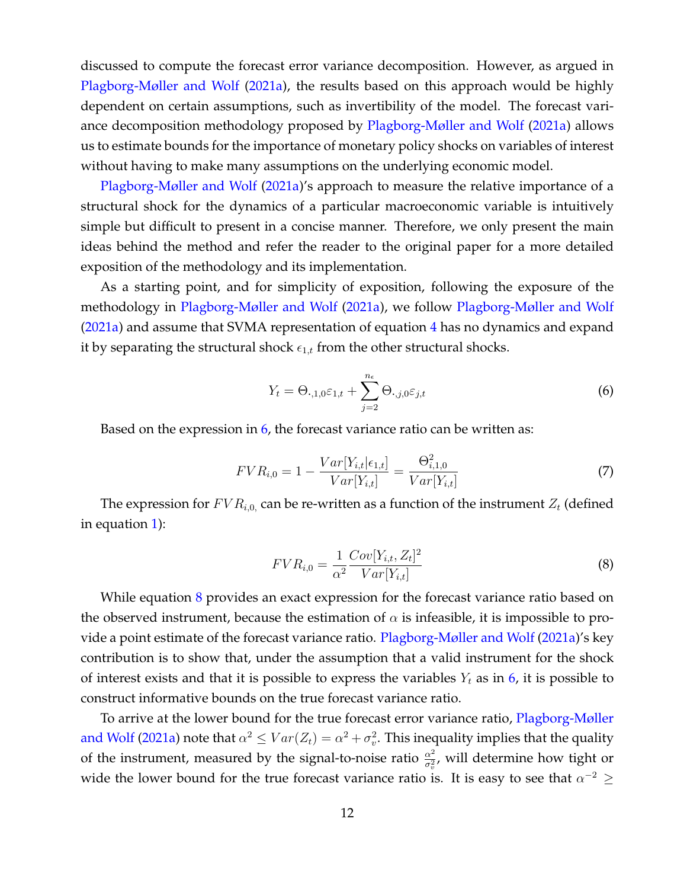discussed to compute the forecast error variance decomposition. However, as argued in Plagborg-Møller and Wolf (2021a), the results based on this approach would be highly dependent on certain assumptions, such as invertibility of the model. The forecast variance decomposition methodology proposed by Plagborg-Møller and Wolf (2021a) allows us to estimate bounds for the importance of monetary policy shocks on variables of interest without having to make many assumptions on the underlying economic model.

Plagborg-Møller and Wolf (2021a)'s approach to measure the relative importance of a structural shock for the dynamics of a particular macroeconomic variable is intuitively simple but difficult to present in a concise manner. Therefore, we only present the main ideas behind the method and refer the reader to the original paper for a more detailed exposition of the methodology and its implementation.

As a starting point, and for simplicity of exposition, following the exposure of the methodology in Plagborg-Møller and Wolf (2021a), we follow Plagborg-Møller and Wolf (2021a) and assume that SVMA representation of equation 4 has no dynamics and expand it by separating the structural shock $\epsilon_{1,t}$ from the other structural shocks.

$$Y_t = \Theta_{\cdot,1,0}\varepsilon_{1,t} + \sum_{j=2}^{n_\epsilon} \Theta_{\cdot,j,0}\varepsilon_{j,t} \tag{6}$$

Based on the expression in 6, the forecast variance ratio can be written as:

$$FVR_{i,0} = 1 - \frac{Var[Y_{i,t}|\epsilon_{1,t}]}{Var[Y_{i,t}]} = \frac{\Theta_{i,1,0}^2}{Var[Y_{i,t}]} \tag{7}$$

The expression for $FVR_{i,0,}$ can be re-written as a function of the instrument $Z_t$ (defined in equation 1):

$$FVR_{i,0} = \frac{1}{\alpha^2}\frac{Cov[Y_{i,t}, Z_t]^2}{Var[Y_{i,t}]} \tag{8}$$

While equation 8 provides an exact expression for the forecast variance ratio based on the observed instrument, because the estimation of $\alpha$ is infeasible, it is impossible to provide a point estimate of the forecast variance ratio. Plagborg-Møller and Wolf (2021a)'s key contribution is to show that, under the assumption that a valid instrument for the shock of interest exists and that it is possible to express the variables $Y_t$ as in 6, it is possible to construct informative bounds on the true forecast variance ratio.

To arrive at the lower bound for the true forecast error variance ratio, Plagborg-Møller and Wolf (2021a) note that $\alpha^2 \leq Var(Z_t) = \alpha^2 + \sigma_v^2$. This inequality implies that the quality of the instrument, measured by the signal-to-noise ratio $\frac{\alpha^2}{\sigma_v^2}$, will determine how tight or wide the lower bound for the true forecast variance ratio is. It is easy to see that $\alpha^{-2} \geq$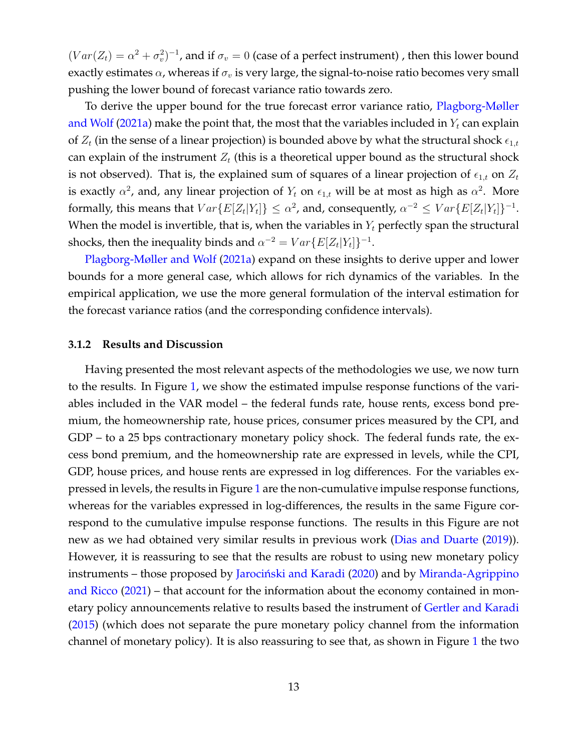($Var(Z_t) = \alpha^2 + \sigma_v^2)^{-1}$, and if $\sigma_v = 0$ (case of a perfect instrument) , then this lower bound exactly estimates $\alpha$, whereas if $\sigma_v$ is very large, the signal-to-noise ratio becomes very small pushing the lower bound of forecast variance ratio towards zero.

To derive the upper bound for the true forecast error variance ratio, Plagborg-Møller and Wolf (2021a) make the point that, the most that the variables included in $Y_t$ can explain of $Z_t$ (in the sense of a linear projection) is bounded above by what the structural shock $\epsilon_{1,t}$ can explain of the instrument $Z_t$ (this is a theoretical upper bound as the structural shock is not observed). That is, the explained sum of squares of a linear projection of $\epsilon_{1,t}$ on $Z_t$ is exactly $\alpha^2$, and, any linear projection of $Y_t$ on $\epsilon_{1,t}$ will be at most as high as $\alpha^2$. More formally, this means that $Var\{E[Z_t|Y_t]\} \leq \alpha^2$, and, consequently, $\alpha^{-2} \leq Var\{E[Z_t|Y_t]\}^{-1}$. When the model is invertible, that is, when the variables in $Y_t$ perfectly span the structural shocks, then the inequality binds and $\alpha^{-2} = Var\{E[Z_t|Y_t]\}^{-1}$.

Plagborg-Møller and Wolf (2021a) expand on these insights to derive upper and lower bounds for a more general case, which allows for rich dynamics of the variables. In the empirical application, we use the more general formulation of the interval estimation for the forecast variance ratios (and the corresponding confidence intervals).

### 3.1.2 Results and Discussion

Having presented the most relevant aspects of the methodologies we use, we now turn to the results. In Figure 1, we show the estimated impulse response functions of the variables included in the VAR model – the federal funds rate, house rents, excess bond premium, the homeownership rate, house prices, consumer prices measured by the CPI, and GDP – to a 25 bps contractionary monetary policy shock. The federal funds rate, the excess bond premium, and the homeownership rate are expressed in levels, while the CPI, GDP, house prices, and house rents are expressed in log differences. For the variables expressed in levels, the results in Figure 1 are the non-cumulative impulse response functions, whereas for the variables expressed in log-differences, the results in the same Figure correspond to the cumulative impulse response functions. The results in this Figure are not new as we had obtained very similar results in previous work (Dias and Duarte (2019)). However, it is reassuring to see that the results are robust to using new monetary policy instruments – those proposed by Jarociński and Karadi (2020) and by Miranda-Agrippino and Ricco (2021) – that account for the information about the economy contained in monetary policy announcements relative to results based the instrument of Gertler and Karadi (2015) (which does not separate the pure monetary policy channel from the information channel of monetary policy). It is also reassuring to see that, as shown in Figure 1 the two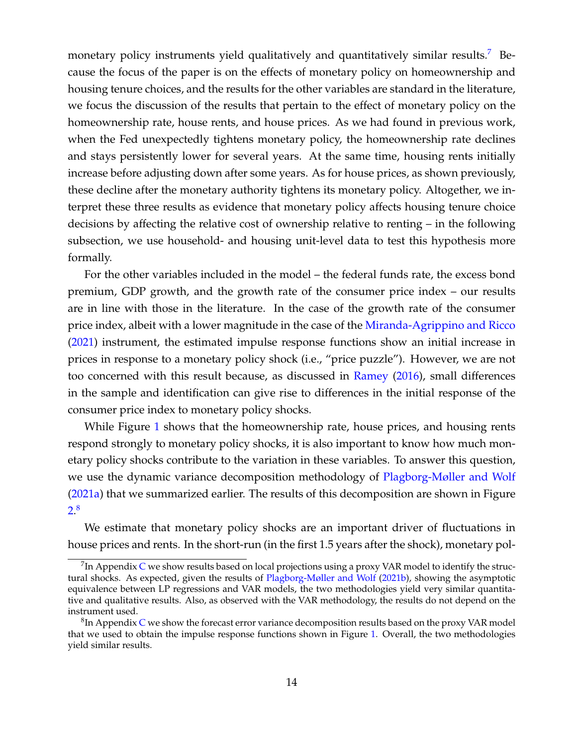monetary policy instruments yield qualitatively and quantitatively similar results.[7] Because the focus of the paper is on the effects of monetary policy on homeownership and housing tenure choices, and the results for the other variables are standard in the literature, we focus the discussion of the results that pertain to the effect of monetary policy on the homeownership rate, house rents, and house prices. As we had found in previous work, when the Fed unexpectedly tightens monetary policy, the homeownership rate declines and stays persistently lower for several years. At the same time, housing rents initially increase before adjusting down after some years. As for house prices, as shown previously, these decline after the monetary authority tightens its monetary policy. Altogether, we interpret these three results as evidence that monetary policy affects housing tenure choice decisions by affecting the relative cost of ownership relative to renting – in the following subsection, we use household- and housing unit-level data to test this hypothesis more formally.

For the other variables included in the model – the federal funds rate, the excess bond premium, GDP growth, and the growth rate of the consumer price index – our results are in line with those in the literature. In the case of the growth rate of the consumer price index, albeit with a lower magnitude in the case of the Miranda-Agrippino and Ricco (2021) instrument, the estimated impulse response functions show an initial increase in prices in response to a monetary policy shock (i.e., "price puzzle"). However, we are not too concerned with this result because, as discussed in Ramey (2016), small differences in the sample and identification can give rise to differences in the initial response of the consumer price index to monetary policy shocks.

While Figure 1 shows that the homeownership rate, house prices, and housing rents respond strongly to monetary policy shocks, it is also important to know how much monetary policy shocks contribute to the variation in these variables. To answer this question, we use the dynamic variance decomposition methodology of Plagborg-Møller and Wolf (2021a) that we summarized earlier. The results of this decomposition are shown in Figure 2.[8]

We estimate that monetary policy shocks are an important driver of fluctuations in house prices and rents. In the short-run (in the first 1.5 years after the shock), monetary pol-

[7] In Appendix C we show results based on local projections using a proxy VAR model to identify the structural shocks. As expected, given the results of Plagborg-Møller and Wolf (2021b), showing the asymptotic equivalence between LP regressions and VAR models, the two methodologies yield very similar quantitative and qualitative results. Also, as observed with the VAR methodology, the results do not depend on the instrument used.

[8] In Appendix C we show the forecast error variance decomposition results based on the proxy VAR model that we used to obtain the impulse response functions shown in Figure 1. Overall, the two methodologies yield similar results.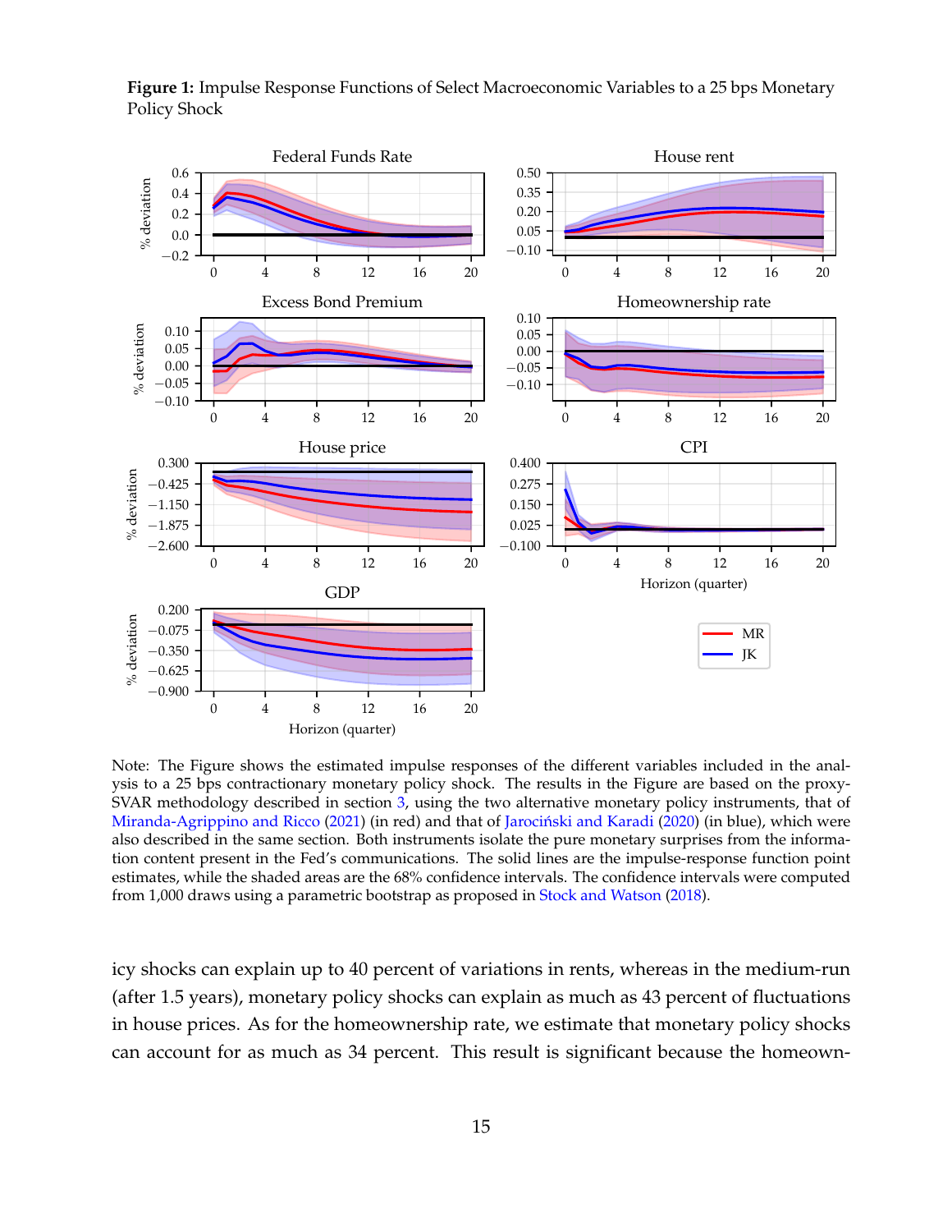**Figure 1:** Impulse Response Functions of Select Macroeconomic Variables to a 25 bps Monetary Policy Shock

Note: The Figure shows the estimated impulse responses of the different variables included in the analysis to a 25 bps contractionary monetary policy shock. The results in the Figure are based on the proxy-SVAR methodology described in section 3, using the two alternative monetary policy instruments, that of Miranda-Agrippino and Ricco (2021) (in red) and that of Jarociński and Karadi (2020) (in blue), which were also described in the same section. Both instruments isolate the pure monetary surprises from the information content present in the Fed's communications. The solid lines are the impulse-response function point estimates, while the shaded areas are the 68% confidence intervals. The confidence intervals were computed from 1,000 draws using a parametric bootstrap as proposed in Stock and Watson (2018).

icy shocks can explain up to 40 percent of variations in rents, whereas in the medium-run (after 1.5 years), monetary policy shocks can explain as much as 43 percent of fluctuations in house prices. As for the homeownership rate, we estimate that monetary policy shocks can account for as much as 34 percent. This result is significant because the homeown-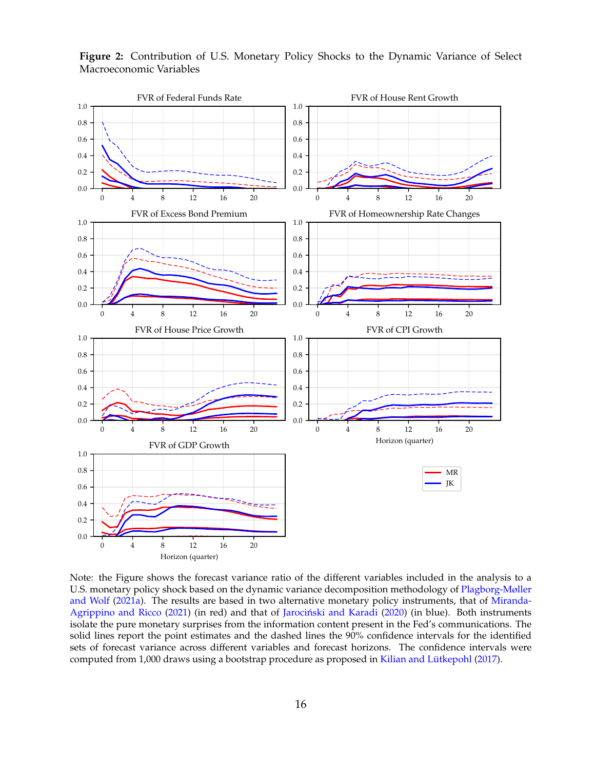**Figure 2:** Contribution of U.S. Monetary Policy Shocks to the Dynamic Variance of Select Macroeconomic Variables

Note: the Figure shows the forecast variance ratio of the different variables included in the analysis to a U.S. monetary policy shock based on the dynamic variance decomposition methodology of Plagborg-Møller and Wolf (2021a). The results are based in two alternative monetary policy instruments, that of Miranda-Agrippino and Ricco (2021) (in red) and that of Jarociński and Karadi (2020) (in blue). Both instruments isolate the pure monetary surprises from the information content present in the Fed's communications. The solid lines report the point estimates and the dashed lines the 90% confidence intervals for the identified sets of forecast variance across different variables and forecast horizons. The confidence intervals were computed from 1,000 draws using a bootstrap procedure as proposed in Kilian and Lütkepohl (2017).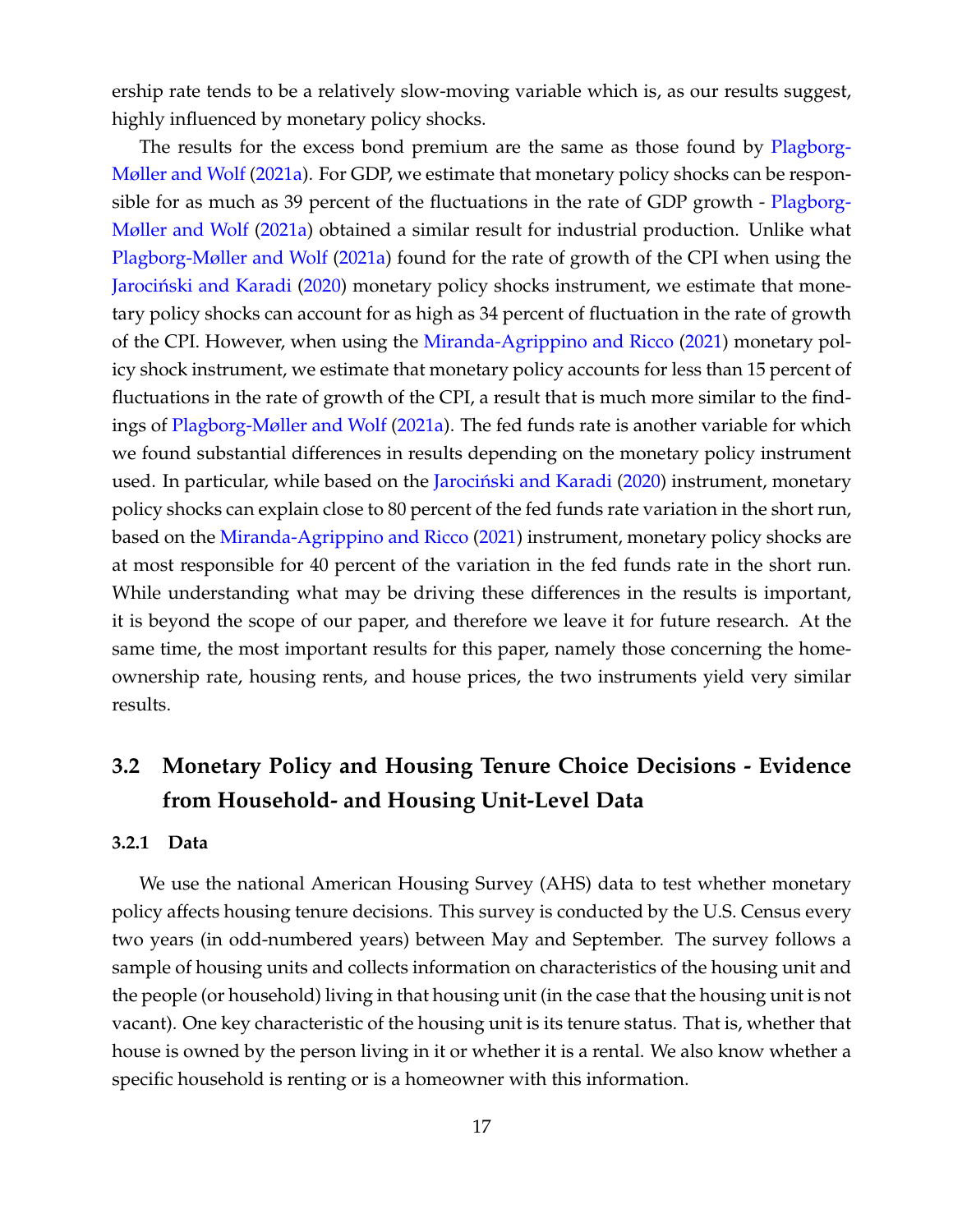ership rate tends to be a relatively slow-moving variable which is, as our results suggest, highly influenced by monetary policy shocks.

The results for the excess bond premium are the same as those found by Plagborg-Møller and Wolf (2021a). For GDP, we estimate that monetary policy shocks can be responsible for as much as 39 percent of the fluctuations in the rate of GDP growth - Plagborg-Møller and Wolf (2021a) obtained a similar result for industrial production. Unlike what Plagborg-Møller and Wolf (2021a) found for the rate of growth of the CPI when using the Jarociński and Karadi (2020) monetary policy shocks instrument, we estimate that monetary policy shocks can account for as high as 34 percent of fluctuation in the rate of growth of the CPI. However, when using the Miranda-Agrippino and Ricco (2021) monetary policy shock instrument, we estimate that monetary policy accounts for less than 15 percent of fluctuations in the rate of growth of the CPI, a result that is much more similar to the findings of Plagborg-Møller and Wolf (2021a). The fed funds rate is another variable for which we found substantial differences in results depending on the monetary policy instrument used. In particular, while based on the Jarociński and Karadi (2020) instrument, monetary policy shocks can explain close to 80 percent of the fed funds rate variation in the short run, based on the Miranda-Agrippino and Ricco (2021) instrument, monetary policy shocks are at most responsible for 40 percent of the variation in the fed funds rate in the short run. While understanding what may be driving these differences in the results is important, it is beyond the scope of our paper, and therefore we leave it for future research. At the same time, the most important results for this paper, namely those concerning the homeownership rate, housing rents, and house prices, the two instruments yield very similar results.

## 3.2 Monetary Policy and Housing Tenure Choice Decisions - Evidence from Household- and Housing Unit-Level Data

### 3.2.1 Data

We use the national American Housing Survey (AHS) data to test whether monetary policy affects housing tenure decisions. This survey is conducted by the U.S. Census every two years (in odd-numbered years) between May and September. The survey follows a sample of housing units and collects information on characteristics of the housing unit and the people (or household) living in that housing unit (in the case that the housing unit is not vacant). One key characteristic of the housing unit is its tenure status. That is, whether that house is owned by the person living in it or whether it is a rental. We also know whether a specific household is renting or is a homeowner with this information.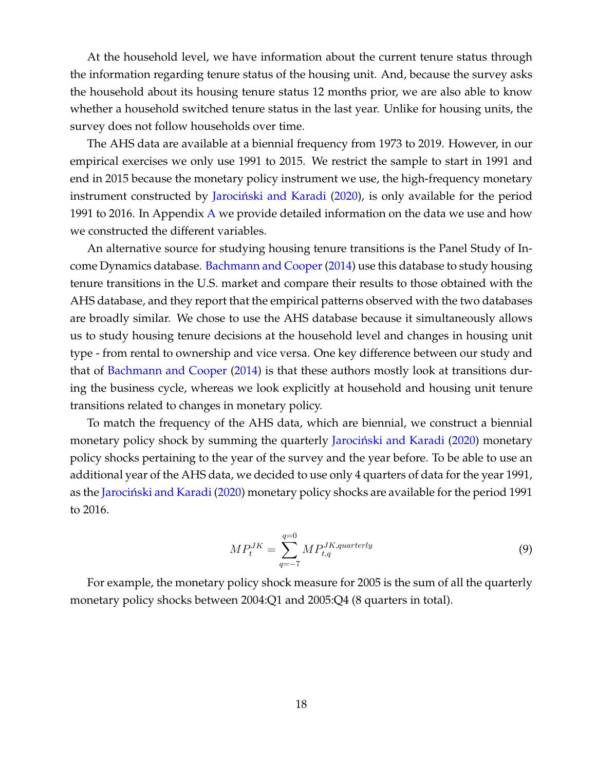At the household level, we have information about the current tenure status through the information regarding tenure status of the housing unit. And, because the survey asks the household about its housing tenure status 12 months prior, we are also able to know whether a household switched tenure status in the last year. Unlike for housing units, the survey does not follow households over time.

The AHS data are available at a biennial frequency from 1973 to 2019. However, in our empirical exercises we only use 1991 to 2015. We restrict the sample to start in 1991 and end in 2015 because the monetary policy instrument we use, the high-frequency monetary instrument constructed by Jarociński and Karadi (2020), is only available for the period 1991 to 2016. In Appendix A we provide detailed information on the data we use and how we constructed the different variables.

An alternative source for studying housing tenure transitions is the Panel Study of Income Dynamics database. Bachmann and Cooper (2014) use this database to study housing tenure transitions in the U.S. market and compare their results to those obtained with the AHS database, and they report that the empirical patterns observed with the two databases are broadly similar. We chose to use the AHS database because it simultaneously allows us to study housing tenure decisions at the household level and changes in housing unit type - from rental to ownership and vice versa. One key difference between our study and that of Bachmann and Cooper (2014) is that these authors mostly look at transitions during the business cycle, whereas we look explicitly at household and housing unit tenure transitions related to changes in monetary policy.

To match the frequency of the AHS data, which are biennial, we construct a biennial monetary policy shock by summing the quarterly Jarociński and Karadi (2020) monetary policy shocks pertaining to the year of the survey and the year before. To be able to use an additional year of the AHS data, we decided to use only 4 quarters of data for the year 1991, as the Jarociński and Karadi (2020) monetary policy shocks are available for the period 1991 to 2016.

$$MP_t^{JK} = \sum_{q=-7}^{q=0} MP_{t,q}^{JK,quarterly} \tag{9}$$

For example, the monetary policy shock measure for 2005 is the sum of all the quarterly monetary policy shocks between 2004:Q1 and 2005:Q4 (8 quarters in total).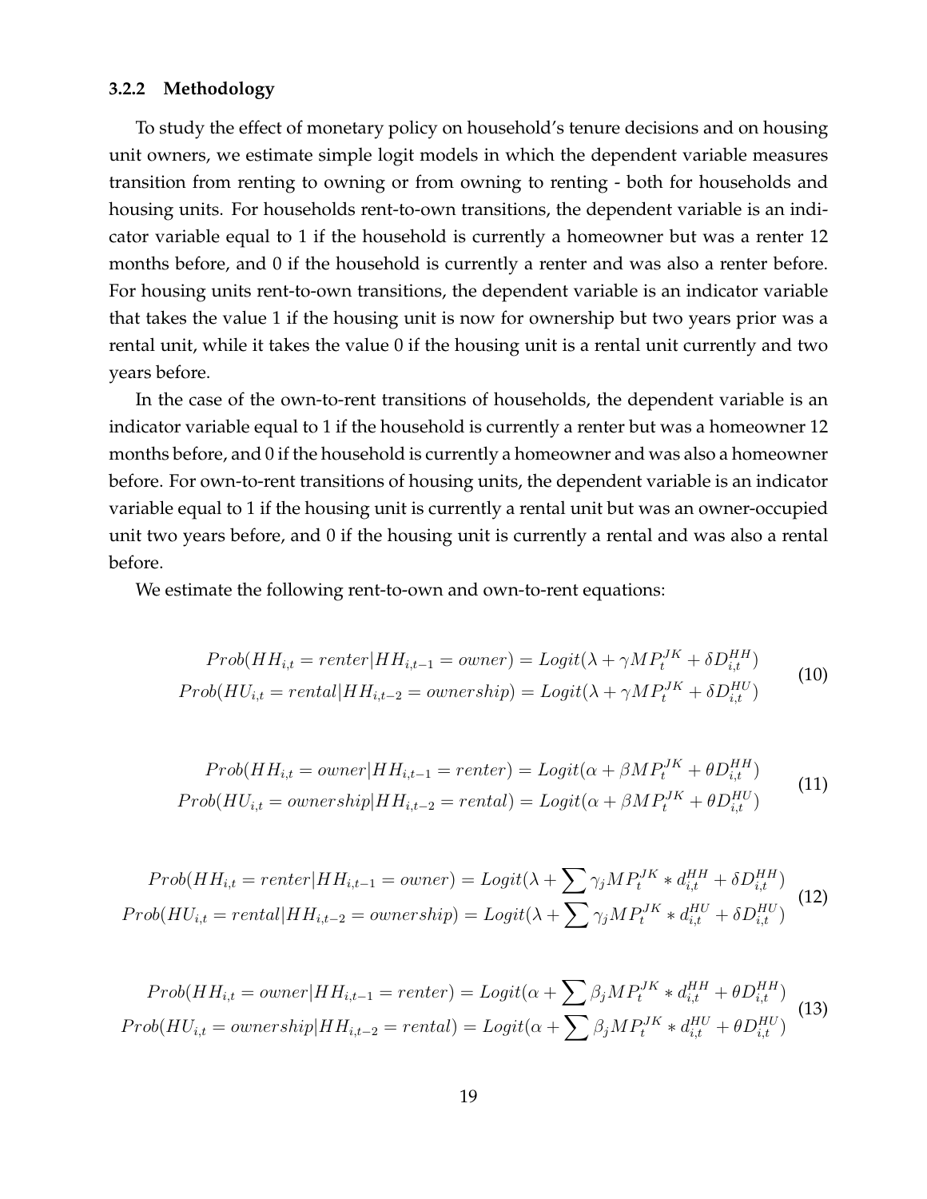### 3.2.2 Methodology

To study the effect of monetary policy on household's tenure decisions and on housing unit owners, we estimate simple logit models in which the dependent variable measures transition from renting to owning or from owning to renting - both for households and housing units. For households rent-to-own transitions, the dependent variable is an indicator variable equal to 1 if the household is currently a homeowner but was a renter 12 months before, and 0 if the household is currently a renter and was also a renter before. For housing units rent-to-own transitions, the dependent variable is an indicator variable that takes the value 1 if the housing unit is now for ownership but two years prior was a rental unit, while it takes the value 0 if the housing unit is a rental unit currently and two years before.

In the case of the own-to-rent transitions of households, the dependent variable is an indicator variable equal to 1 if the household is currently a renter but was a homeowner 12 months before, and 0 if the household is currently a homeowner and was also a homeowner before. For own-to-rent transitions of housing units, the dependent variable is an indicator variable equal to 1 if the housing unit is currently a rental unit but was an owner-occupied unit two years before, and 0 if the housing unit is currently a rental and was also a rental before.

We estimate the following rent-to-own and own-to-rent equations:

$$
\begin{aligned}
Prob(HH_{i,t} = renter | HH_{i,t-1} = owner) &= Logit(\lambda + \gamma MP_t^{JK} + \delta D_{i,t}^{HH}) \\
Prob(HU_{i,t} = rental | HH_{i,t-2} = ownership) &= Logit(\lambda + \gamma MP_t^{JK} + \delta D_{i,t}^{HU})
\end{aligned}
\tag{10}
$$

$$
\begin{aligned}
Prob(HH_{i,t} = owner | HH_{i,t-1} = renter) &= Logit(\alpha + \beta MP_t^{JK} + \theta D_{i,t}^{HH}) \\
Prob(HU_{i,t} = ownership | HH_{i,t-2} = rental) &= Logit(\alpha + \beta MP_t^{JK} + \theta D_{i,t}^{HU})
\end{aligned}
\tag{11}
$$

$$
\begin{aligned}
Prob(HH_{i,t} = renter | HH_{i,t-1} = owner) &= Logit(\lambda + \sum \gamma_j MP_t^{JK} * d_{i,t}^{HH} + \delta D_{i,t}^{HH}) \\
Prob(HU_{i,t} = rental | HH_{i,t-2} = ownership) &= Logit(\lambda + \sum \gamma_j MP_t^{JK} * d_{i,t}^{HU} + \delta D_{i,t}^{HU})
\end{aligned}
\tag{12}
$$

$$
\begin{aligned}
Prob(HH_{i,t} = owner | HH_{i,t-1} = renter) &= Logit(\alpha + \sum \beta_j MP_t^{JK} * d_{i,t}^{HH} + \theta D_{i,t}^{HH}) \\
Prob(HU_{i,t} = ownership | HH_{i,t-2} = rental) &= Logit(\alpha + \sum \beta_j MP_t^{JK} * d_{i,t}^{HU} + \theta D_{i,t}^{HU})
\end{aligned}
\tag{13}
$$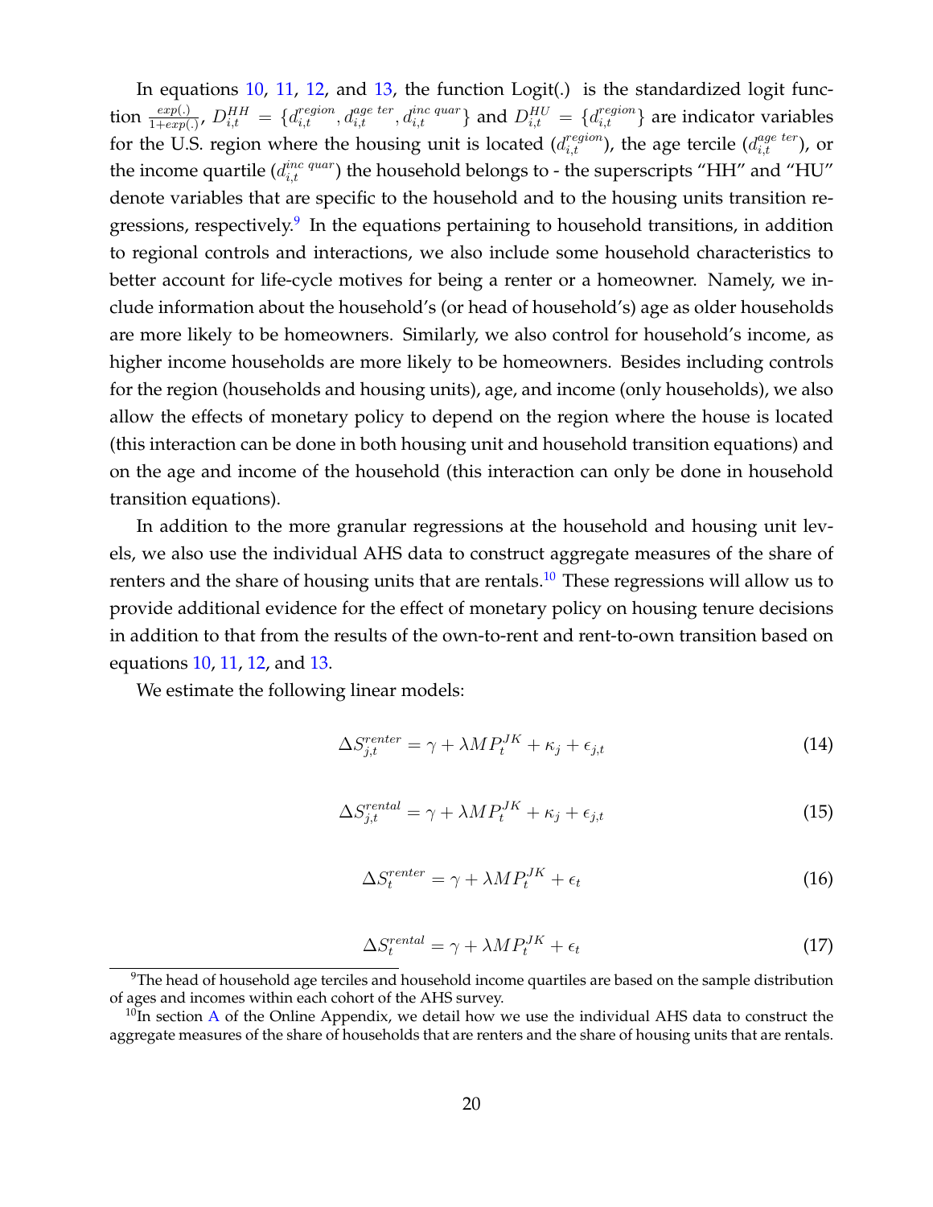In equations 10, 11, 12, and 13, the function Logit(.) is the standardized logit function $\frac{exp(.)}{1+exp(.)}$, $D^{HH}_{i,t} = \{d^{region}_{i,t}, d^{age\ ter}_{i,t}, d^{inc\ quar}_{i,t}\}$ and $D^{HU}_{i,t} = \{d^{region}_{i,t}\}$ are indicator variables for the U.S. region where the housing unit is located ($d^{region}_{i,t}$), the age tercile ($d^{age\ ter}_{i,t}$), or the income quartile ($d^{inc\ quar}_{i,t}$) the household belongs to - the superscripts "HH" and "HU" denote variables that are specific to the household and to the housing units transition regressions, respectively.[9] In the equations pertaining to household transitions, in addition to regional controls and interactions, we also include some household characteristics to better account for life-cycle motives for being a renter or a homeowner. Namely, we include information about the household's (or head of household's) age as older households are more likely to be homeowners. Similarly, we also control for household's income, as higher income households are more likely to be homeowners. Besides including controls for the region (households and housing units), age, and income (only households), we also allow the effects of monetary policy to depend on the region where the house is located (this interaction can be done in both housing unit and household transition equations) and on the age and income of the household (this interaction can only be done in household transition equations).

In addition to the more granular regressions at the household and housing unit levels, we also use the individual AHS data to construct aggregate measures of the share of renters and the share of housing units that are rentals.[10] These regressions will allow us to provide additional evidence for the effect of monetary policy on housing tenure decisions in addition to that from the results of the own-to-rent and rent-to-own transition based on equations 10, 11, 12, and 13.

We estimate the following linear models:

$$\Delta S^{renter}_{j,t} = \gamma + \lambda MP^{JK}_t + \kappa_j + \epsilon_{j,t} \tag{14}$$

$$\Delta S^{rental}_{j,t} = \gamma + \lambda MP^{JK}_t + \kappa_j + \epsilon_{j,t} \tag{15}$$

$$\Delta S^{renter}_{t} = \gamma + \lambda MP^{JK}_t + \epsilon_{t} \tag{16}$$

$$\Delta S^{rental}_{t} = \gamma + \lambda MP^{JK}_t + \epsilon_{t} \tag{17}$$

[9] The head of household age terciles and household income quartiles are based on the sample distribution of ages and incomes within each cohort of the AHS survey.

[10] In section A of the Online Appendix, we detail how we use the individual AHS data to construct the aggregate measures of the share of households that are renters and the share of housing units that are rentals.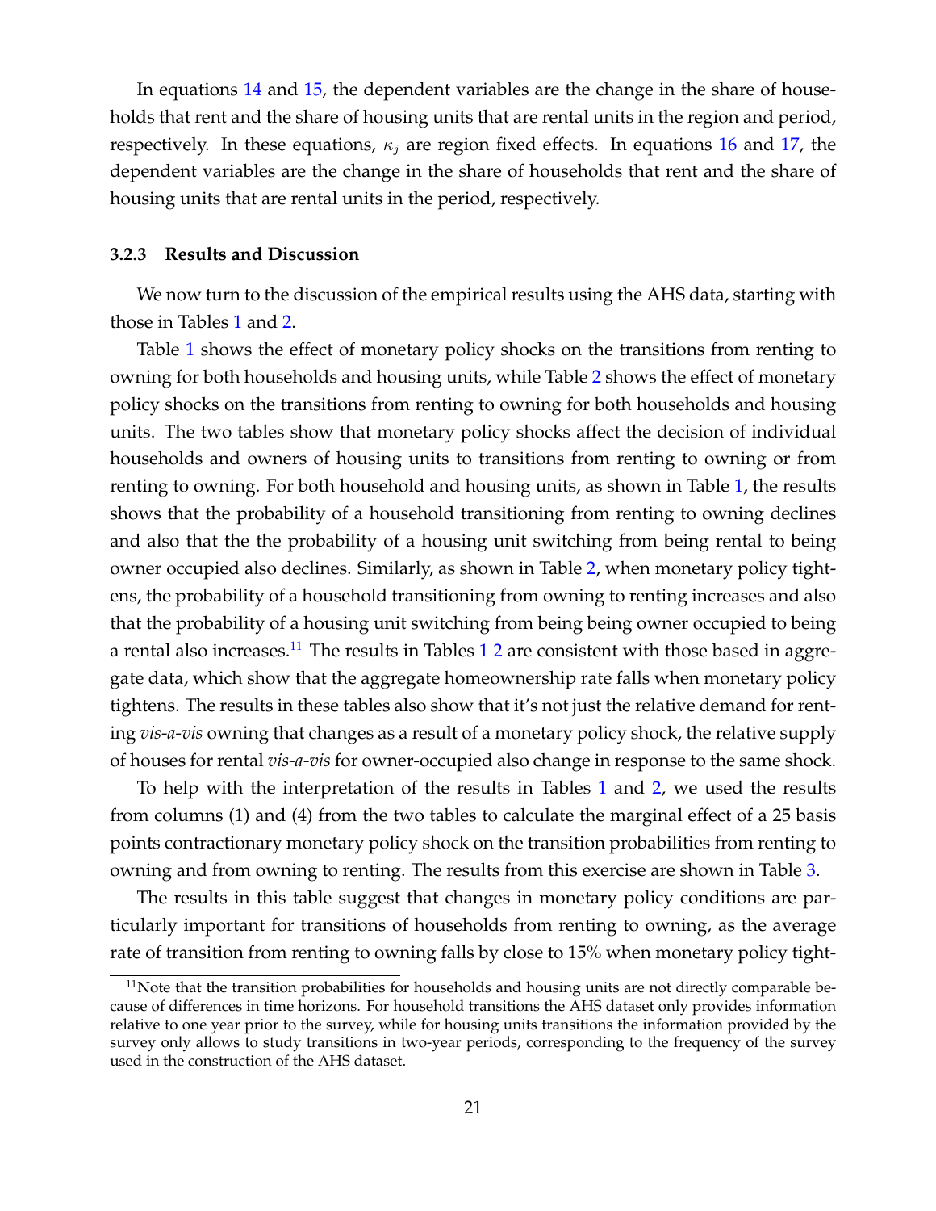In equations 14 and 15, the dependent variables are the change in the share of households that rent and the share of housing units that are rental units in the region and period, respectively. In these equations, $\kappa_j$ are region fixed effects. In equations 16 and 17, the dependent variables are the change in the share of households that rent and the share of housing units that are rental units in the period, respectively.

### 3.2.3 Results and Discussion

We now turn to the discussion of the empirical results using the AHS data, starting with those in Tables 1 and 2.

Table 1 shows the effect of monetary policy shocks on the transitions from renting to owning for both households and housing units, while Table 2 shows the effect of monetary policy shocks on the transitions from renting to owning for both households and housing units. The two tables show that monetary policy shocks affect the decision of individual households and owners of housing units to transitions from renting to owning or from renting to owning. For both household and housing units, as shown in Table 1, the results shows that the probability of a household transitioning from renting to owning declines and also that the the probability of a housing unit switching from being rental to being owner occupied also declines. Similarly, as shown in Table 2, when monetary policy tightens, the probability of a household transitioning from owning to renting increases and also that the probability of a housing unit switching from being being owner occupied to being a rental also increases.[11] The results in Tables 1 2 are consistent with those based in aggregate data, which show that the aggregate homeownership rate falls when monetary policy tightens. The results in these tables also show that it's not just the relative demand for renting *vis-a-vis* owning that changes as a result of a monetary policy shock, the relative supply of houses for rental *vis-a-vis* for owner-occupied also change in response to the same shock.

To help with the interpretation of the results in Tables 1 and 2, we used the results from columns (1) and (4) from the two tables to calculate the marginal effect of a 25 basis points contractionary monetary policy shock on the transition probabilities from renting to owning and from owning to renting. The results from this exercise are shown in Table 3.

The results in this table suggest that changes in monetary policy conditions are particularly important for transitions of households from renting to owning, as the average rate of transition from renting to owning falls by close to 15% when monetary policy tight-

[11] Note that the transition probabilities for households and housing units are not directly comparable because of differences in time horizons. For household transitions the AHS dataset only provides information relative to one year prior to the survey, while for housing units transitions the information provided by the survey only allows to study transitions in two-year periods, corresponding to the frequency of the survey used in the construction of the AHS dataset.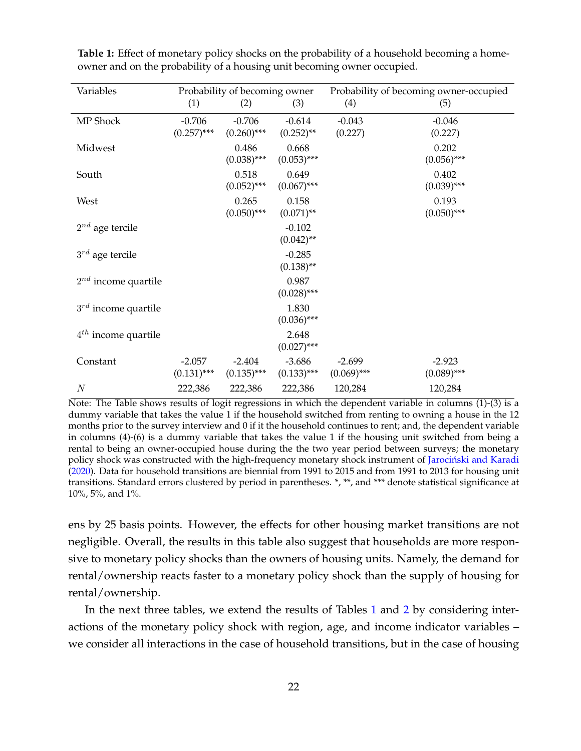**Table 1:** Effect of monetary policy shocks on the probability of a household becoming a homeowner and on the probability of a housing unit becoming owner occupied.

| Variables | Probability of becoming owner | | | Probability of becoming owner-occupied | |
|---|---|---|---|---|---|
| | (1) | (2) | (3) | (4) | (5) |
| MP Shock | -0.706 | -0.706 | -0.614 | -0.043 | -0.046 |
| | (0.257)*** | (0.260)*** | (0.252)** | (0.227) | (0.227) |
| Midwest | | 0.486 | 0.668 | | 0.202 |
| | | (0.038)*** | (0.053)*** | | (0.056)*** |
| South | | 0.518 | 0.649 | | 0.402 |
| | | (0.052)*** | (0.067)*** | | (0.039)*** |
| West | | 0.265 | 0.158 | | 0.193 |
| | | (0.050)*** | (0.071)** | | (0.050)*** |
| $2^{nd}$ age tercile | | | -0.102 | | |
| | | | (0.042)** | | |
| $3^{rd}$ age tercile | | | -0.285 | | |
| | | | (0.138)** | | |
| $2^{nd}$ income quartile | | | 0.987 | | |
| | | | (0.028)*** | | |
| $3^{rd}$ income quartile | | | 1.830 | | |
| | | | (0.036)*** | | |
| $4^{th}$ income quartile | | | 2.648 | | |
| | | | (0.027)*** | | |
| Constant | -2.057 | -2.404 | -3.686 | -2.699 | -2.923 |
| | (0.131)*** | (0.135)*** | (0.133)*** | (0.069)*** | (0.089)*** |
| $N$ | 222,386 | 222,386 | 222,386 | 120,284 | 120,284 |

Note: The Table shows results of logit regressions in which the dependent variable in columns (1)-(3) is a dummy variable that takes the value 1 if the household switched from renting to owning a house in the 12 months prior to the survey interview and 0 if it the household continues to rent; and, the dependent variable in columns (4)-(6) is a dummy variable that takes the value 1 if the housing unit switched from being a rental to being an owner-occupied house during the the two year period between surveys; the monetary policy shock was constructed with the high-frequency monetary shock instrument of Jarociński and Karadi (2020). Data for household transitions are biennial from 1991 to 2015 and from 1991 to 2013 for housing unit transitions. Standard errors clustered by period in parentheses. *, **, and *** denote statistical significance at 10%, 5%, and 1%.

ens by 25 basis points. However, the effects for other housing market transitions are not negligible. Overall, the results in this table also suggest that households are more responsive to monetary policy shocks than the owners of housing units. Namely, the demand for rental/ownership reacts faster to a monetary policy shock than the supply of housing for rental/ownership.

In the next three tables, we extend the results of Tables 1 and 2 by considering interactions of the monetary policy shock with region, age, and income indicator variables – we consider all interactions in the case of household transitions, but in the case of housing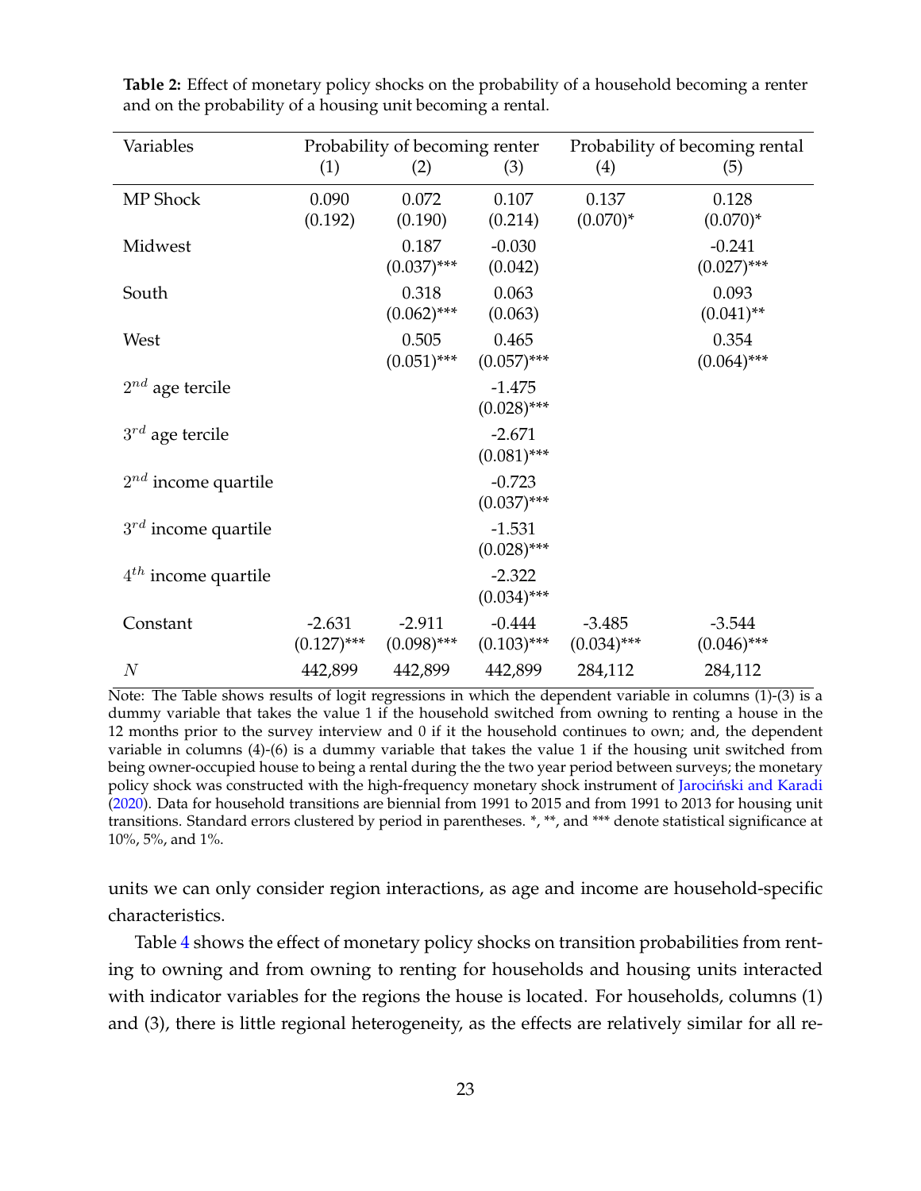**Table 2:** Effect of monetary policy shocks on the probability of a household becoming a renter and on the probability of a housing unit becoming a rental.

| Variables | Probability of becoming renter | | | Probability of becoming rental | |
|---|---|---|---|---|---|
| | (1) | (2) | (3) | (4) | (5) |
| MP Shock | 0.090 | 0.072 | 0.107 | 0.137 | 0.128 |
| | (0.192) | (0.190) | (0.214) | (0.070)* | (0.070)* |
| Midwest | | 0.187 | -0.030 | | -0.241 |
| | | (0.037)*** | (0.042) | | (0.027)*** |
| South | | 0.318 | 0.063 | | 0.093 |
| | | (0.062)*** | (0.063) | | (0.041)** |
| West | | 0.505 | 0.465 | | 0.354 |
| | | (0.051)*** | (0.057)*** | | (0.064)*** |
| $2^{nd}$ age tercile | | | -1.475 | | |
| | | | (0.028)*** | | |
| $3^{rd}$ age tercile | | | -2.671 | | |
| | | | (0.081)*** | | |
| $2^{nd}$ income quartile | | | -0.723 | | |
| | | | (0.037)*** | | |
| $3^{rd}$ income quartile | | | -1.531 | | |
| | | | (0.028)*** | | |
| $4^{th}$ income quartile | | | -2.322 | | |
| | | | (0.034)*** | | |
| Constant | -2.631 | -2.911 | -0.444 | -3.485 | -3.544 |
| | (0.127)*** | (0.098)*** | (0.103)*** | (0.034)*** | (0.046)*** |
| $N$ | 442,899 | 442,899 | 442,899 | 284,112 | 284,112 |

Note: The Table shows results of logit regressions in which the dependent variable in columns (1)-(3) is a dummy variable that takes the value 1 if the household switched from owning to renting a house in the 12 months prior to the survey interview and 0 if it the household continues to own; and, the dependent variable in columns (4)-(6) is a dummy variable that takes the value 1 if the housing unit switched from being owner-occupied house to being a rental during the the two year period between surveys; the monetary policy shock was constructed with the high-frequency monetary shock instrument of Jarociński and Karadi (2020). Data for household transitions are biennial from 1991 to 2015 and from 1991 to 2013 for housing unit transitions. Standard errors clustered by period in parentheses. *, **, and *** denote statistical significance at 10%, 5%, and 1%.

units we can only consider region interactions, as age and income are household-specific characteristics.

Table 4 shows the effect of monetary policy shocks on transition probabilities from renting to owning and from owning to renting for households and housing units interacted with indicator variables for the regions the house is located. For households, columns (1) and (3), there is little regional heterogeneity, as the effects are relatively similar for all re-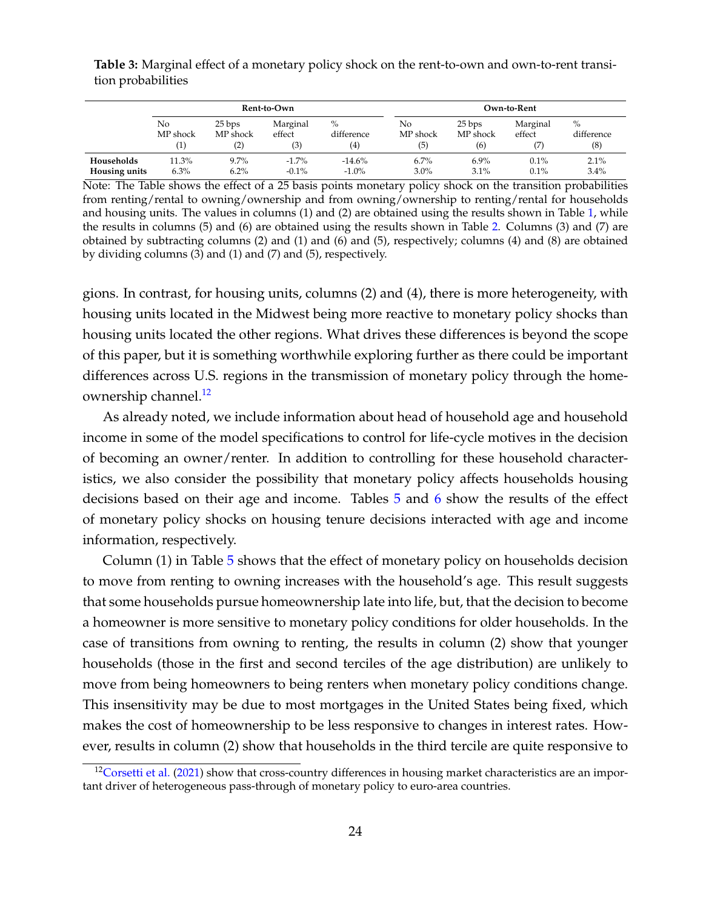**Table 3:** Marginal effect of a monetary policy shock on the rent-to-own and own-to-rent transition probabilities

| | **Rent-to-Own** | | | | **Own-to-Rent** | | | |
|---|---|---|---|---|---|---|---|---|
| | No MP shock (1) | 25 bps MP shock (2) | Marginal effect (3) | % difference (4) | No MP shock (5) | 25 bps MP shock (6) | Marginal effect (7) | % difference (8) |
| **Households** | 11.3% | 9.7% | -1.7% | -14.6% | 6.7% | 6.9% | 0.1% | 2.1% |
| **Housing units** | 6.3% | 6.2% | -0.1% | -1.0% | 3.0% | 3.1% | 0.1% | 3.4% |

Note: The Table shows the effect of a 25 basis points monetary policy shock on the transition probabilities from renting/rental to owning/ownership and from owning/ownership to renting/rental for households and housing units. The values in columns (1) and (2) are obtained using the results shown in Table 1, while the results in columns (5) and (6) are obtained using the results shown in Table 2. Columns (3) and (7) are obtained by subtracting columns (2) and (1) and (6) and (5), respectively; columns (4) and (8) are obtained by dividing columns (3) and (1) and (7) and (5), respectively.

gions. In contrast, for housing units, columns (2) and (4), there is more heterogeneity, with housing units located in the Midwest being more reactive to monetary policy shocks than housing units located the other regions. What drives these differences is beyond the scope of this paper, but it is something worthwhile exploring further as there could be important differences across U.S. regions in the transmission of monetary policy through the homeownership channel.[12]

As already noted, we include information about head of household age and household income in some of the model specifications to control for life-cycle motives in the decision of becoming an owner/renter. In addition to controlling for these household characteristics, we also consider the possibility that monetary policy affects households housing decisions based on their age and income. Tables 5 and 6 show the results of the effect of monetary policy shocks on housing tenure decisions interacted with age and income information, respectively.

Column (1) in Table 5 shows that the effect of monetary policy on households decision to move from renting to owning increases with the household's age. This result suggests that some households pursue homeownership late into life, but, that the decision to become a homeowner is more sensitive to monetary policy conditions for older households. In the case of transitions from owning to renting, the results in column (2) show that younger households (those in the first and second terciles of the age distribution) are unlikely to move from being homeowners to being renters when monetary policy conditions change. This insensitivity may be due to most mortgages in the United States being fixed, which makes the cost of homeownership to be less responsive to changes in interest rates. However, results in column (2) show that households in the third tercile are quite responsive to

[12] Corsetti et al. (2021) show that cross-country differences in housing market characteristics are an important driver of heterogeneous pass-through of monetary policy to euro-area countries.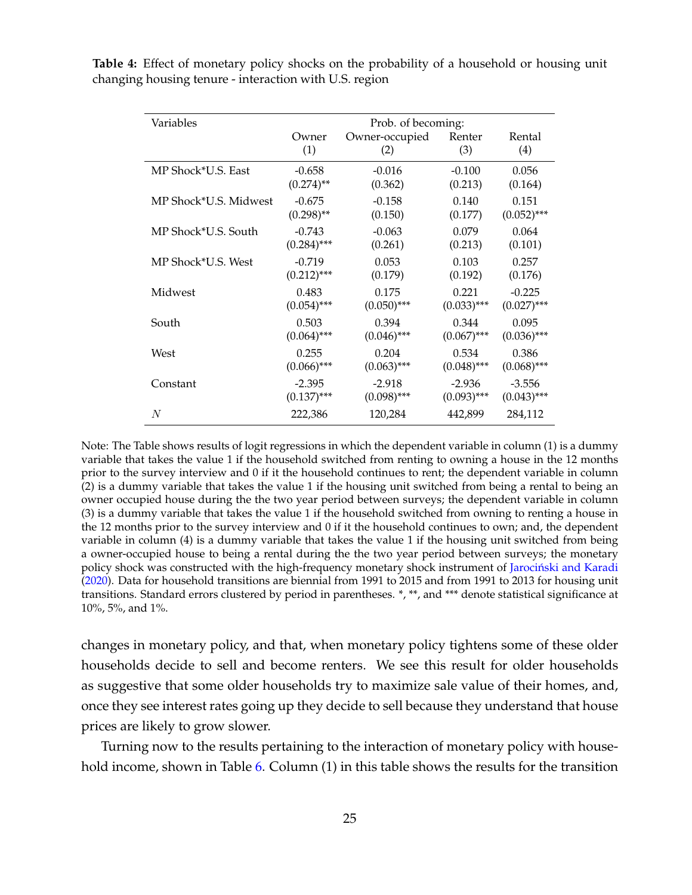**Table 4:** Effect of monetary policy shocks on the probability of a household or housing unit changing housing tenure - interaction with U.S. region

| Variables | Prob. of becoming: | | | |
|---|---|---|---|---|
| | Owner (1) | Owner-occupied (2) | Renter (3) | Rental (4) |
| MP Shock*U.S. East | -0.658 | -0.016 | -0.100 | 0.056 |
| | (0.274)** | (0.362) | (0.213) | (0.164) |
| MP Shock*U.S. Midwest | -0.675 | -0.158 | 0.140 | 0.151 |
| | (0.298)** | (0.150) | (0.177) | (0.052)*** |
| MP Shock*U.S. South | -0.743 | -0.063 | 0.079 | 0.064 |
| | (0.284)*** | (0.261) | (0.213) | (0.101) |
| MP Shock*U.S. West | -0.719 | 0.053 | 0.103 | 0.257 |
| | (0.212)*** | (0.179) | (0.192) | (0.176) |
| Midwest | 0.483 | 0.175 | 0.221 | -0.225 |
| | (0.054)*** | (0.050)*** | (0.033)*** | (0.027)*** |
| South | 0.503 | 0.394 | 0.344 | 0.095 |
| | (0.064)*** | (0.046)*** | (0.067)*** | (0.036)*** |
| West | 0.255 | 0.204 | 0.534 | 0.386 |
| | (0.066)*** | (0.063)*** | (0.048)*** | (0.068)*** |
| Constant | -2.395 | -2.918 | -2.936 | -3.556 |
| | (0.137)*** | (0.098)*** | (0.093)*** | (0.043)*** |
| $N$ | 222,386 | 120,284 | 442,899 | 284,112 |

Note: The Table shows results of logit regressions in which the dependent variable in column (1) is a dummy variable that takes the value 1 if the household switched from renting to owning a house in the 12 months prior to the survey interview and 0 if it the household continues to rent; the dependent variable in column (2) is a dummy variable that takes the value 1 if the housing unit switched from being a rental to being an owner occupied house during the the two year period between surveys; the dependent variable in column (3) is a dummy variable that takes the value 1 if the household switched from owning to renting a house in the 12 months prior to the survey interview and 0 if it the household continues to own; and, the dependent variable in column (4) is a dummy variable that takes the value 1 if the housing unit switched from being a owner-occupied house to being a rental during the the two year period between surveys; the monetary policy shock was constructed with the high-frequency monetary shock instrument of Jarociński and Karadi (2020). Data for household transitions are biennial from 1991 to 2015 and from 1991 to 2013 for housing unit transitions. Standard errors clustered by period in parentheses. *, **, and *** denote statistical significance at 10%, 5%, and 1%.

changes in monetary policy, and that, when monetary policy tightens some of these older households decide to sell and become renters. We see this result for older households as suggestive that some older households try to maximize sale value of their homes, and, once they see interest rates going up they decide to sell because they understand that house prices are likely to grow slower.

Turning now to the results pertaining to the interaction of monetary policy with household income, shown in Table 6. Column (1) in this table shows the results for the transition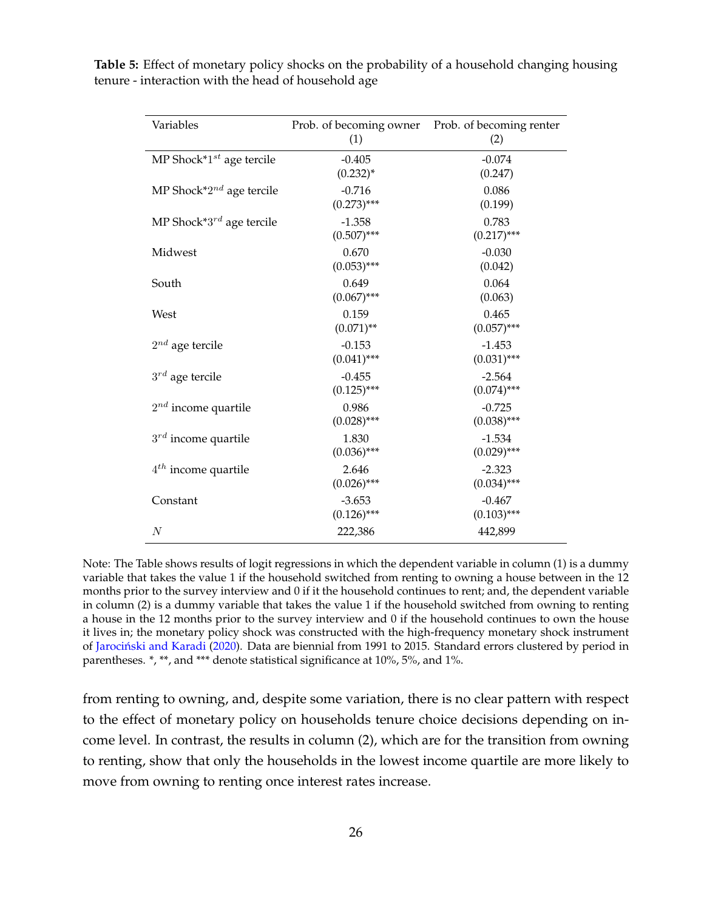**Table 5:** Effect of monetary policy shocks on the probability of a household changing housing tenure - interaction with the head of household age

| Variables | Prob. of becoming owner (1) | Prob. of becoming renter (2) |
|---|---|---|
| MP Shock*$1^{st}$ age tercile | -0.405 | -0.074 |
| | (0.232)* | (0.247) |
| MP Shock*$2^{nd}$ age tercile | -0.716 | 0.086 |
| | (0.273)*** | (0.199) |
| MP Shock*$3^{rd}$ age tercile | -1.358 | 0.783 |
| | (0.507)*** | (0.217)*** |
| Midwest | 0.670 | -0.030 |
| | (0.053)*** | (0.042) |
| South | 0.649 | 0.064 |
| | (0.067)*** | (0.063) |
| West | 0.159 | 0.465 |
| | (0.071)** | (0.057)*** |
| $2^{nd}$ age tercile | -0.153 | -1.453 |
| | (0.041)*** | (0.031)*** |
| $3^{rd}$ age tercile | -0.455 | -2.564 |
| | (0.125)*** | (0.074)*** |
| $2^{nd}$ income quartile | 0.986 | -0.725 |
| | (0.028)*** | (0.038)*** |
| $3^{rd}$ income quartile | 1.830 | -1.534 |
| | (0.036)*** | (0.029)*** |
| $4^{th}$ income quartile | 2.646 | -2.323 |
| | (0.026)*** | (0.034)*** |
| Constant | -3.653 | -0.467 |
| | (0.126)*** | (0.103)*** |
| $N$ | 222,386 | 442,899 |

Note: The Table shows results of logit regressions in which the dependent variable in column (1) is a dummy variable that takes the value 1 if the household switched from renting to owning a house between in the 12 months prior to the survey interview and 0 if it the household continues to rent; and, the dependent variable in column (2) is a dummy variable that takes the value 1 if the household switched from owning to renting a house in the 12 months prior to the survey interview and 0 if the household continues to own the house it lives in; the monetary policy shock was constructed with the high-frequency monetary shock instrument of Jarociński and Karadi (2020). Data are biennial from 1991 to 2015. Standard errors clustered by period in parentheses. *, **, and *** denote statistical significance at 10%, 5%, and 1%.

from renting to owning, and, despite some variation, there is no clear pattern with respect to the effect of monetary policy on households tenure choice decisions depending on income level. In contrast, the results in column (2), which are for the transition from owning to renting, show that only the households in the lowest income quartile are more likely to move from owning to renting once interest rates increase.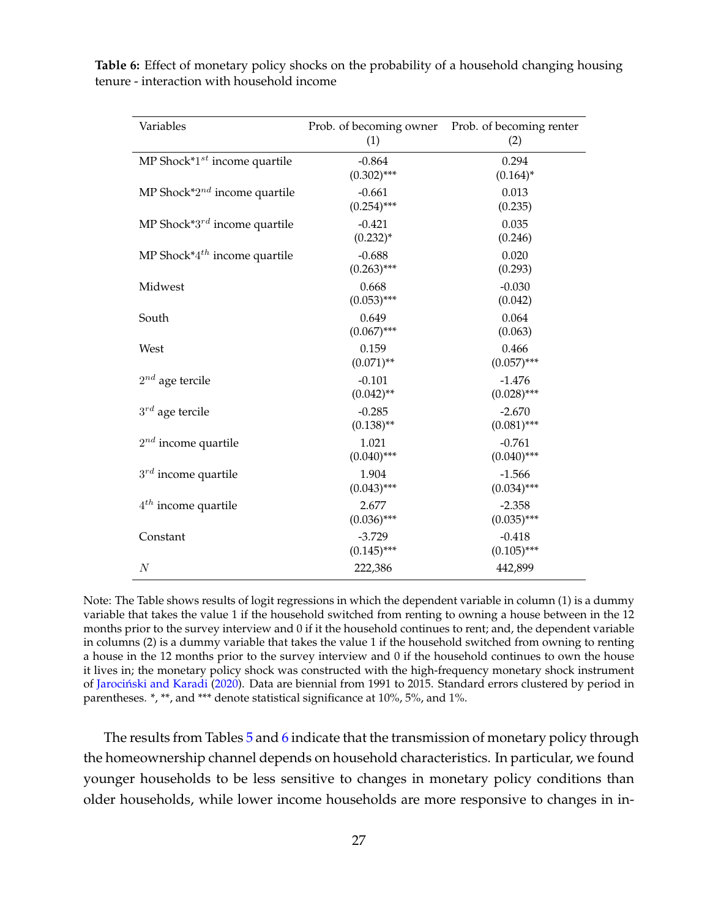**Table 6:** Effect of monetary policy shocks on the probability of a household changing housing tenure - interaction with household income

| Variables | Prob. of becoming owner (1) | Prob. of becoming renter (2) |
|---|---|---|
| MP Shock*$1^{st}$ income quartile | -0.864 (0.302)*** | 0.294 (0.164)* |
| MP Shock*$2^{nd}$ income quartile | -0.661 (0.254)*** | 0.013 (0.235) |
| MP Shock*$3^{rd}$ income quartile | -0.421 (0.232)* | 0.035 (0.246) |
| MP Shock*$4^{th}$ income quartile | -0.688 (0.263)*** | 0.020 (0.293) |
| Midwest | 0.668 (0.053)*** | -0.030 (0.042) |
| South | 0.649 (0.067)*** | 0.064 (0.063) |
| West | 0.159 (0.071)** | 0.466 (0.057)*** |
| $2^{nd}$ age tercile | -0.101 (0.042)** | -1.476 (0.028)*** |
| $3^{rd}$ age tercile | -0.285 (0.138)** | -2.670 (0.081)*** |
| $2^{nd}$ income quartile | 1.021 (0.040)*** | -0.761 (0.040)*** |
| $3^{rd}$ income quartile | 1.904 (0.043)*** | -1.566 (0.034)*** |
| $4^{th}$ income quartile | 2.677 (0.036)*** | -2.358 (0.035)*** |
| Constant | -3.729 (0.145)*** | -0.418 (0.105)*** |
| $N$ | 222,386 | 442,899 |

Note: The Table shows results of logit regressions in which the dependent variable in column (1) is a dummy variable that takes the value 1 if the household switched from renting to owning a house between in the 12 months prior to the survey interview and 0 if it the household continues to rent; and, the dependent variable in columns (2) is a dummy variable that takes the value 1 if the household switched from owning to renting a house in the 12 months prior to the survey interview and 0 if the household continues to own the house it lives in; the monetary policy shock was constructed with the high-frequency monetary shock instrument of Jarociński and Karadi (2020). Data are biennial from 1991 to 2015. Standard errors clustered by period in parentheses. *, **, and *** denote statistical significance at 10%, 5%, and 1%.

The results from Tables 5 and 6 indicate that the transmission of monetary policy through the homeownership channel depends on household characteristics. In particular, we found younger households to be less sensitive to changes in monetary policy conditions than older households, while lower income households are more responsive to changes in in-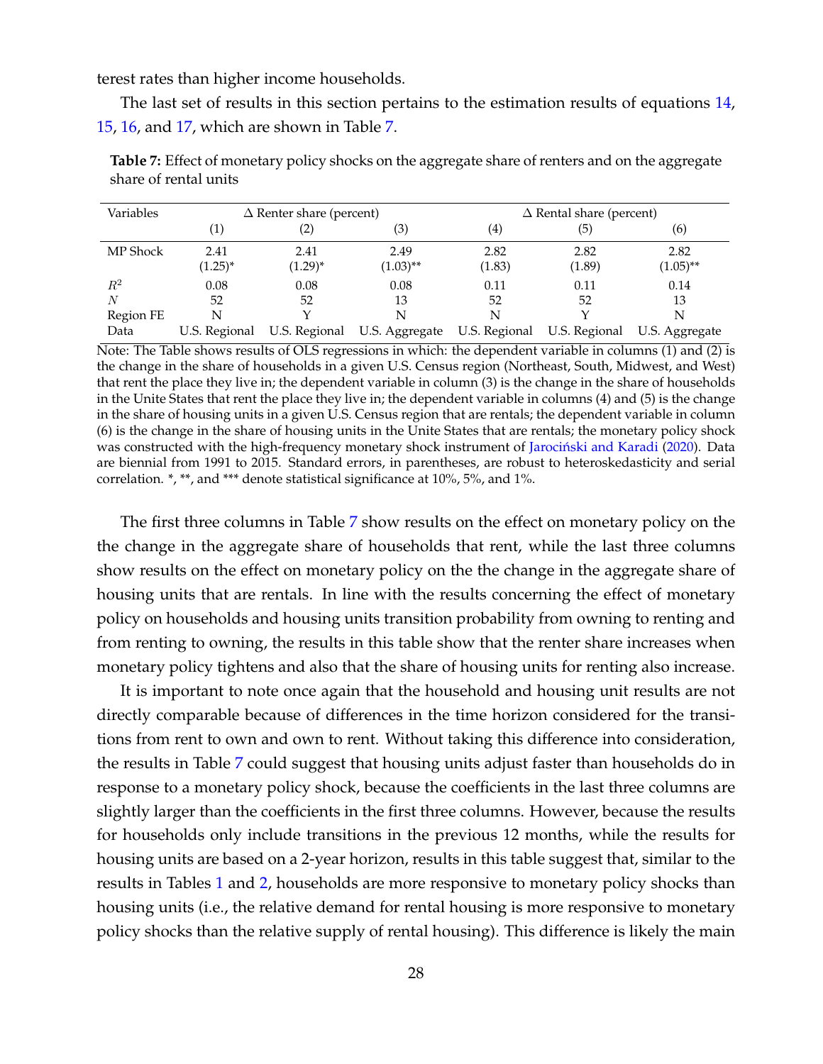terest rates than higher income households.

The last set of results in this section pertains to the estimation results of equations 14, 15, 16, and 17, which are shown in Table 7.

**Table 7:** Effect of monetary policy shocks on the aggregate share of renters and on the aggregate share of rental units

| Variables | $\Delta$ Renter share (percent) | | | $\Delta$ Rental share (percent) | | |
|---|---|---|---|---|---|---|
| | (1) | (2) | (3) | (4) | (5) | (6) |
| MP Shock | 2.41 | 2.41 | 2.49 | 2.82 | 2.82 | 2.82 |
| | (1.25)* | (1.29)* | (1.03)** | (1.83) | (1.89) | (1.05)** |
| $R^2$ | 0.08 | 0.08 | 0.08 | 0.11 | 0.11 | 0.14 |
| $N$ | 52 | 52 | 13 | 52 | 52 | 13 |
| Region FE | N | Y | N | N | Y | N |
| Data | U.S. Regional | U.S. Regional | U.S. Aggregate | U.S. Regional | U.S. Regional | U.S. Aggregate |

Note: The Table shows results of OLS regressions in which: the dependent variable in columns (1) and (2) is the change in the share of households in a given U.S. Census region (Northeast, South, Midwest, and West) that rent the place they live in; the dependent variable in column (3) is the change in the share of households in the Unite States that rent the place they live in; the dependent variable in columns (4) and (5) is the change in the share of housing units in a given U.S. Census region that are rentals; the dependent variable in column (6) is the change in the share of housing units in the Unite States that are rentals; the monetary policy shock was constructed with the high-frequency monetary shock instrument of Jarociński and Karadi (2020). Data are biennial from 1991 to 2015. Standard errors, in parentheses, are robust to heteroskedasticity and serial correlation. *, **, and *** denote statistical significance at 10%, 5%, and 1%.

The first three columns in Table 7 show results on the effect on monetary policy on the the change in the aggregate share of households that rent, while the last three columns show results on the effect on monetary policy on the the change in the aggregate share of housing units that are rentals. In line with the results concerning the effect of monetary policy on households and housing units transition probability from owning to renting and from renting to owning, the results in this table show that the renter share increases when monetary policy tightens and also that the share of housing units for renting also increase.

It is important to note once again that the household and housing unit results are not directly comparable because of differences in the time horizon considered for the transitions from rent to own and own to rent. Without taking this difference into consideration, the results in Table 7 could suggest that housing units adjust faster than households do in response to a monetary policy shock, because the coefficients in the last three columns are slightly larger than the coefficients in the first three columns. However, because the results for households only include transitions in the previous 12 months, while the results for housing units are based on a 2-year horizon, results in this table suggest that, similar to the results in Tables 1 and 2, households are more responsive to monetary policy shocks than housing units (i.e., the relative demand for rental housing is more responsive to monetary policy shocks than the relative supply of rental housing). This difference is likely the main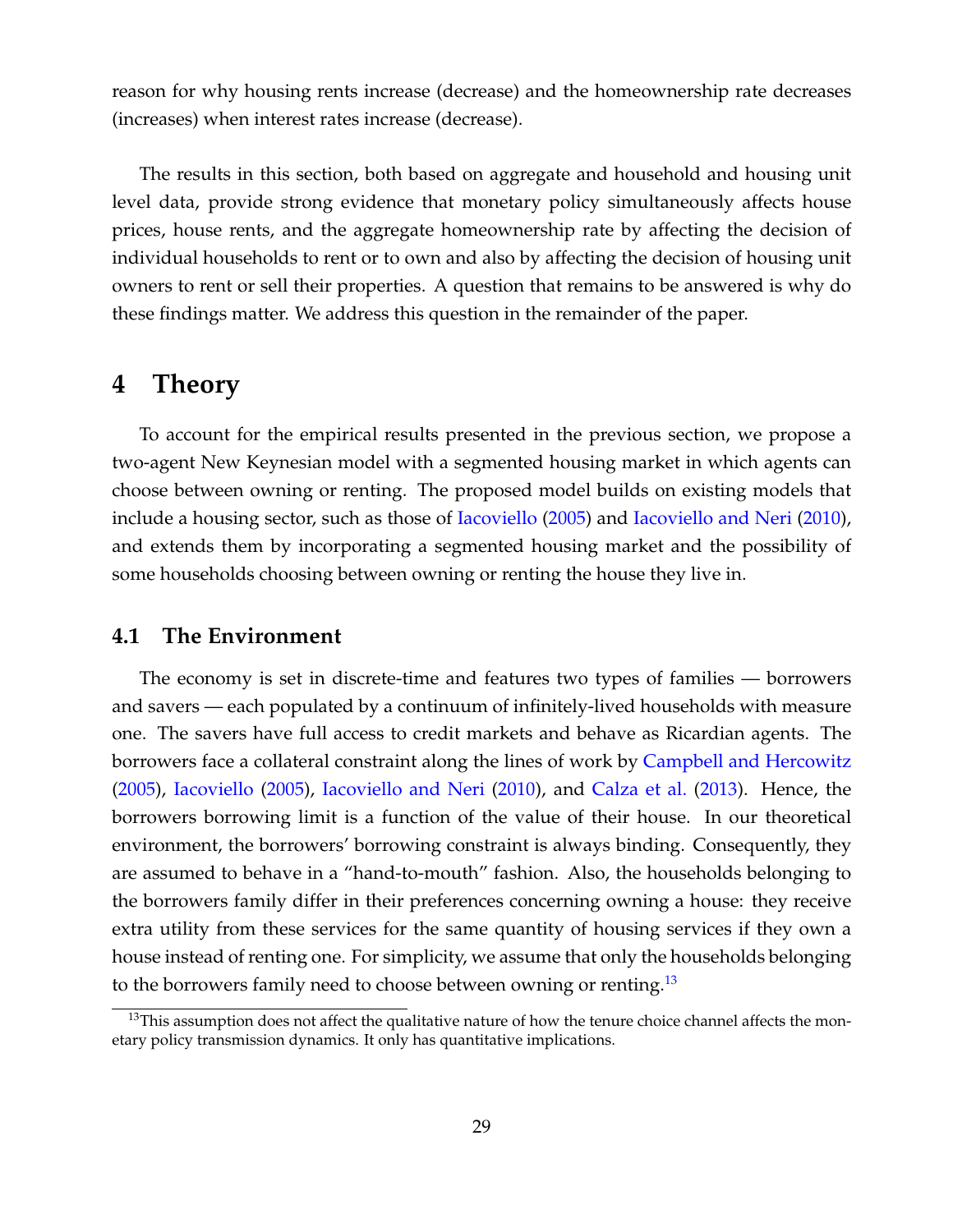reason for why housing rents increase (decrease) and the homeownership rate decreases (increases) when interest rates increase (decrease).

The results in this section, both based on aggregate and household and housing unit level data, provide strong evidence that monetary policy simultaneously affects house prices, house rents, and the aggregate homeownership rate by affecting the decision of individual households to rent or to own and also by affecting the decision of housing unit owners to rent or sell their properties. A question that remains to be answered is why do these findings matter. We address this question in the remainder of the paper.

# 4 Theory

To account for the empirical results presented in the previous section, we propose a two-agent New Keynesian model with a segmented housing market in which agents can choose between owning or renting. The proposed model builds on existing models that include a housing sector, such as those of Iacoviello (2005) and Iacoviello and Neri (2010), and extends them by incorporating a segmented housing market and the possibility of some households choosing between owning or renting the house they live in.

## 4.1 The Environment

The economy is set in discrete-time and features two types of families — borrowers and savers — each populated by a continuum of infinitely-lived households with measure one. The savers have full access to credit markets and behave as Ricardian agents. The borrowers face a collateral constraint along the lines of work by Campbell and Hercowitz (2005), Iacoviello (2005), Iacoviello and Neri (2010), and Calza et al. (2013). Hence, the borrowers borrowing limit is a function of the value of their house. In our theoretical environment, the borrowers' borrowing constraint is always binding. Consequently, they are assumed to behave in a "hand-to-mouth" fashion. Also, the households belonging to the borrowers family differ in their preferences concerning owning a house: they receive extra utility from these services for the same quantity of housing services if they own a house instead of renting one. For simplicity, we assume that only the households belonging to the borrowers family need to choose between owning or renting.[13]

[13]This assumption does not affect the qualitative nature of how the tenure choice channel affects the monetary policy transmission dynamics. It only has quantitative implications.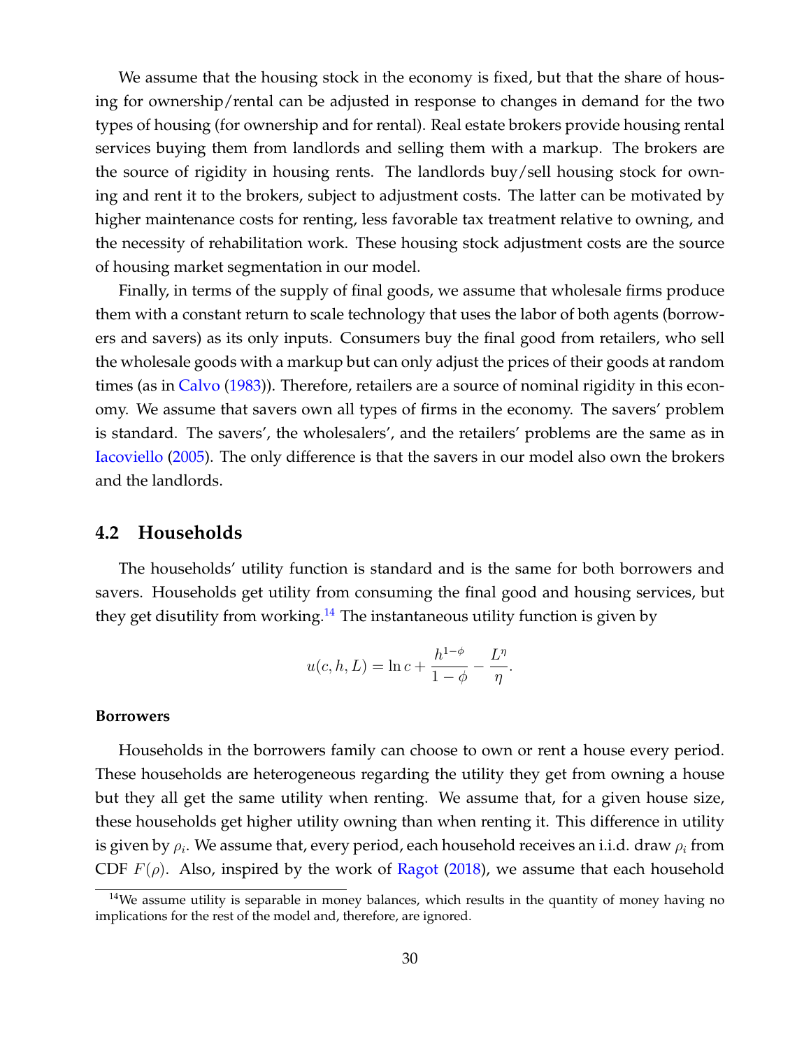We assume that the housing stock in the economy is fixed, but that the share of housing for ownership/rental can be adjusted in response to changes in demand for the two types of housing (for ownership and for rental). Real estate brokers provide housing rental services buying them from landlords and selling them with a markup. The brokers are the source of rigidity in housing rents. The landlords buy/sell housing stock for owning and rent it to the brokers, subject to adjustment costs. The latter can be motivated by higher maintenance costs for renting, less favorable tax treatment relative to owning, and the necessity of rehabilitation work. These housing stock adjustment costs are the source of housing market segmentation in our model.

Finally, in terms of the supply of final goods, we assume that wholesale firms produce them with a constant return to scale technology that uses the labor of both agents (borrowers and savers) as its only inputs. Consumers buy the final good from retailers, who sell the wholesale goods with a markup but can only adjust the prices of their goods at random times (as in Calvo (1983)). Therefore, retailers are a source of nominal rigidity in this economy. We assume that savers own all types of firms in the economy. The savers' problem is standard. The savers', the wholesalers', and the retailers' problems are the same as in Iacoviello (2005). The only difference is that the savers in our model also own the brokers and the landlords.

## 4.2 Households

The households' utility function is standard and is the same for both borrowers and savers. Households get utility from consuming the final good and housing services, but they get disutility from working.[14] The instantaneous utility function is given by

$$u(c, h, L) = \ln c + \frac{h^{1-\phi}}{1-\phi} - \frac{L^{\eta}}{\eta}.$$

**Borrowers**

Households in the borrowers family can choose to own or rent a house every period. These households are heterogeneous regarding the utility they get from owning a house but they all get the same utility when renting. We assume that, for a given house size, these households get higher utility owning than when renting it. This difference in utility is given by $\rho_i$. We assume that, every period, each household receives an i.i.d. draw $\rho_i$ from CDF $F(\rho)$. Also, inspired by the work of Ragot (2018), we assume that each household

[14]We assume utility is separable in money balances, which results in the quantity of money having no implications for the rest of the model and, therefore, are ignored.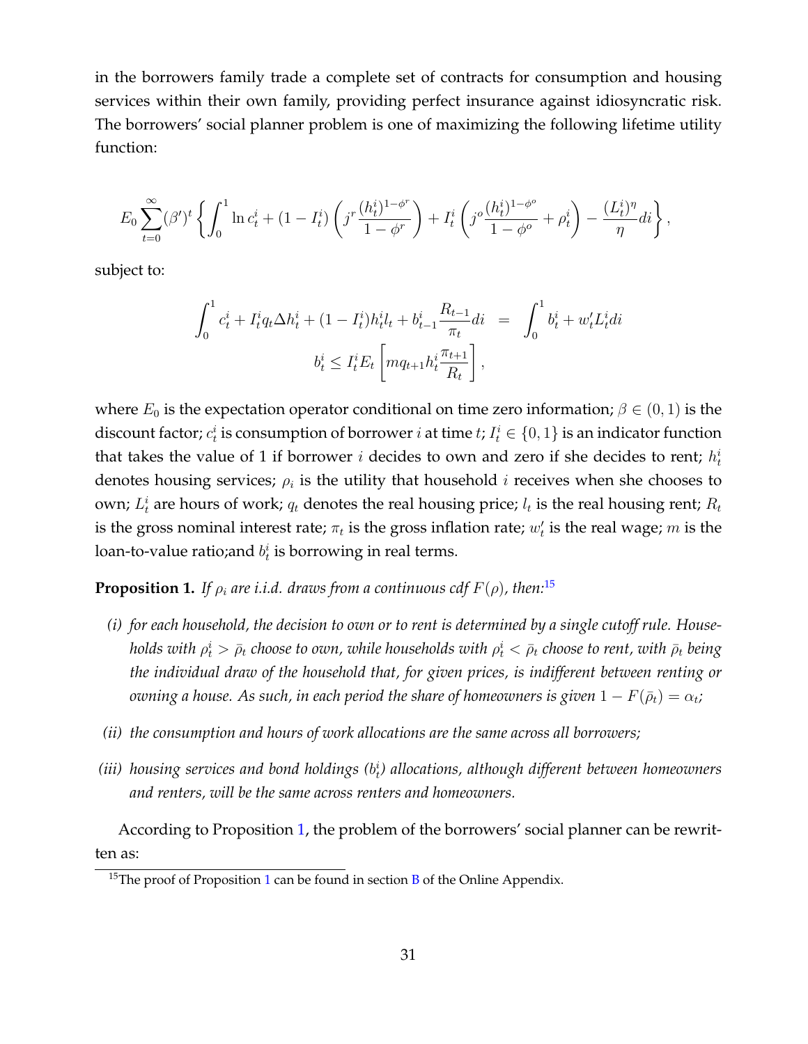in the borrowers family trade a complete set of contracts for consumption and housing services within their own family, providing perfect insurance against idiosyncratic risk. The borrowers' social planner problem is one of maximizing the following lifetime utility function:

$$E_0 \sum_{t=0}^{\infty} (\beta')^t \left\{ \int_0^1 \ln c_t^i + (1 - I_t^i) \left( j^r \frac{(h_t^i)^{1-\phi^r}}{1-\phi^r} \right) + I_t^i \left( j^o \frac{(h_t^i)^{1-\phi^o}}{1-\phi^o} + \rho_t^i \right) - \frac{(L_t^i)^\eta}{\eta} di \right\},$$

subject to:

$$\int_0^1 c_t^i + I_t^i q_t \Delta h_t^i + (1 - I_t^i) h_t^i l_t + b_{t-1}^i \frac{R_{t-1}}{\pi_t} di = \int_0^1 b_t^i + w_t' L_t^i di$$

$$b_t^i \leq I_t^i E_t \left[ m q_{t+1} h_t^i \frac{\pi_{t+1}}{R_t} \right],$$

where $E_0$ is the expectation operator conditional on time zero information; $\beta \in (0, 1)$ is the discount factor; $c_t^i$ is consumption of borrower $i$ at time $t$; $I_t^i \in \{0, 1\}$ is an indicator function that takes the value of 1 if borrower $i$ decides to own and zero if she decides to rent; $h_t^i$ denotes housing services; $\rho_i$ is the utility that household $i$ receives when she chooses to own; $L_t^i$ are hours of work; $q_t$ denotes the real housing price; $l_t$ is the real housing rent; $R_t$ is the gross nominal interest rate; $\pi_t$ is the gross inflation rate; $w_t'$ is the real wage; $m$ is the loan-to-value ratio;and $b_t^i$ is borrowing in real terms.

**Proposition 1.** *If $\rho_i$ are i.i.d. draws from a continuous cdf $F(\rho)$, then:*[15]

*(i) for each household, the decision to own or to rent is determined by a single cutoff rule. Households with $\rho_t^i > \bar{\rho}_t$ choose to own, while households with $\rho_t^i < \bar{\rho}_t$ choose to rent, with $\bar{\rho}_t$ being the individual draw of the household that, for given prices, is indifferent between renting or owning a house. As such, in each period the share of homeowners is given $1 - F(\bar{\rho}_t) = \alpha_t$;*

*(ii) the consumption and hours of work allocations are the same across all borrowers;*

*(iii) housing services and bond holdings ($b_t^i$) allocations, although different between homeowners and renters, will be the same across renters and homeowners.*

According to Proposition 1, the problem of the borrowers' social planner can be rewritten as:

[15] The proof of Proposition 1 can be found in section B of the Online Appendix.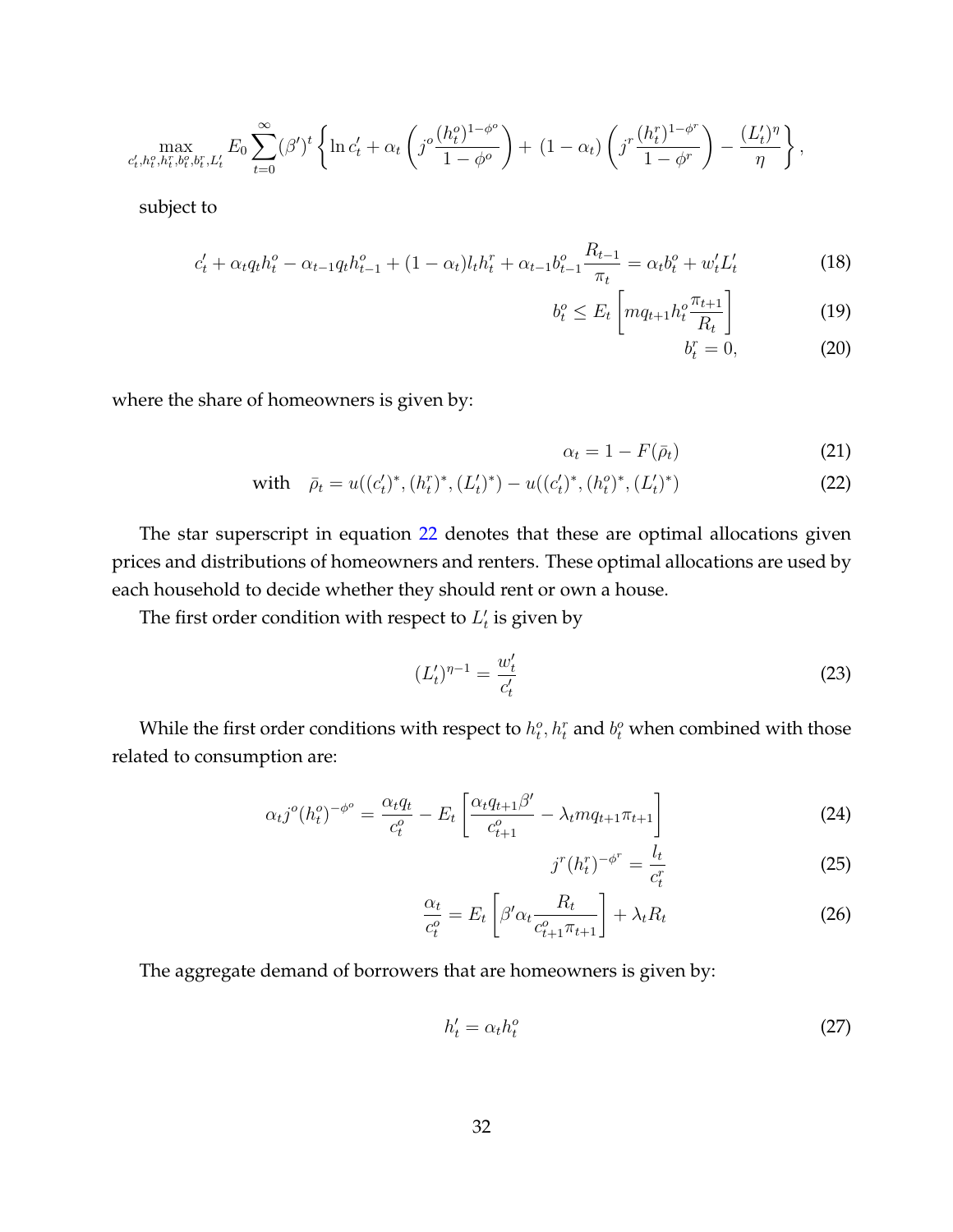$$\max_{c'_t, h^o_t, h^r_t, b^o_t, b^r_t, L'_t} E_0 \sum_{t=0}^{\infty} (\beta')^t \left\{ \ln c'_t + \alpha_t \left( j^o \frac{(h^o_t)^{1-\phi^o}}{1-\phi^o} \right) + (1-\alpha_t) \left( j^r \frac{(h^r_t)^{1-\phi^r}}{1-\phi^r} \right) - \frac{(L'_t)^{\eta}}{\eta} \right\},$$

subject to

$$c'_t + \alpha_t q_t h^o_t - \alpha_{t-1} q_t h^o_{t-1} + (1-\alpha_t) l_t h^r_t + \alpha_{t-1} b^o_{t-1} \frac{R_{t-1}}{\pi_t} = \alpha_t b^o_t + w'_t L'_t \tag{18}$$

$$b^o_t \leq E_t \left[ m q_{t+1} h^o_t \frac{\pi_{t+1}}{R_t} \right] \tag{19}$$

$$b^r_t = 0, \tag{20}$$

where the share of homeowners is given by:

$$\alpha_t = 1 - F(\bar{\rho}_t) \tag{21}$$

$$\text{with} \quad \bar{\rho}_t = u((c'_t)^*, (h^r_t)^*, (L'_t)^*) - u((c'_t)^*, (h^o_t)^*, (L'_t)^*) \tag{22}$$

The star superscript in equation 22 denotes that these are optimal allocations given prices and distributions of homeowners and renters. These optimal allocations are used by each household to decide whether they should rent or own a house.

The first order condition with respect to $L'_t$ is given by

$$(L'_t)^{\eta-1} = \frac{w'_t}{c'_t} \tag{23}$$

While the first order conditions with respect to $h^o_t$, $h^r_t$ and $b^o_t$ when combined with those related to consumption are:

$$\alpha_t j^o (h^o_t)^{-\phi^o} = \frac{\alpha_t q_t}{c^o_t} - E_t \left[ \frac{\alpha_t q_{t+1} \beta'}{c^o_{t+1}} - \lambda_t m q_{t+1} \pi_{t+1} \right] \tag{24}$$

$$j^r (h^r_t)^{-\phi^r} = \frac{l_t}{c^r_t} \tag{25}$$

$$\frac{\alpha_t}{c^o_t} = E_t \left[ \beta' \alpha_t \frac{R_t}{c^o_{t+1} \pi_{t+1}} \right] + \lambda_t R_t \tag{26}$$

The aggregate demand of borrowers that are homeowners is given by:

$$h'_t = \alpha_t h^o_t \tag{27}$$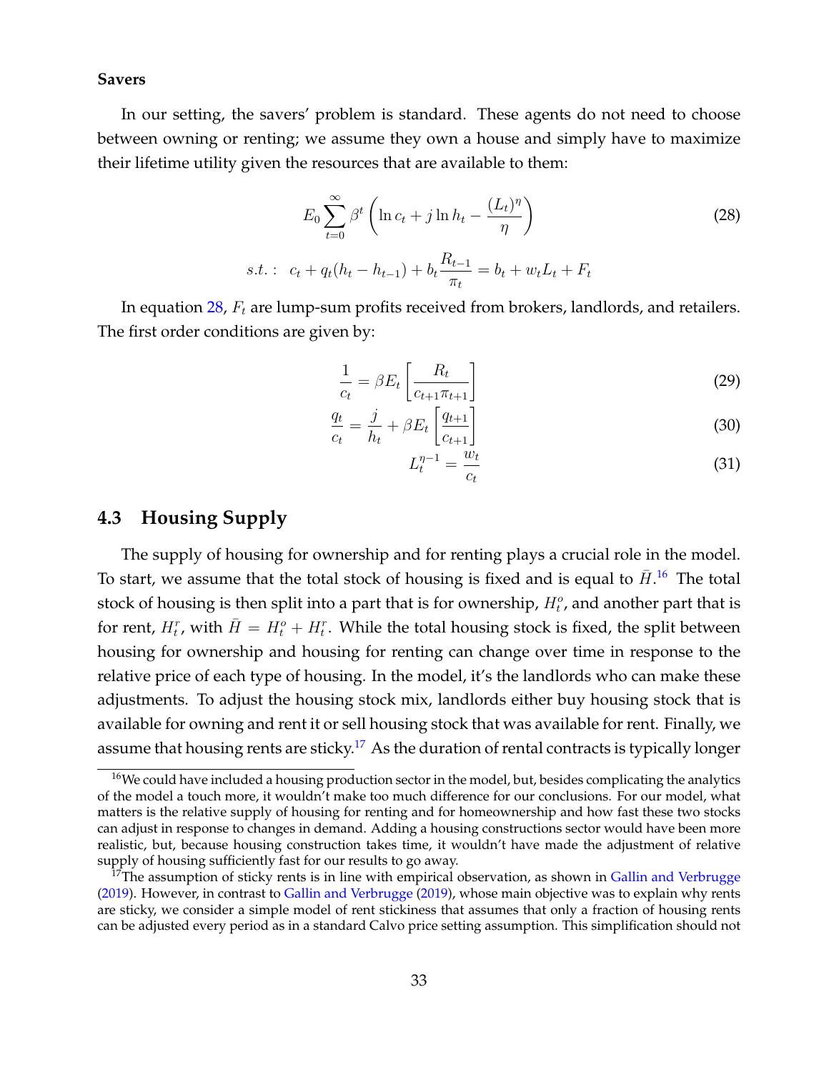**Savers**

In our setting, the savers' problem is standard. These agents do not need to choose between owning or renting; we assume they own a house and simply have to maximize their lifetime utility given the resources that are available to them:

$$E_0 \sum_{t=0}^{\infty} \beta^t \left( \ln c_t + j \ln h_t - \frac{(L_t)^\eta}{\eta} \right) \tag{28}$$

$$s.t.: \quad c_t + q_t(h_t - h_{t-1}) + b_t \frac{R_{t-1}}{\pi_t} = b_t + w_t L_t + F_t$$

In equation 28, $F_t$ are lump-sum profits received from brokers, landlords, and retailers. The first order conditions are given by:

$$\frac{1}{c_t} = \beta E_t \left[ \frac{R_t}{c_{t+1}\pi_{t+1}} \right] \tag{29}$$

$$\frac{q_t}{c_t} = \frac{j}{h_t} + \beta E_t \left[ \frac{q_{t+1}}{c_{t+1}} \right] \tag{30}$$

$$L_t^{\eta-1} = \frac{w_t}{c_t} \tag{31}$$

## 4.3 Housing Supply

The supply of housing for ownership and for renting plays a crucial role in the model. To start, we assume that the total stock of housing is fixed and is equal to $\bar{H}$.[16] The total stock of housing is then split into a part that is for ownership, $H_t^o$, and another part that is for rent, $H_t^r$, with $\bar{H} = H_t^o + H_t^r$. While the total housing stock is fixed, the split between housing for ownership and housing for renting can change over time in response to the relative price of each type of housing. In the model, it's the landlords who can make these adjustments. To adjust the housing stock mix, landlords either buy housing stock that is available for owning and rent it or sell housing stock that was available for rent. Finally, we assume that housing rents are sticky.[17] As the duration of rental contracts is typically longer

[16] We could have included a housing production sector in the model, but, besides complicating the analytics of the model a touch more, it wouldn't make too much difference for our conclusions. For our model, what matters is the relative supply of housing for renting and for homeownership and how fast these two stocks can adjust in response to changes in demand. Adding a housing constructions sector would have been more realistic, but, because housing construction takes time, it wouldn't have made the adjustment of relative supply of housing sufficiently fast for our results to go away.

[17] The assumption of sticky rents is in line with empirical observation, as shown in Gallin and Verbrugge (2019). However, in contrast to Gallin and Verbrugge (2019), whose main objective was to explain why rents are sticky, we consider a simple model of rent stickiness that assumes that only a fraction of housing rents can be adjusted every period as in a standard Calvo price setting assumption. This simplification should not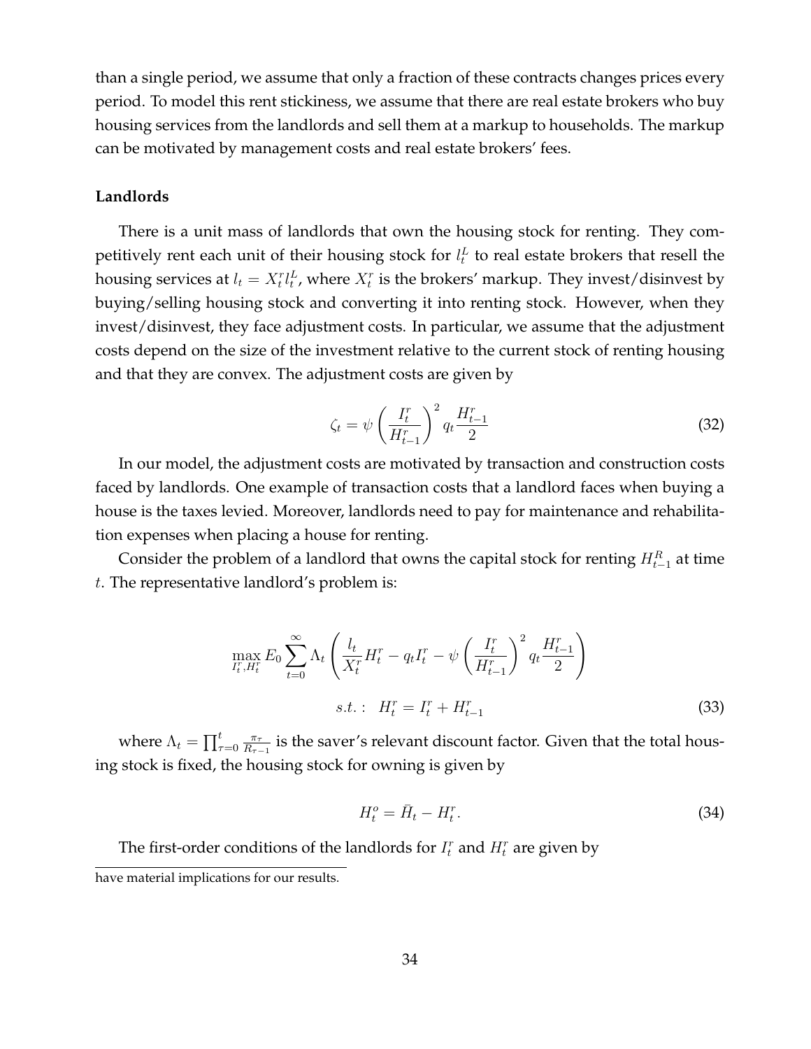than a single period, we assume that only a fraction of these contracts changes prices every period. To model this rent stickiness, we assume that there are real estate brokers who buy housing services from the landlords and sell them at a markup to households. The markup can be motivated by management costs and real estate brokers' fees.

**Landlords**

There is a unit mass of landlords that own the housing stock for renting. They competitively rent each unit of their housing stock for $l_t^L$ to real estate brokers that resell the housing services at $l_t = X_t^r l_t^L$, where $X_t^r$ is the brokers' markup. They invest/disinvest by buying/selling housing stock and converting it into renting stock. However, when they invest/disinvest, they face adjustment costs. In particular, we assume that the adjustment costs depend on the size of the investment relative to the current stock of renting housing and that they are convex. The adjustment costs are given by

$$\zeta_t = \psi \left( \frac{I_t^r}{H_{t-1}^r} \right)^2 q_t \frac{H_{t-1}^r}{2} \tag{32}$$

In our model, the adjustment costs are motivated by transaction and construction costs faced by landlords. One example of transaction costs that a landlord faces when buying a house is the taxes levied. Moreover, landlords need to pay for maintenance and rehabilitation expenses when placing a house for renting.

Consider the problem of a landlord that owns the capital stock for renting $H_{t-1}^R$ at time $t$. The representative landlord's problem is:

$$\max_{I_t^r, H_t^r} E_0 \sum_{t=0}^{\infty} \Lambda_t \left( \frac{l_t}{X_t^r} H_t^r - q_t I_t^r - \psi \left( \frac{I_t^r}{H_{t-1}^r} \right)^2 q_t \frac{H_{t-1}^r}{2} \right)$$

$$s.t.: \quad H_t^r = I_t^r + H_{t-1}^r \tag{33}$$

where $\Lambda_t = \prod_{\tau=0}^{t} \frac{\pi_\tau}{R_{\tau-1}}$ is the saver's relevant discount factor. Given that the total housing stock is fixed, the housing stock for owning is given by

$$H_t^o = \bar{H}_t - H_t^r. \tag{34}$$

The first-order conditions of the landlords for $I_t^r$ and $H_t^r$ are given by

have material implications for our results.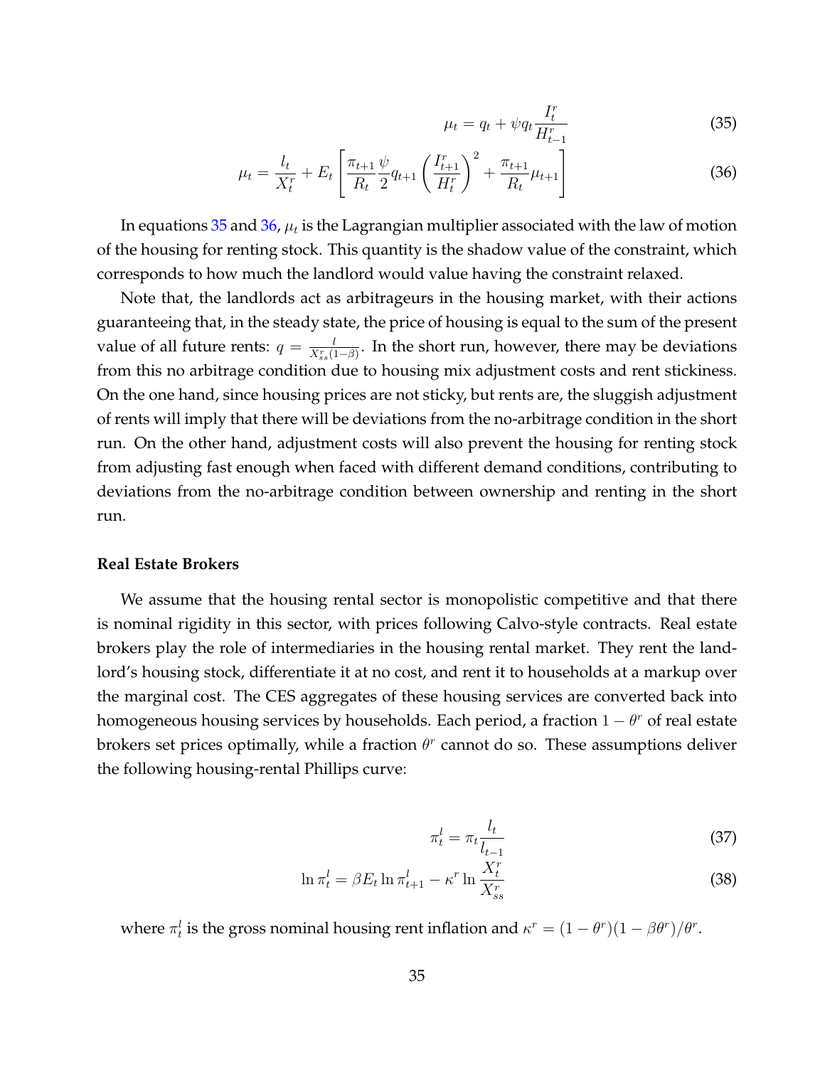$$\mu_t = q_t + \psi q_t \frac{I_t^r}{H_{t-1}^r} \tag{35}$$

$$\mu_t = \frac{l_t}{X_t^r} + E_t \left[ \frac{\pi_{t+1}}{R_t} \frac{\psi}{2} q_{t+1} \left( \frac{I_{t+1}^r}{H_t^r} \right)^2 + \frac{\pi_{t+1}}{R_t} \mu_{t+1} \right] \tag{36}$$

In equations 35 and 36, $\mu_t$ is the Lagrangian multiplier associated with the law of motion of the housing for renting stock. This quantity is the shadow value of the constraint, which corresponds to how much the landlord would value having the constraint relaxed.

Note that, the landlords act as arbitrageurs in the housing market, with their actions guaranteeing that, in the steady state, the price of housing is equal to the sum of the present value of all future rents: $q = \frac{l}{X_{ss}^r(1-\beta)}$. In the short run, however, there may be deviations from this no arbitrage condition due to housing mix adjustment costs and rent stickiness. On the one hand, since housing prices are not sticky, but rents are, the sluggish adjustment of rents will imply that there will be deviations from the no-arbitrage condition in the short run. On the other hand, adjustment costs will also prevent the housing for renting stock from adjusting fast enough when faced with different demand conditions, contributing to deviations from the no-arbitrage condition between ownership and renting in the short run.

**Real Estate Brokers**

We assume that the housing rental sector is monopolistic competitive and that there is nominal rigidity in this sector, with prices following Calvo-style contracts. Real estate brokers play the role of intermediaries in the housing rental market. They rent the landlord's housing stock, differentiate it at no cost, and rent it to households at a markup over the marginal cost. The CES aggregates of these housing services are converted back into homogeneous housing services by households. Each period, a fraction $1-\theta^r$ of real estate brokers set prices optimally, while a fraction $\theta^r$ cannot do so. These assumptions deliver the following housing-rental Phillips curve:

$$\pi_t^l = \pi_t \frac{l_t}{l_{t-1}} \tag{37}$$

$$\ln \pi_t^l = \beta E_t \ln \pi_{t+1}^l - \kappa^r \ln \frac{X_t^r}{X_{ss}^r} \tag{38}$$

where $\pi_t^l$ is the gross nominal housing rent inflation and $\kappa^r = (1-\theta^r)(1-\beta\theta^r)/\theta^r$.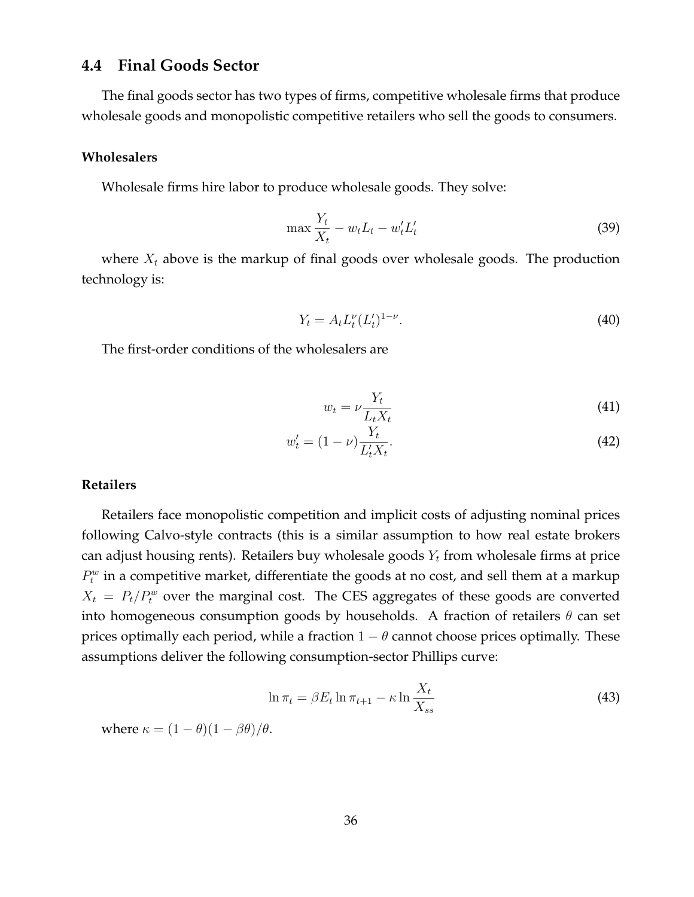## 4.4 Final Goods Sector

The final goods sector has two types of firms, competitive wholesale firms that produce wholesale goods and monopolistic competitive retailers who sell the goods to consumers.

### Wholesalers

Wholesale firms hire labor to produce wholesale goods. They solve:

$$\max \frac{Y_t}{X_t} - w_t L_t - w'_t L'_t \tag{39}$$

where $X_t$ above is the markup of final goods over wholesale goods. The production technology is:

$$Y_t = A_t L_t^{\nu} (L'_t)^{1-\nu}. \tag{40}$$

The first-order conditions of the wholesalers are

$$w_t = \nu \frac{Y_t}{L_t X_t} \tag{41}$$

$$w'_t = (1-\nu) \frac{Y_t}{L'_t X_t}. \tag{42}$$

### Retailers

Retailers face monopolistic competition and implicit costs of adjusting nominal prices following Calvo-style contracts (this is a similar assumption to how real estate brokers can adjust housing rents). Retailers buy wholesale goods $Y_t$ from wholesale firms at price $P_t^w$ in a competitive market, differentiate the goods at no cost, and sell them at a markup $X_t = P_t / P_t^w$ over the marginal cost. The CES aggregates of these goods are converted into homogeneous consumption goods by households. A fraction of retailers $\theta$ can set prices optimally each period, while a fraction $1-\theta$ cannot choose prices optimally. These assumptions deliver the following consumption-sector Phillips curve:

$$\ln \pi_t = \beta E_t \ln \pi_{t+1} - \kappa \ln \frac{X_t}{X_{ss}} \tag{43}$$

where $\kappa = (1-\theta)(1-\beta\theta)/\theta$.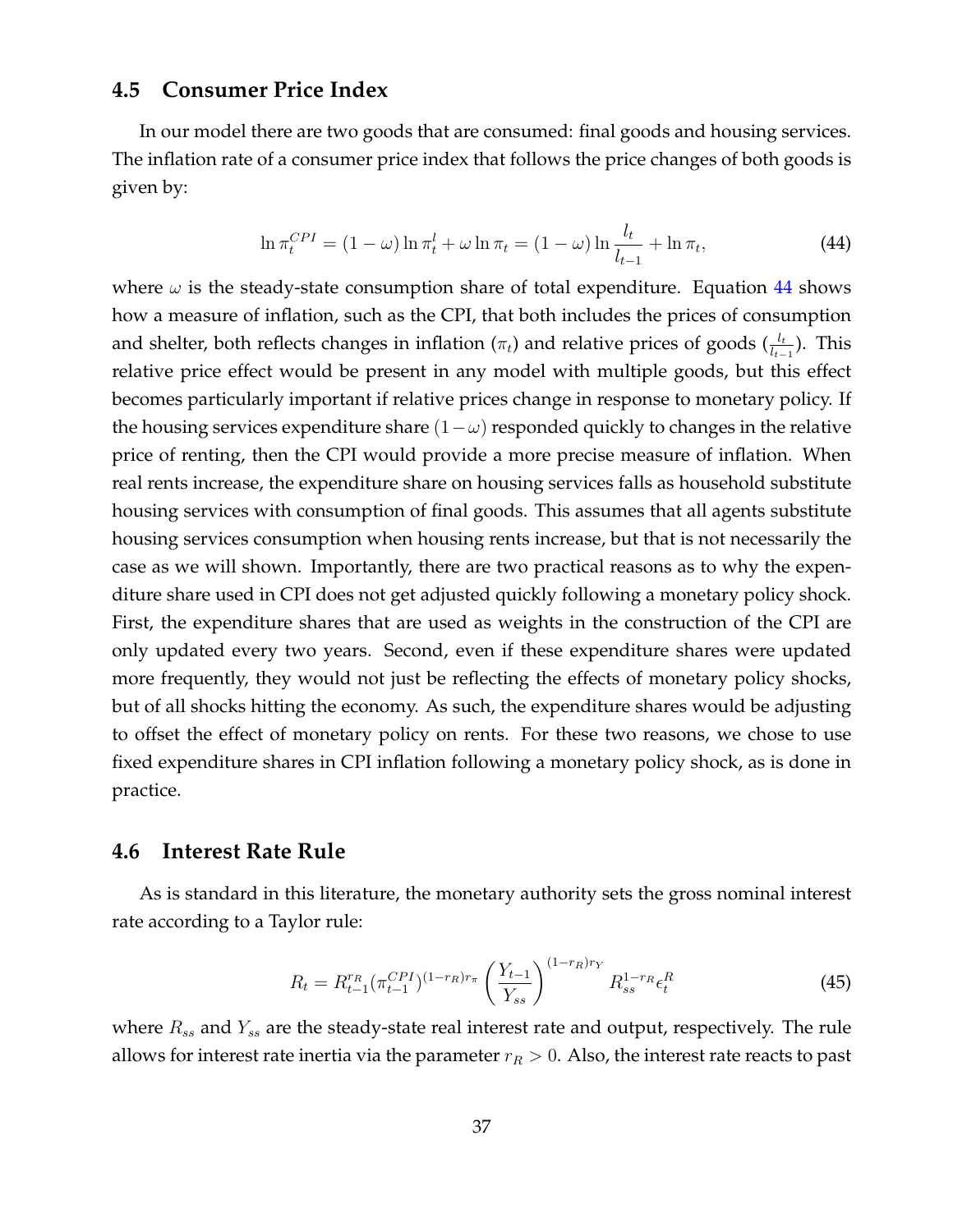## 4.5 Consumer Price Index

In our model there are two goods that are consumed: final goods and housing services. The inflation rate of a consumer price index that follows the price changes of both goods is given by:

$$\ln \pi_t^{CPI} = (1-\omega)\ln \pi_t^l + \omega \ln \pi_t = (1-\omega)\ln \frac{l_t}{l_{t-1}} + \ln \pi_t, \tag{44}$$

where $\omega$ is the steady-state consumption share of total expenditure. Equation 44 shows how a measure of inflation, such as the CPI, that both includes the prices of consumption and shelter, both reflects changes in inflation ($\pi_t$) and relative prices of goods ($\frac{l_t}{l_{t-1}}$). This relative price effect would be present in any model with multiple goods, but this effect becomes particularly important if relative prices change in response to monetary policy. If the housing services expenditure share $(1-\omega)$ responded quickly to changes in the relative price of renting, then the CPI would provide a more precise measure of inflation. When real rents increase, the expenditure share on housing services falls as household substitute housing services with consumption of final goods. This assumes that all agents substitute housing services consumption when housing rents increase, but that is not necessarily the case as we will shown. Importantly, there are two practical reasons as to why the expenditure share used in CPI does not get adjusted quickly following a monetary policy shock. First, the expenditure shares that are used as weights in the construction of the CPI are only updated every two years. Second, even if these expenditure shares were updated more frequently, they would not just be reflecting the effects of monetary policy shocks, but of all shocks hitting the economy. As such, the expenditure shares would be adjusting to offset the effect of monetary policy on rents. For these two reasons, we chose to use fixed expenditure shares in CPI inflation following a monetary policy shock, as is done in practice.

## 4.6 Interest Rate Rule

As is standard in this literature, the monetary authority sets the gross nominal interest rate according to a Taylor rule:

$$R_t = R_{t-1}^{r_R}(\pi_{t-1}^{CPI})^{(1-r_R)r_\pi}\left(\frac{Y_{t-1}}{Y_{ss}}\right)^{(1-r_R)r_Y} R_{ss}^{1-r_R}\epsilon_t^R \tag{45}$$

where $R_{ss}$ and $Y_{ss}$ are the steady-state real interest rate and output, respectively. The rule allows for interest rate inertia via the parameter $r_R > 0$. Also, the interest rate reacts to past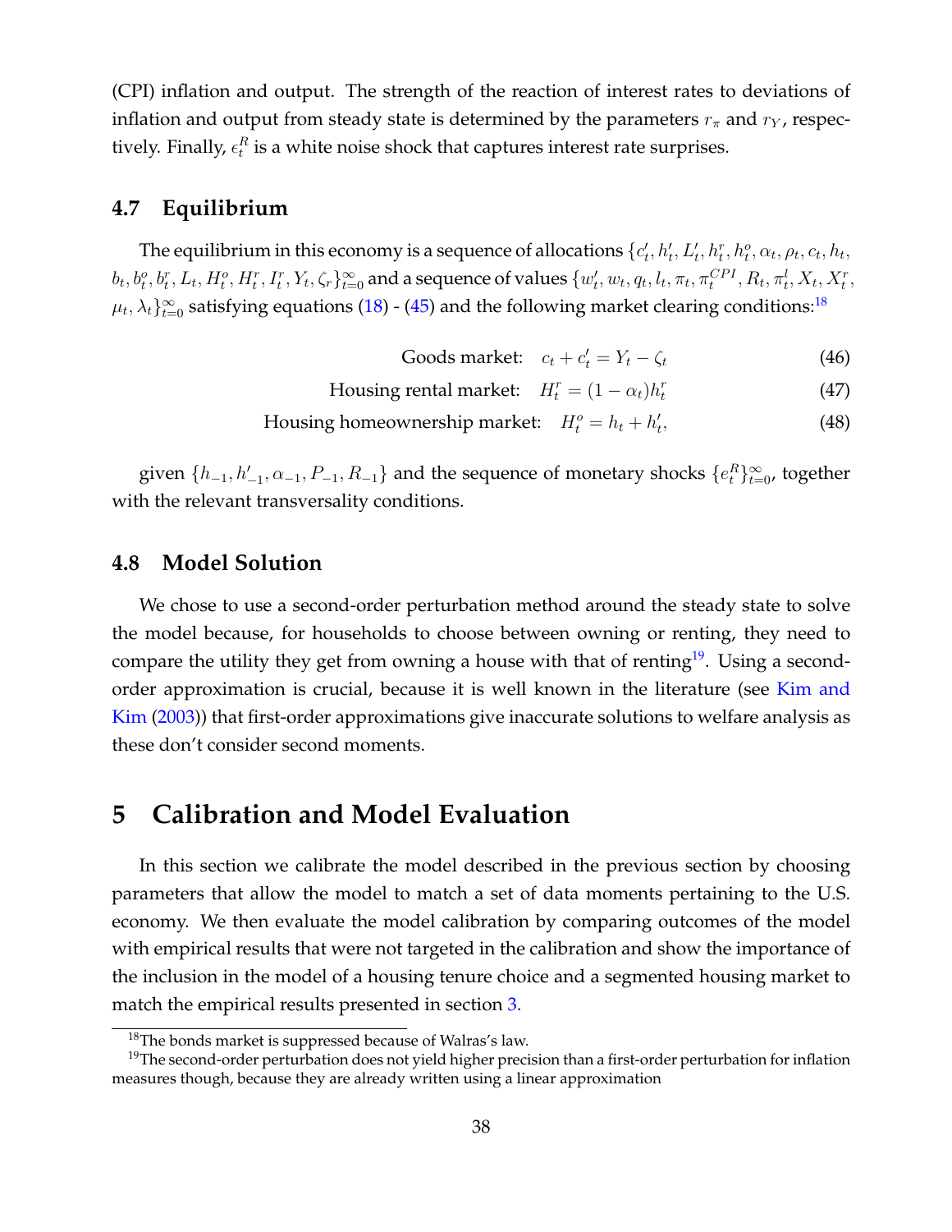(CPI) inflation and output. The strength of the reaction of interest rates to deviations of inflation and output from steady state is determined by the parameters $r_\pi$ and $r_Y$, respectively. Finally, $\epsilon_t^R$ is a white noise shock that captures interest rate surprises.

### 4.7 Equilibrium

The equilibrium in this economy is a sequence of allocations $\{c'_t, h'_t, L'_t, h^r_t, h^o_t, \alpha_t, \rho_t, c_t, h_t, b_t, b^o_t, b^r_t, L_t, H^o_t, H^r_t, I^r_t, Y_t, \zeta_r\}_{t=0}^\infty$ and a sequence of values $\{w'_t, w_t, q_t, l_t, \pi_t, \pi_t^{CPI}, R_t, \pi^l_t, X_t, X^r_t, \mu_t, \lambda_t\}_{t=0}^\infty$ satisfying equations (18) - (45) and the following market clearing conditions:[18]

$$\text{Goods market:} \quad c_t + c'_t = Y_t - \zeta_t \tag{46}$$

$$\text{Housing rental market:} \quad H^r_t = (1-\alpha_t)h^r_t \tag{47}$$

$$\text{Housing homeownership market:} \quad H^o_t = h_t + h'_t, \tag{48}$$

given $\{h_{-1}, h'_{-1}, \alpha_{-1}, P_{-1}, R_{-1}\}$ and the sequence of monetary shocks $\{e_t^R\}_{t=0}^\infty$, together with the relevant transversality conditions.

### 4.8 Model Solution

We chose to use a second-order perturbation method around the steady state to solve the model because, for households to choose between owning or renting, they need to compare the utility they get from owning a house with that of renting[19]. Using a second-order approximation is crucial, because it is well known in the literature (see Kim and Kim (2003)) that first-order approximations give inaccurate solutions to welfare analysis as these don't consider second moments.

## 5 Calibration and Model Evaluation

In this section we calibrate the model described in the previous section by choosing parameters that allow the model to match a set of data moments pertaining to the U.S. economy. We then evaluate the model calibration by comparing outcomes of the model with empirical results that were not targeted in the calibration and show the importance of the inclusion in the model of a housing tenure choice and a segmented housing market to match the empirical results presented in section 3.

[18] The bonds market is suppressed because of Walras's law.

[19] The second-order perturbation does not yield higher precision than a first-order perturbation for inflation measures though, because they are already written using a linear approximation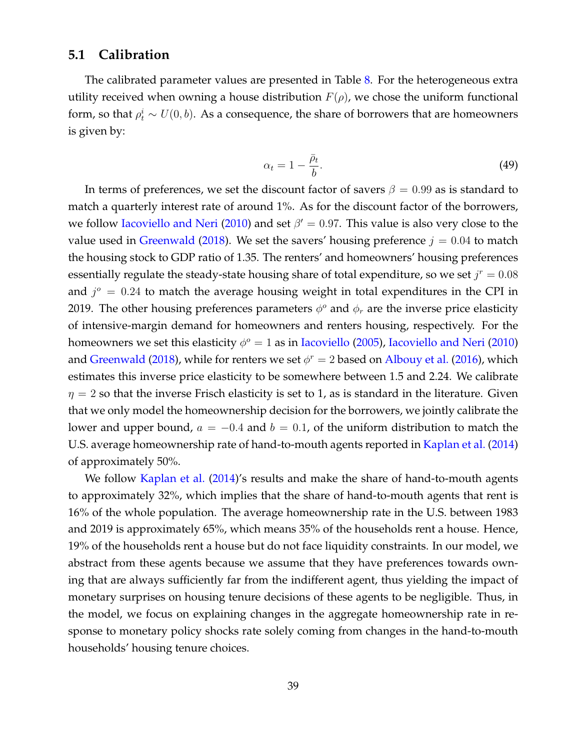## 5.1 Calibration

The calibrated parameter values are presented in Table 8. For the heterogeneous extra utility received when owning a house distribution $F(\rho)$, we chose the uniform functional form, so that $\rho_t^i \sim U(0, b)$. As a consequence, the share of borrowers that are homeowners is given by:

$$\alpha_t = 1 - \frac{\bar{\rho}_t}{b}. \tag{49}$$

In terms of preferences, we set the discount factor of savers $\beta = 0.99$ as is standard to match a quarterly interest rate of around 1%. As for the discount factor of the borrowers, we follow Iacoviello and Neri (2010) and set $\beta' = 0.97$. This value is also very close to the value used in Greenwald (2018). We set the savers' housing preference $j = 0.04$ to match the housing stock to GDP ratio of 1.35. The renters' and homeowners' housing preferences essentially regulate the steady-state housing share of total expenditure, so we set $j^r = 0.08$ and $j^o = 0.24$ to match the average housing weight in total expenditures in the CPI in 2019. The other housing preferences parameters $\phi^o$ and $\phi_r$ are the inverse price elasticity of intensive-margin demand for homeowners and renters housing, respectively. For the homeowners we set this elasticity $\phi^o = 1$ as in Iacoviello (2005), Iacoviello and Neri (2010) and Greenwald (2018), while for renters we set $\phi^r = 2$ based on Albouy et al. (2016), which estimates this inverse price elasticity to be somewhere between 1.5 and 2.24. We calibrate $\eta = 2$ so that the inverse Frisch elasticity is set to 1, as is standard in the literature. Given that we only model the homeownership decision for the borrowers, we jointly calibrate the lower and upper bound, $a = -0.4$ and $b = 0.1$, of the uniform distribution to match the U.S. average homeownership rate of hand-to-mouth agents reported in Kaplan et al. (2014) of approximately 50%.

We follow Kaplan et al. (2014)'s results and make the share of hand-to-mouth agents to approximately 32%, which implies that the share of hand-to-mouth agents that rent is 16% of the whole population. The average homeownership rate in the U.S. between 1983 and 2019 is approximately 65%, which means 35% of the households rent a house. Hence, 19% of the households rent a house but do not face liquidity constraints. In our model, we abstract from these agents because we assume that they have preferences towards owning that are always sufficiently far from the indifferent agent, thus yielding the impact of monetary surprises on housing tenure decisions of these agents to be negligible. Thus, in the model, we focus on explaining changes in the aggregate homeownership rate in response to monetary policy shocks rate solely coming from changes in the hand-to-mouth households' housing tenure choices.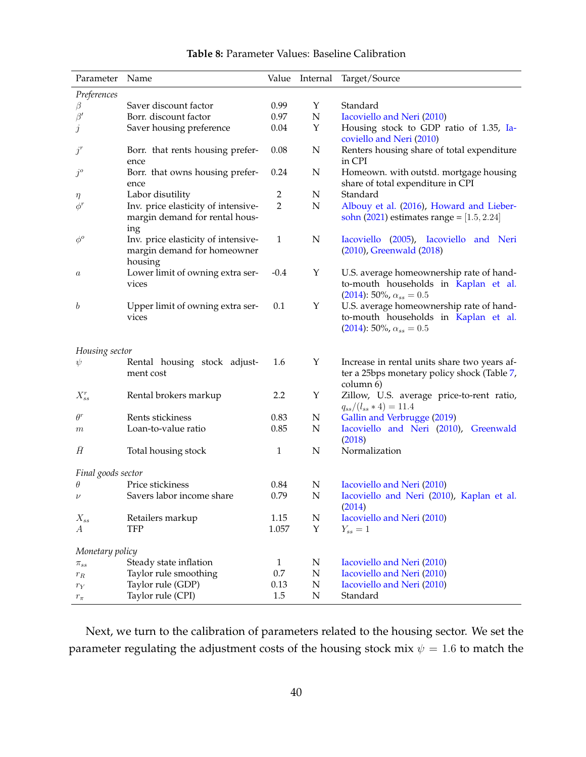**Table 8:** Parameter Values: Baseline Calibration

| Parameter | Name | Value | Internal | Target/Source |
|---|---|---|---|---|
| *Preferences* | | | | |
| $\beta$ | Saver discount factor | 0.99 | Y | Standard |
| $\beta'$ | Borr. discount factor | 0.97 | N | Iacoviello and Neri (2010) |
| $j$ | Saver housing preference | 0.04 | Y | Housing stock to GDP ratio of 1.35, Iacoviello and Neri (2010) |
| $j^r$ | Borr. that rents housing preference | 0.08 | N | Renters housing share of total expenditure in CPI |
| $j^o$ | Borr. that owns housing preference | 0.24 | N | Homeown. with outstd. mortgage housing share of total expenditure in CPI |
| $\eta$ | Labor disutility | 2 | N | Standard |
| $\phi^r$ | Inv. price elasticity of intensive-margin demand for rental housing | 2 | N | Albouy et al. (2016), Howard and Liebersohn (2021) estimates range = $[1.5, 2.24]$ |
| $\phi^o$ | Inv. price elasticity of intensive-margin demand for homeowner housing | 1 | N | Iacoviello (2005), Iacoviello and Neri (2010), Greenwald (2018) |
| $a$ | Lower limit of owning extra services | -0.4 | Y | U.S. average homeownership rate of hand-to-mouth households in Kaplan et al. (2014): 50%, $\alpha_{ss} = 0.5$ |
| $b$ | Upper limit of owning extra services | 0.1 | Y | U.S. average homeownership rate of hand-to-mouth households in Kaplan et al. (2014): 50%, $\alpha_{ss} = 0.5$ |
| *Housing sector* | | | | |
| $\psi$ | Rental housing stock adjustment cost | 1.6 | Y | Increase in rental units share two years after a 25bps monetary policy shock (Table 7, column 6) |
| $X^r_{ss}$ | Rental brokers markup | 2.2 | Y | Zillow, U.S. average price-to-rent ratio, $q_{ss}/(l_{ss} * 4) = 11.4$ |
| $\theta^r$ | Rents stickiness | 0.83 | N | Gallin and Verbrugge (2019) |
| $m$ | Loan-to-value ratio | 0.85 | N | Iacoviello and Neri (2010), Greenwald (2018) |
| $\bar{H}$ | Total housing stock | 1 | N | Normalization |
| *Final goods sector* | | | | |
| $\theta$ | Price stickiness | 0.84 | N | Iacoviello and Neri (2010) |
| $\nu$ | Savers labor income share | 0.79 | N | Iacoviello and Neri (2010), Kaplan et al. (2014) |
| $X_{ss}$ | Retailers markup | 1.15 | N | Iacoviello and Neri (2010) |
| $A$ | TFP | 1.057 | Y | $Y_{ss} = 1$ |
| *Monetary policy* | | | | |
| $\pi_{ss}$ | Steady state inflation | 1 | N | Iacoviello and Neri (2010) |
| $r_R$ | Taylor rule smoothing | 0.7 | N | Iacoviello and Neri (2010) |
| $r_Y$ | Taylor rule (GDP) | 0.13 | N | Iacoviello and Neri (2010) |
| $r_\pi$ | Taylor rule (CPI) | 1.5 | N | Standard |

Next, we turn to the calibration of parameters related to the housing sector. We set the parameter regulating the adjustment costs of the housing stock mix $\psi = 1.6$ to match the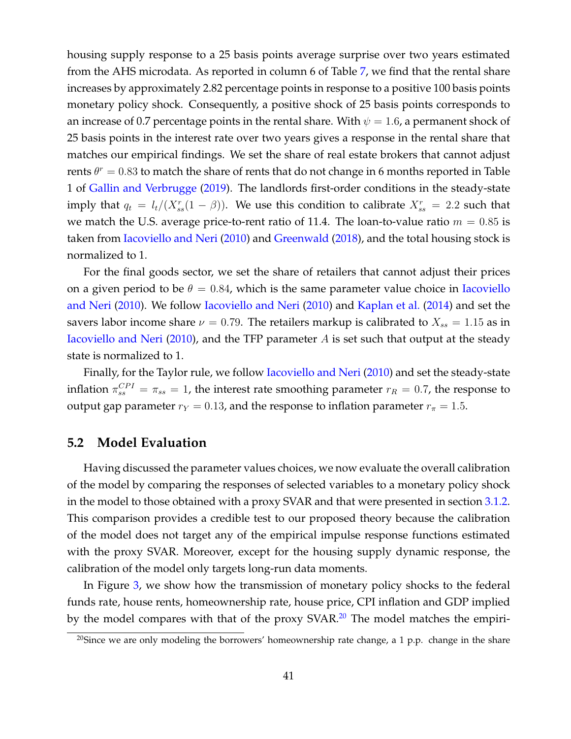housing supply response to a 25 basis points average surprise over two years estimated from the AHS microdata. As reported in column 6 of Table 7, we find that the rental share increases by approximately 2.82 percentage points in response to a positive 100 basis points monetary policy shock. Consequently, a positive shock of 25 basis points corresponds to an increase of 0.7 percentage points in the rental share. With $\psi = 1.6$, a permanent shock of 25 basis points in the interest rate over two years gives a response in the rental share that matches our empirical findings. We set the share of real estate brokers that cannot adjust rents $\theta^r = 0.83$ to match the share of rents that do not change in 6 months reported in Table 1 of Gallin and Verbrugge (2019). The landlords first-order conditions in the steady-state imply that $q_t = l_t/(X^r_{ss}(1-\beta))$. We use this condition to calibrate $X^r_{ss} = 2.2$ such that we match the U.S. average price-to-rent ratio of 11.4. The loan-to-value ratio $m = 0.85$ is taken from Iacoviello and Neri (2010) and Greenwald (2018), and the total housing stock is normalized to 1.

For the final goods sector, we set the share of retailers that cannot adjust their prices on a given period to be $\theta = 0.84$, which is the same parameter value choice in Iacoviello and Neri (2010). We follow Iacoviello and Neri (2010) and Kaplan et al. (2014) and set the savers labor income share $\nu = 0.79$. The retailers markup is calibrated to $X_{ss} = 1.15$ as in Iacoviello and Neri (2010), and the TFP parameter $A$ is set such that output at the steady state is normalized to 1.

Finally, for the Taylor rule, we follow Iacoviello and Neri (2010) and set the steady-state inflation $\pi^{CPI}_{ss} = \pi_{ss} = 1$, the interest rate smoothing parameter $r_R = 0.7$, the response to output gap parameter $r_Y = 0.13$, and the response to inflation parameter $r_\pi = 1.5$.

## 5.2 Model Evaluation

Having discussed the parameter values choices, we now evaluate the overall calibration of the model by comparing the responses of selected variables to a monetary policy shock in the model to those obtained with a proxy SVAR and that were presented in section 3.1.2. This comparison provides a credible test to our proposed theory because the calibration of the model does not target any of the empirical impulse response functions estimated with the proxy SVAR. Moreover, except for the housing supply dynamic response, the calibration of the model only targets long-run data moments.

In Figure 3, we show how the transmission of monetary policy shocks to the federal funds rate, house rents, homeownership rate, house price, CPI inflation and GDP implied by the model compares with that of the proxy SVAR.[20] The model matches the empiri-

[20]Since we are only modeling the borrowers' homeownership rate change, a 1 p.p. change in the share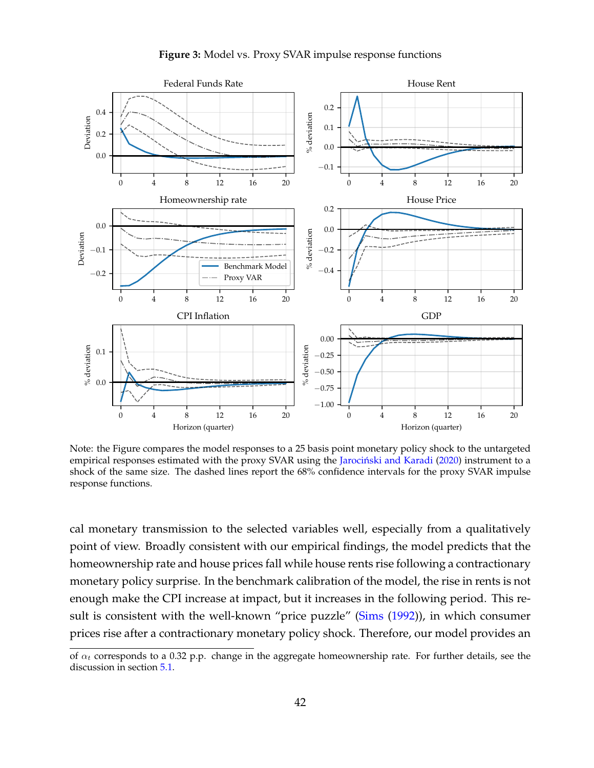**Figure 3:** Model vs. Proxy SVAR impulse response functions

Note: the Figure compares the model responses to a 25 basis point monetary policy shock to the untargeted empirical responses estimated with the proxy SVAR using the Jarociński and Karadi (2020) instrument to a shock of the same size. The dashed lines report the 68% confidence intervals for the proxy SVAR impulse response functions.

cal monetary transmission to the selected variables well, especially from a qualitatively point of view. Broadly consistent with our empirical findings, the model predicts that the homeownership rate and house prices fall while house rents rise following a contractionary monetary policy surprise. In the benchmark calibration of the model, the rise in rents is not enough make the CPI increase at impact, but it increases in the following period. This result is consistent with the well-known "price puzzle" (Sims (1992)), in which consumer prices rise after a contractionary monetary policy shock. Therefore, our model provides an

of $\alpha_t$ corresponds to a 0.32 p.p. change in the aggregate homeownership rate. For further details, see the discussion in section 5.1.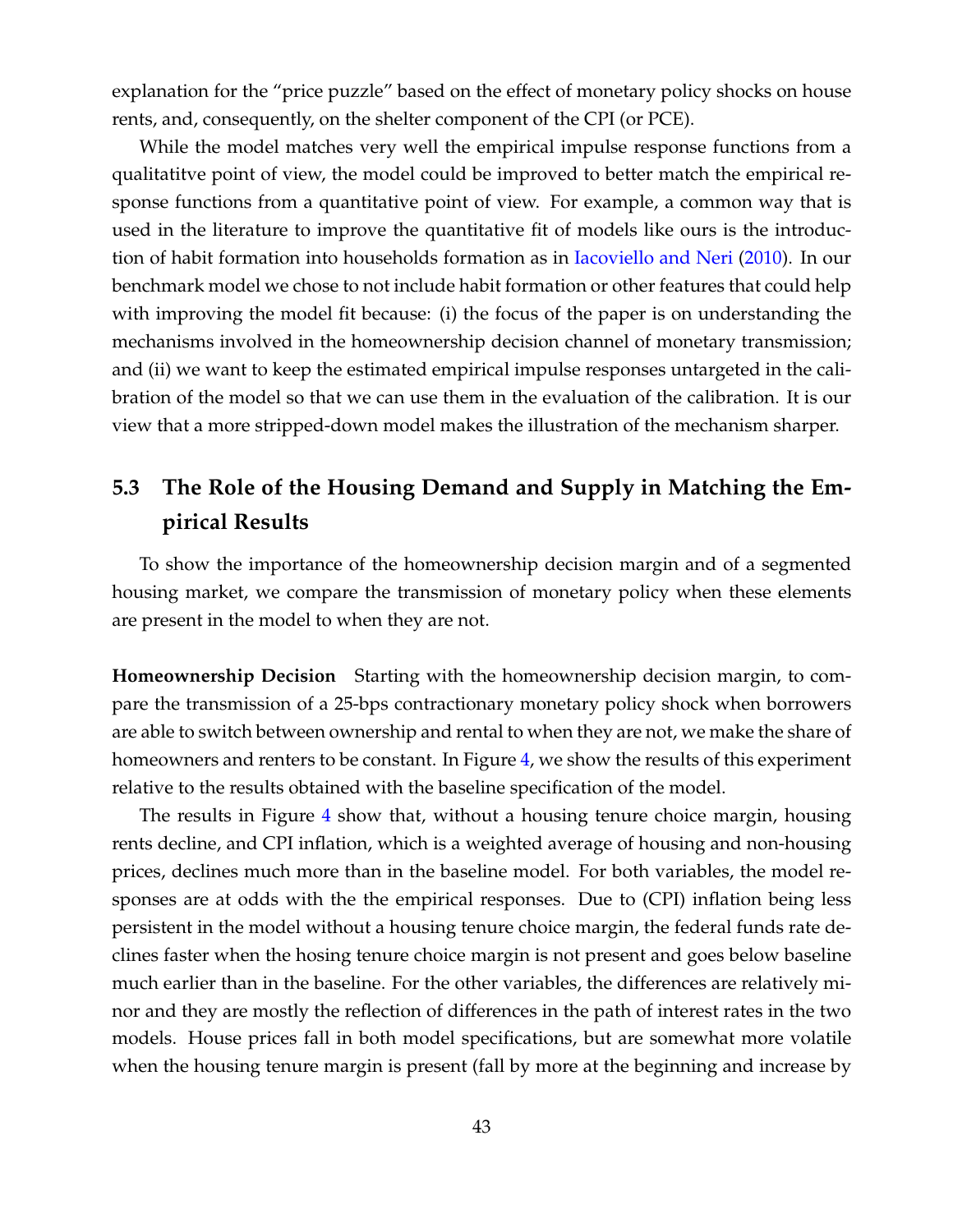explanation for the "price puzzle" based on the effect of monetary policy shocks on house rents, and, consequently, on the shelter component of the CPI (or PCE).

While the model matches very well the empirical impulse response functions from a qualitatitve point of view, the model could be improved to better match the empirical response functions from a quantitative point of view. For example, a common way that is used in the literature to improve the quantitative fit of models like ours is the introduction of habit formation into households formation as in Iacoviello and Neri (2010). In our benchmark model we chose to not include habit formation or other features that could help with improving the model fit because: (i) the focus of the paper is on understanding the mechanisms involved in the homeownership decision channel of monetary transmission; and (ii) we want to keep the estimated empirical impulse responses untargeted in the calibration of the model so that we can use them in the evaluation of the calibration. It is our view that a more stripped-down model makes the illustration of the mechanism sharper.

### 5.3 The Role of the Housing Demand and Supply in Matching the Empirical Results

To show the importance of the homeownership decision margin and of a segmented housing market, we compare the transmission of monetary policy when these elements are present in the model to when they are not.

**Homeownership Decision** Starting with the homeownership decision margin, to compare the transmission of a 25-bps contractionary monetary policy shock when borrowers are able to switch between ownership and rental to when they are not, we make the share of homeowners and renters to be constant. In Figure 4, we show the results of this experiment relative to the results obtained with the baseline specification of the model.

The results in Figure 4 show that, without a housing tenure choice margin, housing rents decline, and CPI inflation, which is a weighted average of housing and non-housing prices, declines much more than in the baseline model. For both variables, the model responses are at odds with the the empirical responses. Due to (CPI) inflation being less persistent in the model without a housing tenure choice margin, the federal funds rate declines faster when the hosing tenure choice margin is not present and goes below baseline much earlier than in the baseline. For the other variables, the differences are relatively minor and they are mostly the reflection of differences in the path of interest rates in the two models. House prices fall in both model specifications, but are somewhat more volatile when the housing tenure margin is present (fall by more at the beginning and increase by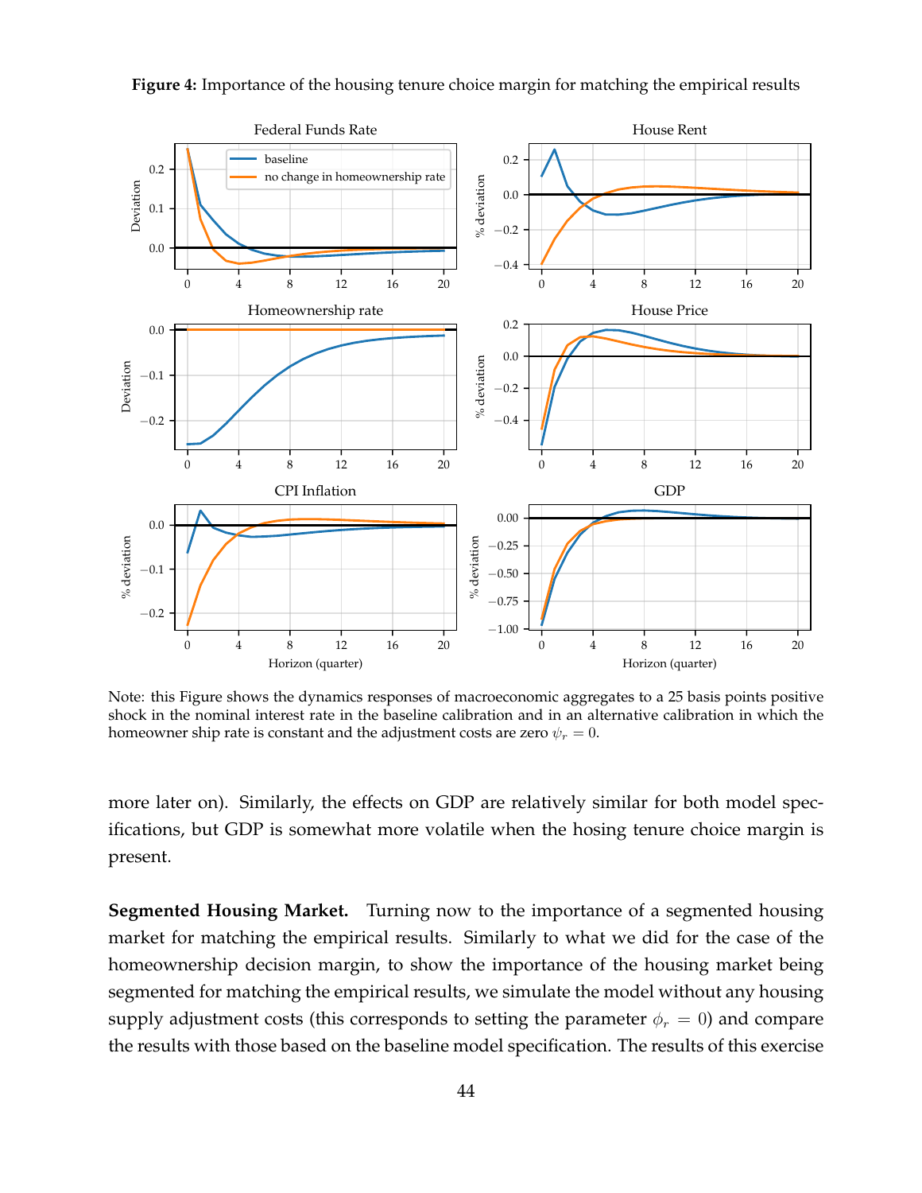**Figure 4:** Importance of the housing tenure choice margin for matching the empirical results

Note: this Figure shows the dynamics responses of macroeconomic aggregates to a 25 basis points positive shock in the nominal interest rate in the baseline calibration and in an alternative calibration in which the homeowner ship rate is constant and the adjustment costs are zero $\psi_r = 0$.

more later on). Similarly, the effects on GDP are relatively similar for both model specifications, but GDP is somewhat more volatile when the hosing tenure choice margin is present.

**Segmented Housing Market.** Turning now to the importance of a segmented housing market for matching the empirical results. Similarly to what we did for the case of the homeownership decision margin, to show the importance of the housing market being segmented for matching the empirical results, we simulate the model without any housing supply adjustment costs (this corresponds to setting the parameter $\phi_r = 0$) and compare the results with those based on the baseline model specification. The results of this exercise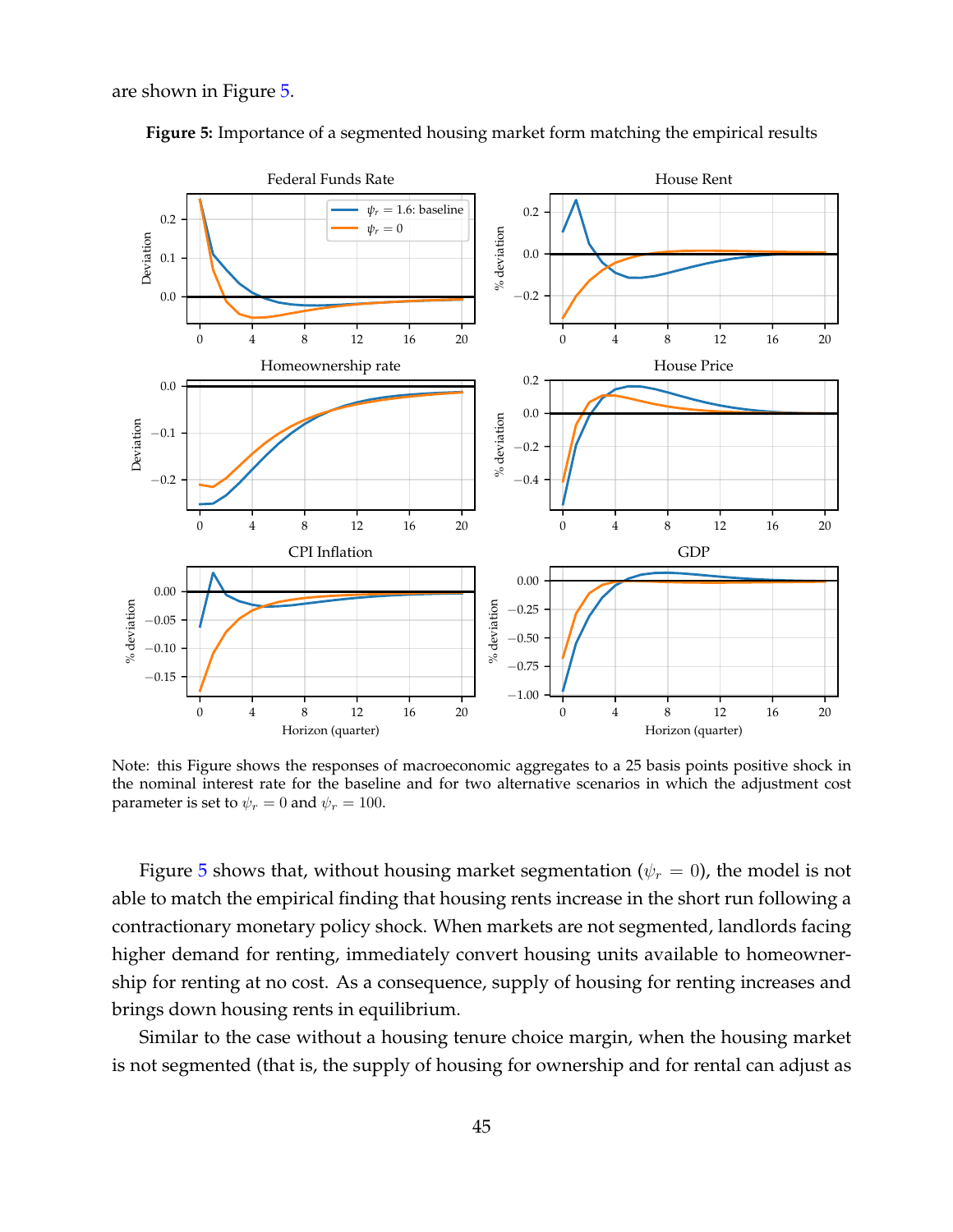are shown in Figure 5.

**Figure 5:** Importance of a segmented housing market form matching the empirical results

Note: this Figure shows the responses of macroeconomic aggregates to a 25 basis points positive shock in the nominal interest rate for the baseline and for two alternative scenarios in which the adjustment cost parameter is set to $\psi_r = 0$ and $\psi_r = 100$.

Figure 5 shows that, without housing market segmentation ($\psi_r = 0$), the model is not able to match the empirical finding that housing rents increase in the short run following a contractionary monetary policy shock. When markets are not segmented, landlords facing higher demand for renting, immediately convert housing units available to homeownership for renting at no cost. As a consequence, supply of housing for renting increases and brings down housing rents in equilibrium.

Similar to the case without a housing tenure choice margin, when the housing market is not segmented (that is, the supply of housing for ownership and for rental can adjust as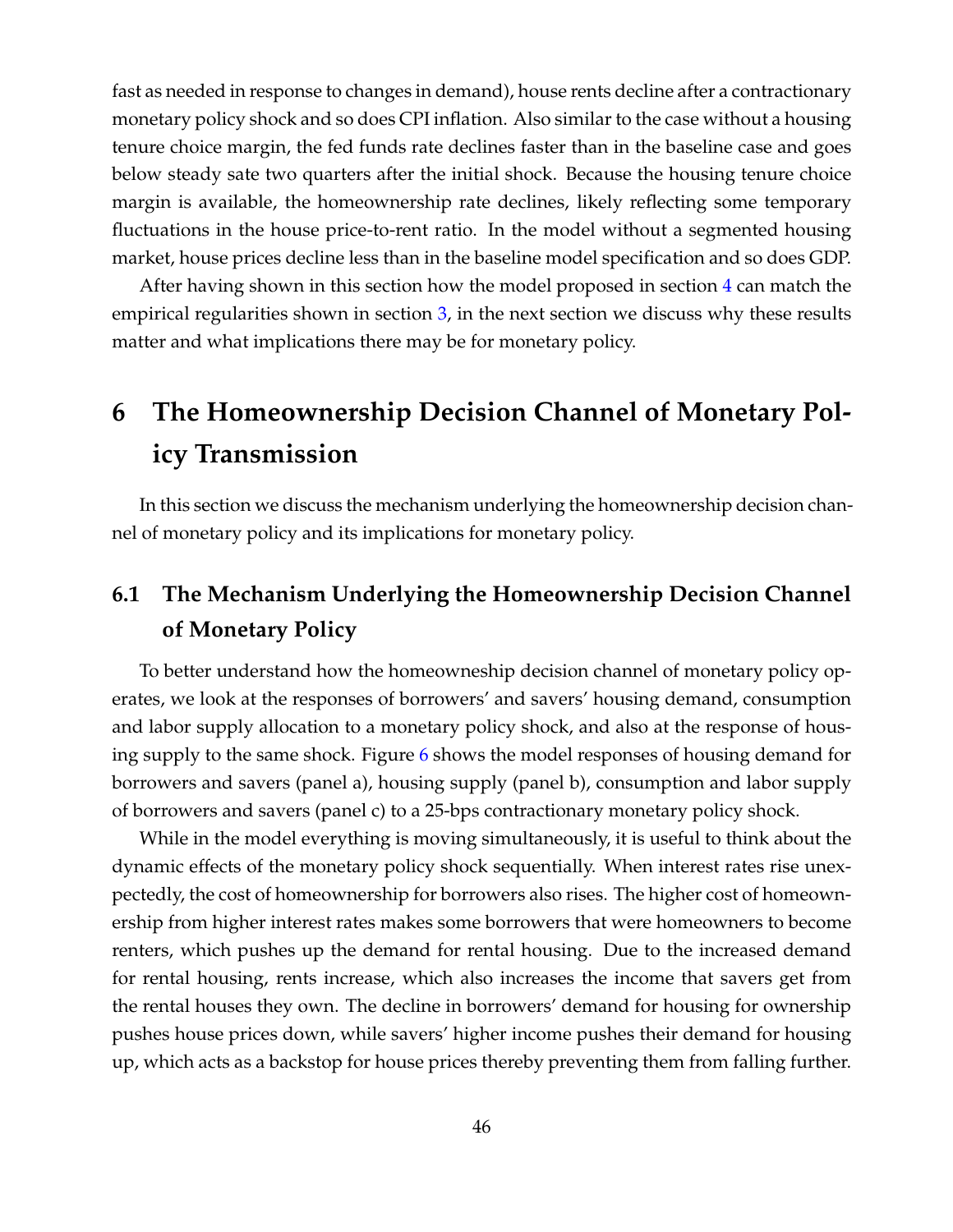fast as needed in response to changes in demand), house rents decline after a contractionary monetary policy shock and so does CPI inflation. Also similar to the case without a housing tenure choice margin, the fed funds rate declines faster than in the baseline case and goes below steady sate two quarters after the initial shock. Because the housing tenure choice margin is available, the homeownership rate declines, likely reflecting some temporary fluctuations in the house price-to-rent ratio. In the model without a segmented housing market, house prices decline less than in the baseline model specification and so does GDP.

After having shown in this section how the model proposed in section 4 can match the empirical regularities shown in section 3, in the next section we discuss why these results matter and what implications there may be for monetary policy.

# 6 The Homeownership Decision Channel of Monetary Policy Transmission

In this section we discuss the mechanism underlying the homeownership decision channel of monetary policy and its implications for monetary policy.

## 6.1 The Mechanism Underlying the Homeownership Decision Channel of Monetary Policy

To better understand how the homeowneship decision channel of monetary policy operates, we look at the responses of borrowers' and savers' housing demand, consumption and labor supply allocation to a monetary policy shock, and also at the response of housing supply to the same shock. Figure 6 shows the model responses of housing demand for borrowers and savers (panel a), housing supply (panel b), consumption and labor supply of borrowers and savers (panel c) to a 25-bps contractionary monetary policy shock.

While in the model everything is moving simultaneously, it is useful to think about the dynamic effects of the monetary policy shock sequentially. When interest rates rise unexpectedly, the cost of homeownership for borrowers also rises. The higher cost of homeownership from higher interest rates makes some borrowers that were homeowners to become renters, which pushes up the demand for rental housing. Due to the increased demand for rental housing, rents increase, which also increases the income that savers get from the rental houses they own. The decline in borrowers' demand for housing for ownership pushes house prices down, while savers' higher income pushes their demand for housing up, which acts as a backstop for house prices thereby preventing them from falling further.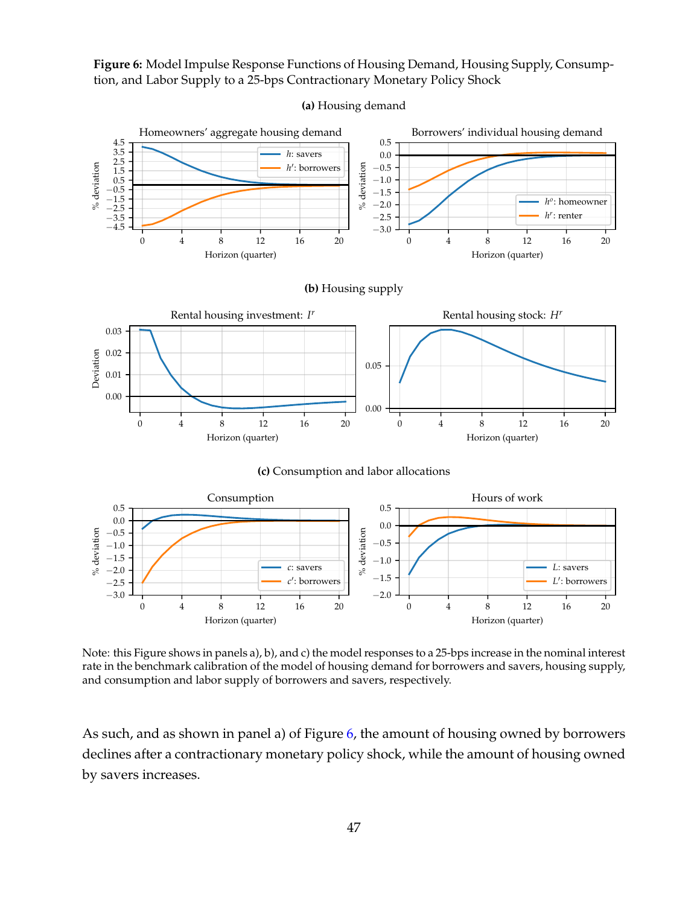**Figure 6:** Model Impulse Response Functions of Housing Demand, Housing Supply, Consumption, and Labor Supply to a 25-bps Contractionary Monetary Policy Shock

**(a)** Housing demand

**(b)** Housing supply

**(c)** Consumption and labor allocations

Note: this Figure shows in panels a), b), and c) the model responses to a 25-bps increase in the nominal interest rate in the benchmark calibration of the model of housing demand for borrowers and savers, housing supply, and consumption and labor supply of borrowers and savers, respectively.

As such, and as shown in panel a) of Figure 6, the amount of housing owned by borrowers declines after a contractionary monetary policy shock, while the amount of housing owned by savers increases.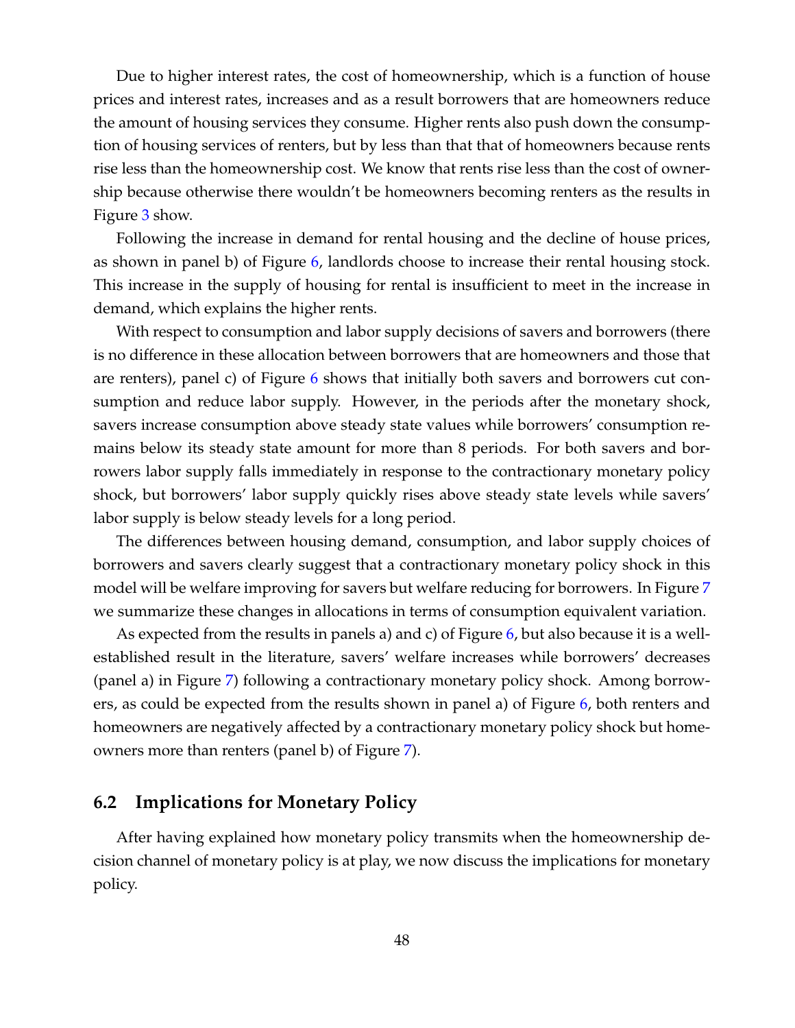Due to higher interest rates, the cost of homeownership, which is a function of house prices and interest rates, increases and as a result borrowers that are homeowners reduce the amount of housing services they consume. Higher rents also push down the consumption of housing services of renters, but by less than that that of homeowners because rents rise less than the homeownership cost. We know that rents rise less than the cost of ownership because otherwise there wouldn't be homeowners becoming renters as the results in Figure 3 show.

Following the increase in demand for rental housing and the decline of house prices, as shown in panel b) of Figure 6, landlords choose to increase their rental housing stock. This increase in the supply of housing for rental is insufficient to meet in the increase in demand, which explains the higher rents.

With respect to consumption and labor supply decisions of savers and borrowers (there is no difference in these allocation between borrowers that are homeowners and those that are renters), panel c) of Figure 6 shows that initially both savers and borrowers cut consumption and reduce labor supply. However, in the periods after the monetary shock, savers increase consumption above steady state values while borrowers' consumption remains below its steady state amount for more than 8 periods. For both savers and borrowers labor supply falls immediately in response to the contractionary monetary policy shock, but borrowers' labor supply quickly rises above steady state levels while savers' labor supply is below steady levels for a long period.

The differences between housing demand, consumption, and labor supply choices of borrowers and savers clearly suggest that a contractionary monetary policy shock in this model will be welfare improving for savers but welfare reducing for borrowers. In Figure 7 we summarize these changes in allocations in terms of consumption equivalent variation.

As expected from the results in panels a) and c) of Figure 6, but also because it is a well-established result in the literature, savers' welfare increases while borrowers' decreases (panel a) in Figure 7) following a contractionary monetary policy shock. Among borrowers, as could be expected from the results shown in panel a) of Figure 6, both renters and homeowners are negatively affected by a contractionary monetary policy shock but homeowners more than renters (panel b) of Figure 7).

## 6.2 Implications for Monetary Policy

After having explained how monetary policy transmits when the homeownership decision channel of monetary policy is at play, we now discuss the implications for monetary policy.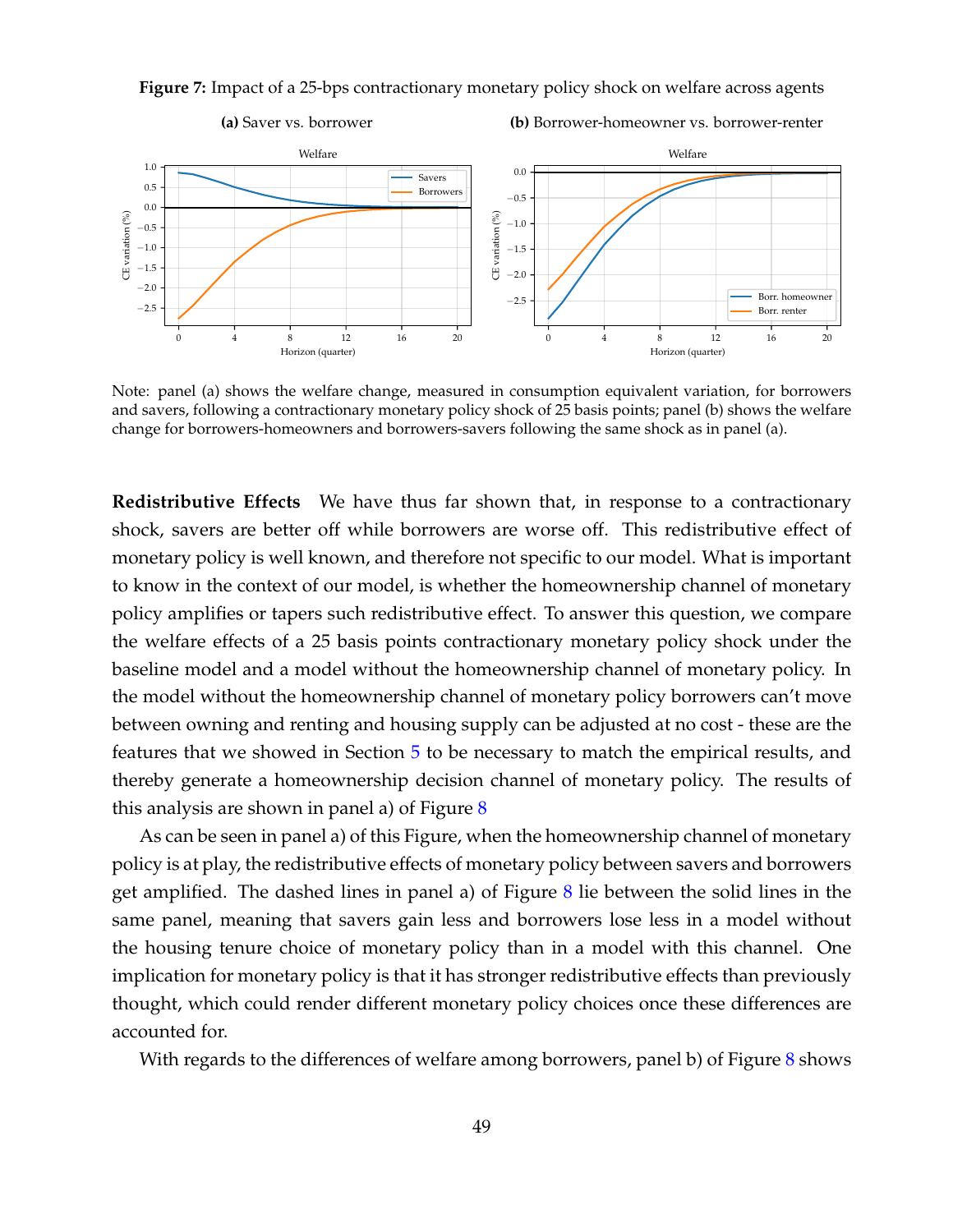**Figure 7:** Impact of a 25-bps contractionary monetary policy shock on welfare across agents

**(a)** Saver vs. borrower

**(b)** Borrower-homeowner vs. borrower-renter

Note: panel (a) shows the welfare change, measured in consumption equivalent variation, for borrowers and savers, following a contractionary monetary policy shock of 25 basis points; panel (b) shows the welfare change for borrowers-homeowners and borrowers-savers following the same shock as in panel (a).

**Redistributive Effects** We have thus far shown that, in response to a contractionary shock, savers are better off while borrowers are worse off. This redistributive effect of monetary policy is well known, and therefore not specific to our model. What is important to know in the context of our model, is whether the homeownership channel of monetary policy amplifies or tapers such redistributive effect. To answer this question, we compare the welfare effects of a 25 basis points contractionary monetary policy shock under the baseline model and a model without the homeownership channel of monetary policy. In the model without the homeownership channel of monetary policy borrowers can't move between owning and renting and housing supply can be adjusted at no cost - these are the features that we showed in Section 5 to be necessary to match the empirical results, and thereby generate a homeownership decision channel of monetary policy. The results of this analysis are shown in panel a) of Figure 8

As can be seen in panel a) of this Figure, when the homeownership channel of monetary policy is at play, the redistributive effects of monetary policy between savers and borrowers get amplified. The dashed lines in panel a) of Figure 8 lie between the solid lines in the same panel, meaning that savers gain less and borrowers lose less in a model without the housing tenure choice of monetary policy than in a model with this channel. One implication for monetary policy is that it has stronger redistributive effects than previously thought, which could render different monetary policy choices once these differences are accounted for.

With regards to the differences of welfare among borrowers, panel b) of Figure 8 shows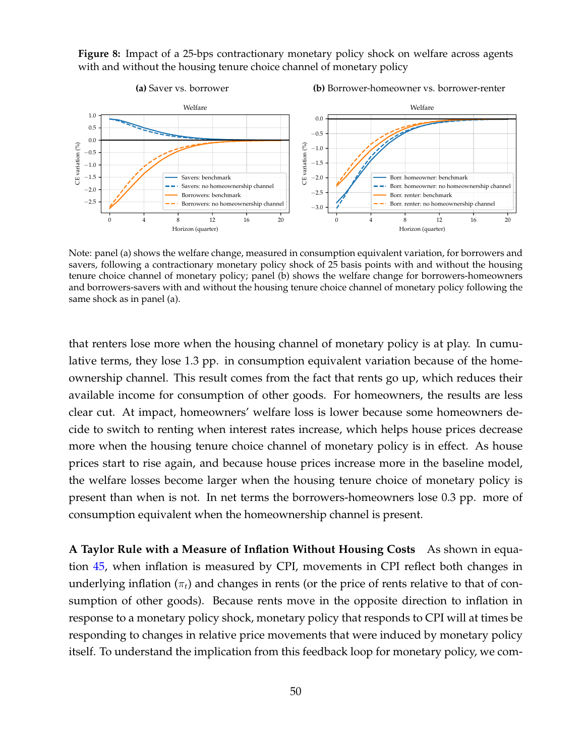**Figure 8:** Impact of a 25-bps contractionary monetary policy shock on welfare across agents with and without the housing tenure choice channel of monetary policy

**(a)** Saver vs. borrower

**(b)** Borrower-homeowner vs. borrower-renter

Note: panel (a) shows the welfare change, measured in consumption equivalent variation, for borrowers and savers, following a contractionary monetary policy shock of 25 basis points with and without the housing tenure choice channel of monetary policy; panel (b) shows the welfare change for borrowers-homeowners and borrowers-savers with and without the housing tenure choice channel of monetary policy following the same shock as in panel (a).

that renters lose more when the housing channel of monetary policy is at play. In cumulative terms, they lose 1.3 pp. in consumption equivalent variation because of the homeownership channel. This result comes from the fact that rents go up, which reduces their available income for consumption of other goods. For homeowners, the results are less clear cut. At impact, homeowners' welfare loss is lower because some homeowners decide to switch to renting when interest rates increase, which helps house prices decrease more when the housing tenure choice channel of monetary policy is in effect. As house prices start to rise again, and because house prices increase more in the baseline model, the welfare losses become larger when the housing tenure choice of monetary policy is present than when is not. In net terms the borrowers-homeowners lose 0.3 pp. more of consumption equivalent when the homeownership channel is present.

**A Taylor Rule with a Measure of Inflation Without Housing Costs** As shown in equation 45, when inflation is measured by CPI, movements in CPI reflect both changes in underlying inflation ($\pi_t$) and changes in rents (or the price of rents relative to that of consumption of other goods). Because rents move in the opposite direction to inflation in response to a monetary policy shock, monetary policy that responds to CPI will at times be responding to changes in relative price movements that were induced by monetary policy itself. To understand the implication from this feedback loop for monetary policy, we com-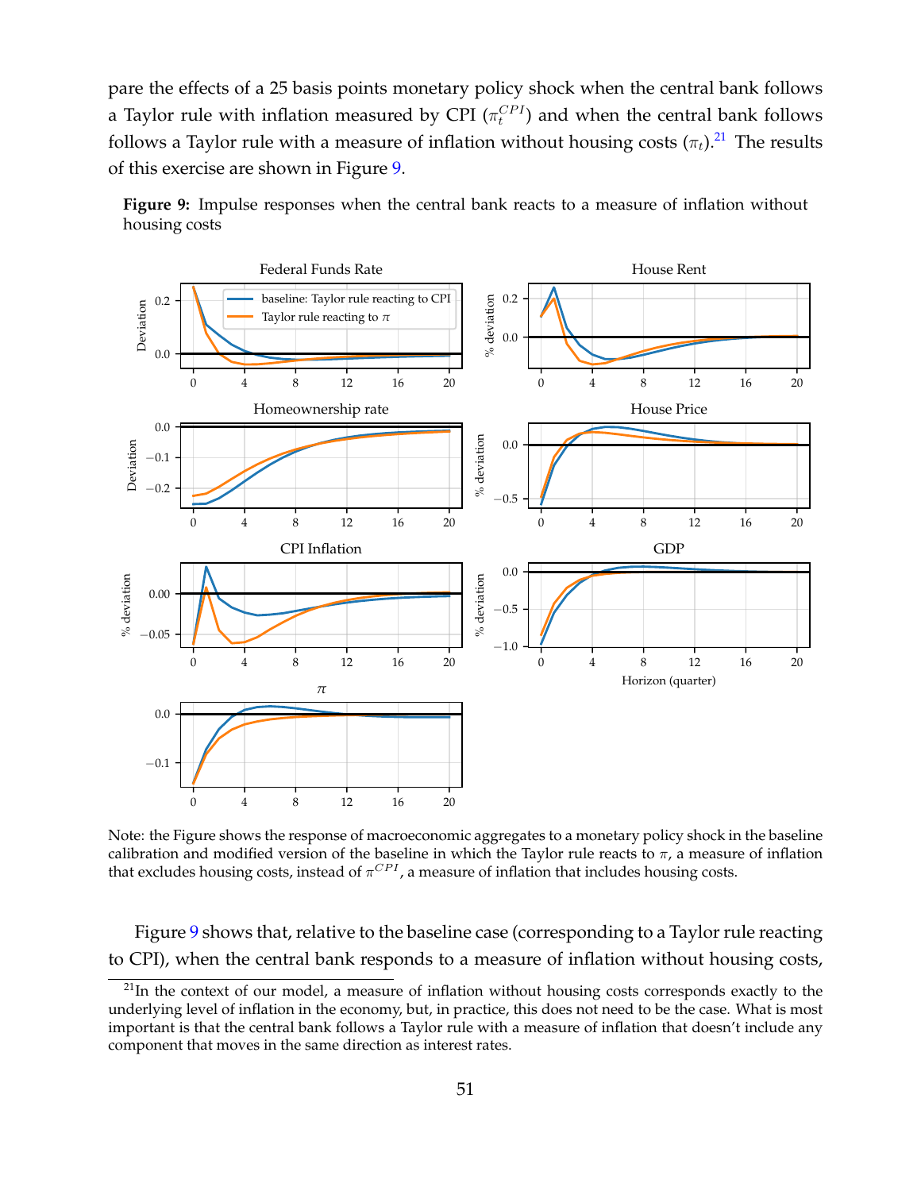pare the effects of a 25 basis points monetary policy shock when the central bank follows a Taylor rule with inflation measured by CPI ($\pi_t^{CPI}$) and when the central bank follows follows a Taylor rule with a measure of inflation without housing costs ($\pi_t$).[21] The results of this exercise are shown in Figure 9.

**Figure 9:** Impulse responses when the central bank reacts to a measure of inflation without housing costs

Note: the Figure shows the response of macroeconomic aggregates to a monetary policy shock in the baseline calibration and modified version of the baseline in which the Taylor rule reacts to $\pi$, a measure of inflation that excludes housing costs, instead of $\pi^{CPI}$, a measure of inflation that includes housing costs.

Figure 9 shows that, relative to the baseline case (corresponding to a Taylor rule reacting to CPI), when the central bank responds to a measure of inflation without housing costs,

[21] In the context of our model, a measure of inflation without housing costs corresponds exactly to the underlying level of inflation in the economy, but, in practice, this does not need to be the case. What is most important is that the central bank follows a Taylor rule with a measure of inflation that doesn't include any component that moves in the same direction as interest rates.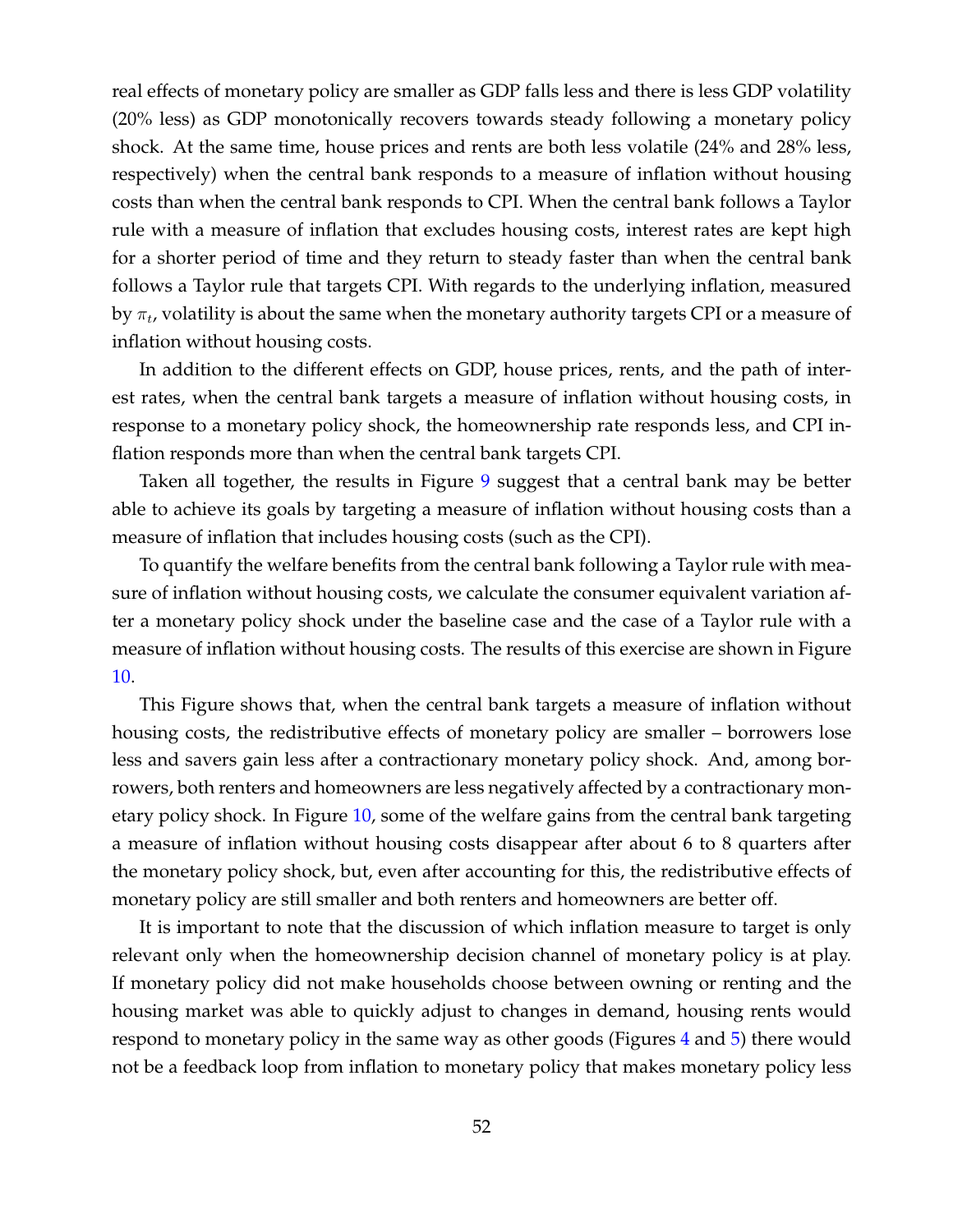real effects of monetary policy are smaller as GDP falls less and there is less GDP volatility (20% less) as GDP monotonically recovers towards steady following a monetary policy shock. At the same time, house prices and rents are both less volatile (24% and 28% less, respectively) when the central bank responds to a measure of inflation without housing costs than when the central bank responds to CPI. When the central bank follows a Taylor rule with a measure of inflation that excludes housing costs, interest rates are kept high for a shorter period of time and they return to steady faster than when the central bank follows a Taylor rule that targets CPI. With regards to the underlying inflation, measured by $\pi_t$, volatility is about the same when the monetary authority targets CPI or a measure of inflation without housing costs.

In addition to the different effects on GDP, house prices, rents, and the path of interest rates, when the central bank targets a measure of inflation without housing costs, in response to a monetary policy shock, the homeownership rate responds less, and CPI inflation responds more than when the central bank targets CPI.

Taken all together, the results in Figure 9 suggest that a central bank may be better able to achieve its goals by targeting a measure of inflation without housing costs than a measure of inflation that includes housing costs (such as the CPI).

To quantify the welfare benefits from the central bank following a Taylor rule with measure of inflation without housing costs, we calculate the consumer equivalent variation after a monetary policy shock under the baseline case and the case of a Taylor rule with a measure of inflation without housing costs. The results of this exercise are shown in Figure 10.

This Figure shows that, when the central bank targets a measure of inflation without housing costs, the redistributive effects of monetary policy are smaller – borrowers lose less and savers gain less after a contractionary monetary policy shock. And, among borrowers, both renters and homeowners are less negatively affected by a contractionary monetary policy shock. In Figure 10, some of the welfare gains from the central bank targeting a measure of inflation without housing costs disappear after about 6 to 8 quarters after the monetary policy shock, but, even after accounting for this, the redistributive effects of monetary policy are still smaller and both renters and homeowners are better off.

It is important to note that the discussion of which inflation measure to target is only relevant only when the homeownership decision channel of monetary policy is at play. If monetary policy did not make households choose between owning or renting and the housing market was able to quickly adjust to changes in demand, housing rents would respond to monetary policy in the same way as other goods (Figures 4 and 5) there would not be a feedback loop from inflation to monetary policy that makes monetary policy less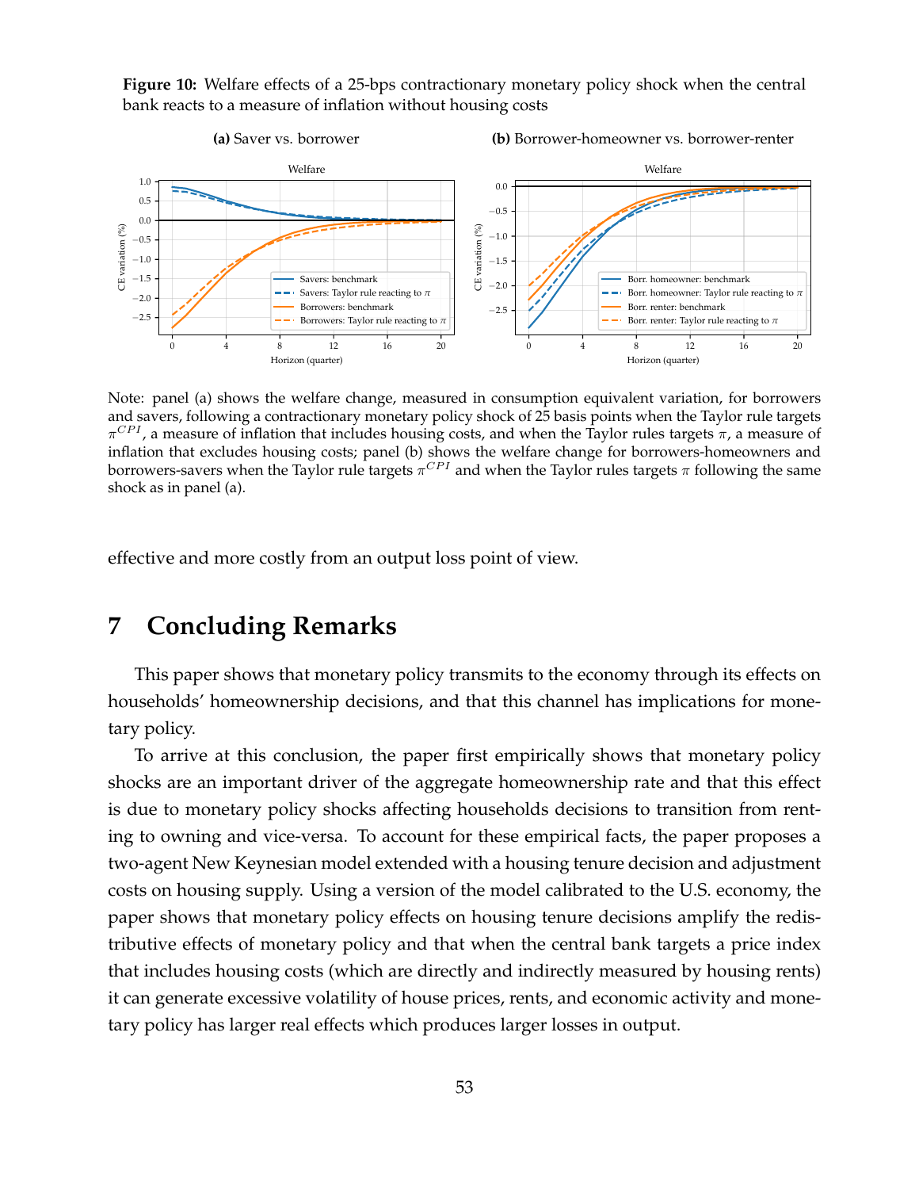**Figure 10:** Welfare effects of a 25-bps contractionary monetary policy shock when the central bank reacts to a measure of inflation without housing costs

**(a)** Saver vs. borrower

**(b)** Borrower-homeowner vs. borrower-renter

Note: panel (a) shows the welfare change, measured in consumption equivalent variation, for borrowers and savers, following a contractionary monetary policy shock of 25 basis points when the Taylor rule targets $\pi^{CPI}$, a measure of inflation that includes housing costs, and when the Taylor rules targets $\pi$, a measure of inflation that excludes housing costs; panel (b) shows the welfare change for borrowers-homeowners and borrowers-savers when the Taylor rule targets $\pi^{CPI}$ and when the Taylor rules targets $\pi$ following the same shock as in panel (a).

effective and more costly from an output loss point of view.

# 7 Concluding Remarks

This paper shows that monetary policy transmits to the economy through its effects on households' homeownership decisions, and that this channel has implications for monetary policy.

To arrive at this conclusion, the paper first empirically shows that monetary policy shocks are an important driver of the aggregate homeownership rate and that this effect is due to monetary policy shocks affecting households decisions to transition from renting to owning and vice-versa. To account for these empirical facts, the paper proposes a two-agent New Keynesian model extended with a housing tenure decision and adjustment costs on housing supply. Using a version of the model calibrated to the U.S. economy, the paper shows that monetary policy effects on housing tenure decisions amplify the redistributive effects of monetary policy and that when the central bank targets a price index that includes housing costs (which are directly and indirectly measured by housing rents) it can generate excessive volatility of house prices, rents, and economic activity and monetary policy has larger real effects which produces larger losses in output.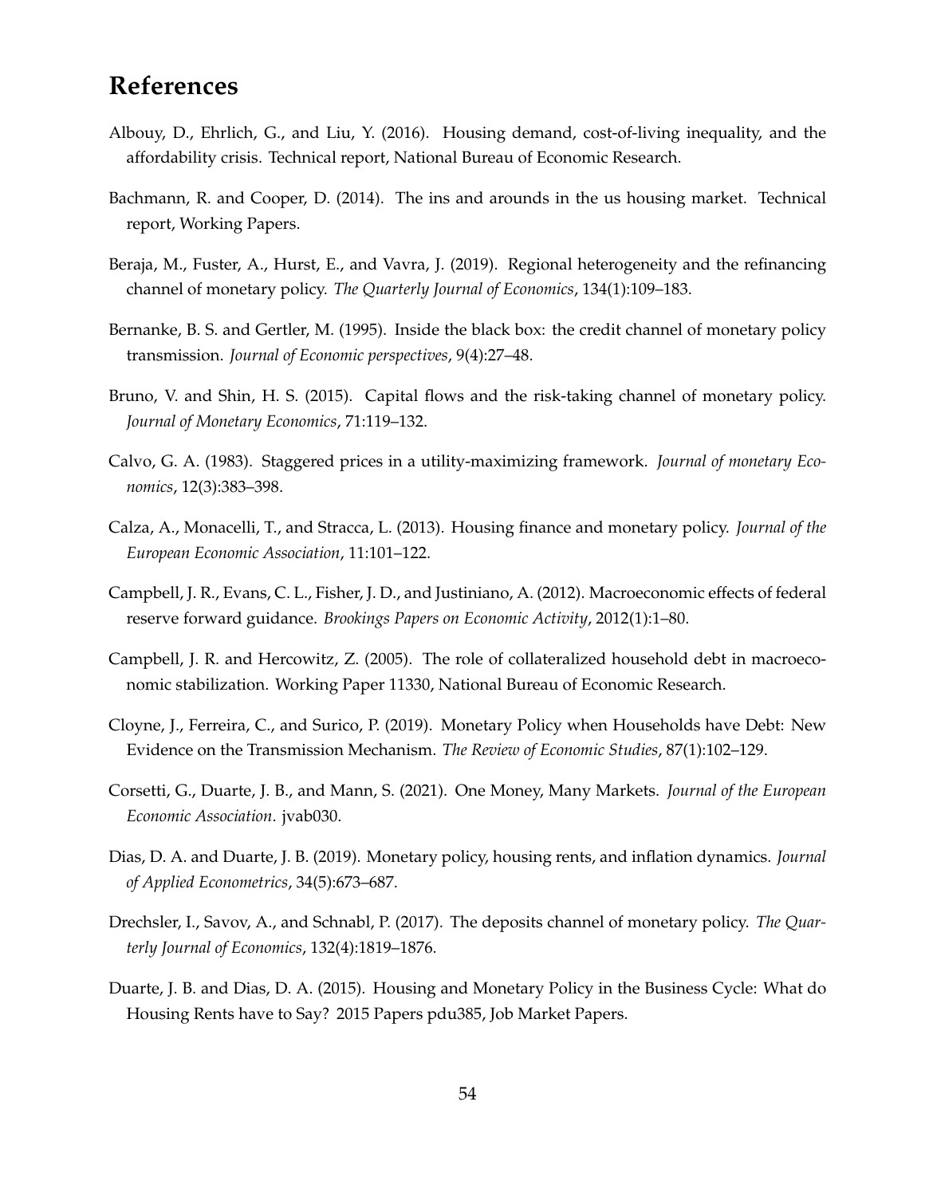# References

Albouy, D., Ehrlich, G., and Liu, Y. (2016). Housing demand, cost-of-living inequality, and the affordability crisis. Technical report, National Bureau of Economic Research.

Bachmann, R. and Cooper, D. (2014). The ins and arounds in the us housing market. Technical report, Working Papers.

Beraja, M., Fuster, A., Hurst, E., and Vavra, J. (2019). Regional heterogeneity and the refinancing channel of monetary policy. *The Quarterly Journal of Economics*, 134(1):109–183.

Bernanke, B. S. and Gertler, M. (1995). Inside the black box: the credit channel of monetary policy transmission. *Journal of Economic perspectives*, 9(4):27–48.

Bruno, V. and Shin, H. S. (2015). Capital flows and the risk-taking channel of monetary policy. *Journal of Monetary Economics*, 71:119–132.

Calvo, G. A. (1983). Staggered prices in a utility-maximizing framework. *Journal of monetary Economics*, 12(3):383–398.

Calza, A., Monacelli, T., and Stracca, L. (2013). Housing finance and monetary policy. *Journal of the European Economic Association*, 11:101–122.

Campbell, J. R., Evans, C. L., Fisher, J. D., and Justiniano, A. (2012). Macroeconomic effects of federal reserve forward guidance. *Brookings Papers on Economic Activity*, 2012(1):1–80.

Campbell, J. R. and Hercowitz, Z. (2005). The role of collateralized household debt in macroeconomic stabilization. Working Paper 11330, National Bureau of Economic Research.

Cloyne, J., Ferreira, C., and Surico, P. (2019). Monetary Policy when Households have Debt: New Evidence on the Transmission Mechanism. *The Review of Economic Studies*, 87(1):102–129.

Corsetti, G., Duarte, J. B., and Mann, S. (2021). One Money, Many Markets. *Journal of the European Economic Association*. jvab030.

Dias, D. A. and Duarte, J. B. (2019). Monetary policy, housing rents, and inflation dynamics. *Journal of Applied Econometrics*, 34(5):673–687.

Drechsler, I., Savov, A., and Schnabl, P. (2017). The deposits channel of monetary policy. *The Quarterly Journal of Economics*, 132(4):1819–1876.

Duarte, J. B. and Dias, D. A. (2015). Housing and Monetary Policy in the Business Cycle: What do Housing Rents have to Say? 2015 Papers pdu385, Job Market Papers.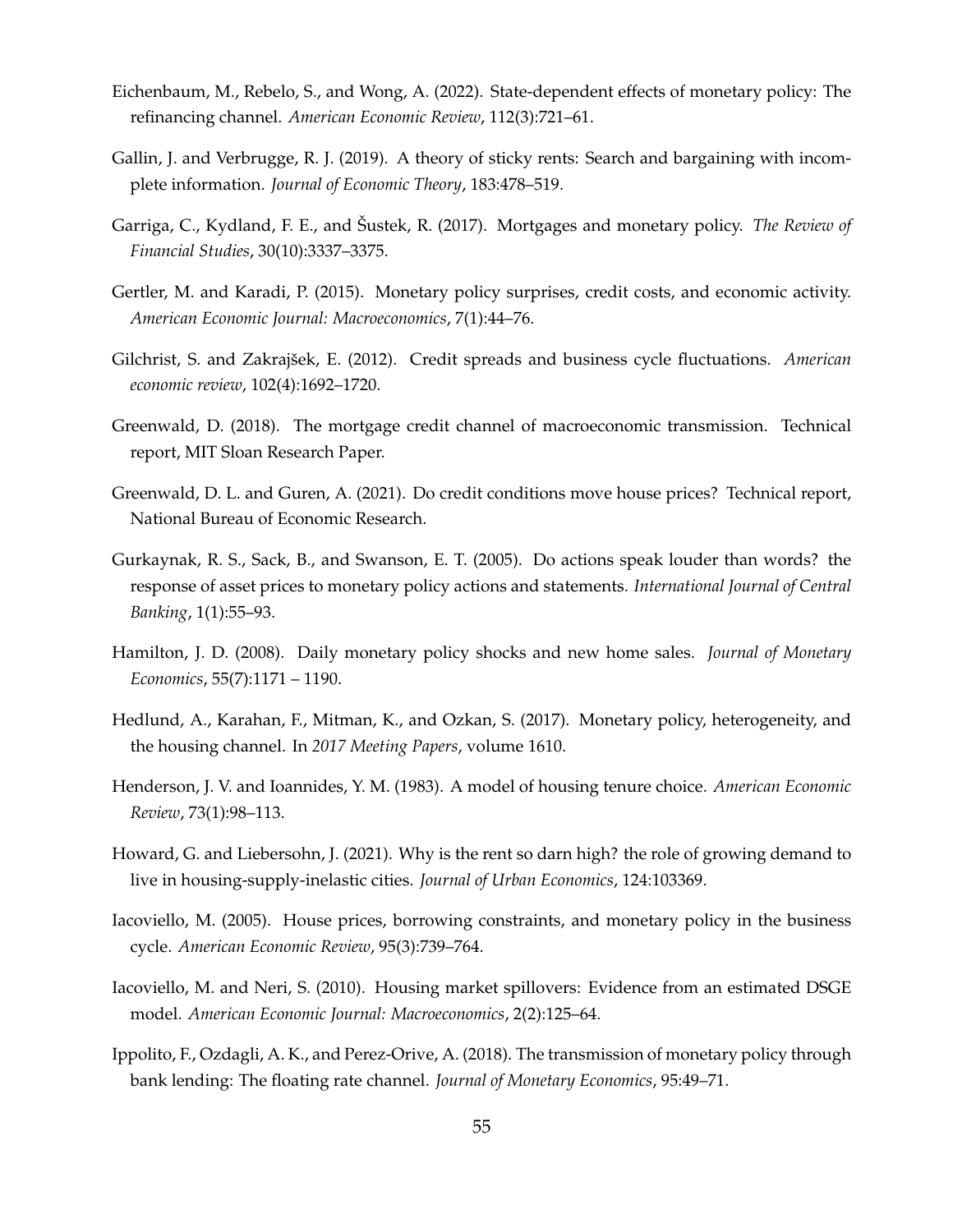Eichenbaum, M., Rebelo, S., and Wong, A. (2022). State-dependent effects of monetary policy: The refinancing channel. *American Economic Review*, 112(3):721–61.

Gallin, J. and Verbrugge, R. J. (2019). A theory of sticky rents: Search and bargaining with incomplete information. *Journal of Economic Theory*, 183:478–519.

Garriga, C., Kydland, F. E., and Šustek, R. (2017). Mortgages and monetary policy. *The Review of Financial Studies*, 30(10):3337–3375.

Gertler, M. and Karadi, P. (2015). Monetary policy surprises, credit costs, and economic activity. *American Economic Journal: Macroeconomics*, 7(1):44–76.

Gilchrist, S. and Zakrajšek, E. (2012). Credit spreads and business cycle fluctuations. *American economic review*, 102(4):1692–1720.

Greenwald, D. (2018). The mortgage credit channel of macroeconomic transmission. Technical report, MIT Sloan Research Paper.

Greenwald, D. L. and Guren, A. (2021). Do credit conditions move house prices? Technical report, National Bureau of Economic Research.

Gurkaynak, R. S., Sack, B., and Swanson, E. T. (2005). Do actions speak louder than words? the response of asset prices to monetary policy actions and statements. *International Journal of Central Banking*, 1(1):55–93.

Hamilton, J. D. (2008). Daily monetary policy shocks and new home sales. *Journal of Monetary Economics*, 55(7):1171 – 1190.

Hedlund, A., Karahan, F., Mitman, K., and Ozkan, S. (2017). Monetary policy, heterogeneity, and the housing channel. In *2017 Meeting Papers*, volume 1610.

Henderson, J. V. and Ioannides, Y. M. (1983). A model of housing tenure choice. *American Economic Review*, 73(1):98–113.

Howard, G. and Liebersohn, J. (2021). Why is the rent so darn high? the role of growing demand to live in housing-supply-inelastic cities. *Journal of Urban Economics*, 124:103369.

Iacoviello, M. (2005). House prices, borrowing constraints, and monetary policy in the business cycle. *American Economic Review*, 95(3):739–764.

Iacoviello, M. and Neri, S. (2010). Housing market spillovers: Evidence from an estimated DSGE model. *American Economic Journal: Macroeconomics*, 2(2):125–64.

Ippolito, F., Ozdagli, A. K., and Perez-Orive, A. (2018). The transmission of monetary policy through bank lending: The floating rate channel. *Journal of Monetary Economics*, 95:49–71.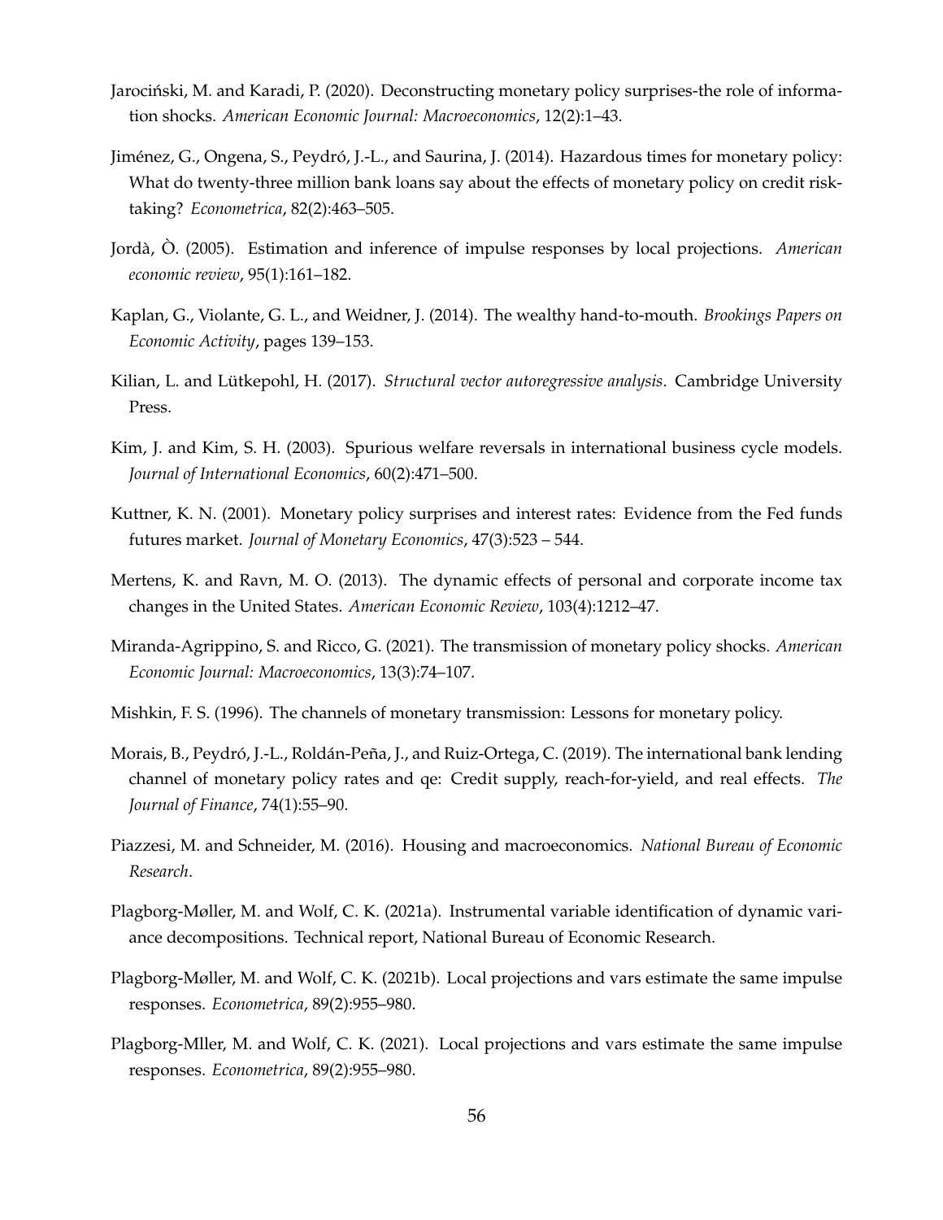Jarociński, M. and Karadi, P. (2020). Deconstructing monetary policy surprises-the role of information shocks. *American Economic Journal: Macroeconomics*, 12(2):1–43.

Jiménez, G., Ongena, S., Peydró, J.-L., and Saurina, J. (2014). Hazardous times for monetary policy: What do twenty-three million bank loans say about the effects of monetary policy on credit risk-taking? *Econometrica*, 82(2):463–505.

Jordà, Ò. (2005). Estimation and inference of impulse responses by local projections. *American economic review*, 95(1):161–182.

Kaplan, G., Violante, G. L., and Weidner, J. (2014). The wealthy hand-to-mouth. *Brookings Papers on Economic Activity*, pages 139–153.

Kilian, L. and Lütkepohl, H. (2017). *Structural vector autoregressive analysis*. Cambridge University Press.

Kim, J. and Kim, S. H. (2003). Spurious welfare reversals in international business cycle models. *Journal of International Economics*, 60(2):471–500.

Kuttner, K. N. (2001). Monetary policy surprises and interest rates: Evidence from the Fed funds futures market. *Journal of Monetary Economics*, 47(3):523 – 544.

Mertens, K. and Ravn, M. O. (2013). The dynamic effects of personal and corporate income tax changes in the United States. *American Economic Review*, 103(4):1212–47.

Miranda-Agrippino, S. and Ricco, G. (2021). The transmission of monetary policy shocks. *American Economic Journal: Macroeconomics*, 13(3):74–107.

Mishkin, F. S. (1996). The channels of monetary transmission: Lessons for monetary policy.

Morais, B., Peydró, J.-L., Roldán-Peña, J., and Ruiz-Ortega, C. (2019). The international bank lending channel of monetary policy rates and qe: Credit supply, reach-for-yield, and real effects. *The Journal of Finance*, 74(1):55–90.

Piazzesi, M. and Schneider, M. (2016). Housing and macroeconomics. *National Bureau of Economic Research*.

Plagborg-Møller, M. and Wolf, C. K. (2021a). Instrumental variable identification of dynamic variance decompositions. Technical report, National Bureau of Economic Research.

Plagborg-Møller, M. and Wolf, C. K. (2021b). Local projections and vars estimate the same impulse responses. *Econometrica*, 89(2):955–980.

Plagborg-Mller, M. and Wolf, C. K. (2021). Local projections and vars estimate the same impulse responses. *Econometrica*, 89(2):955–980.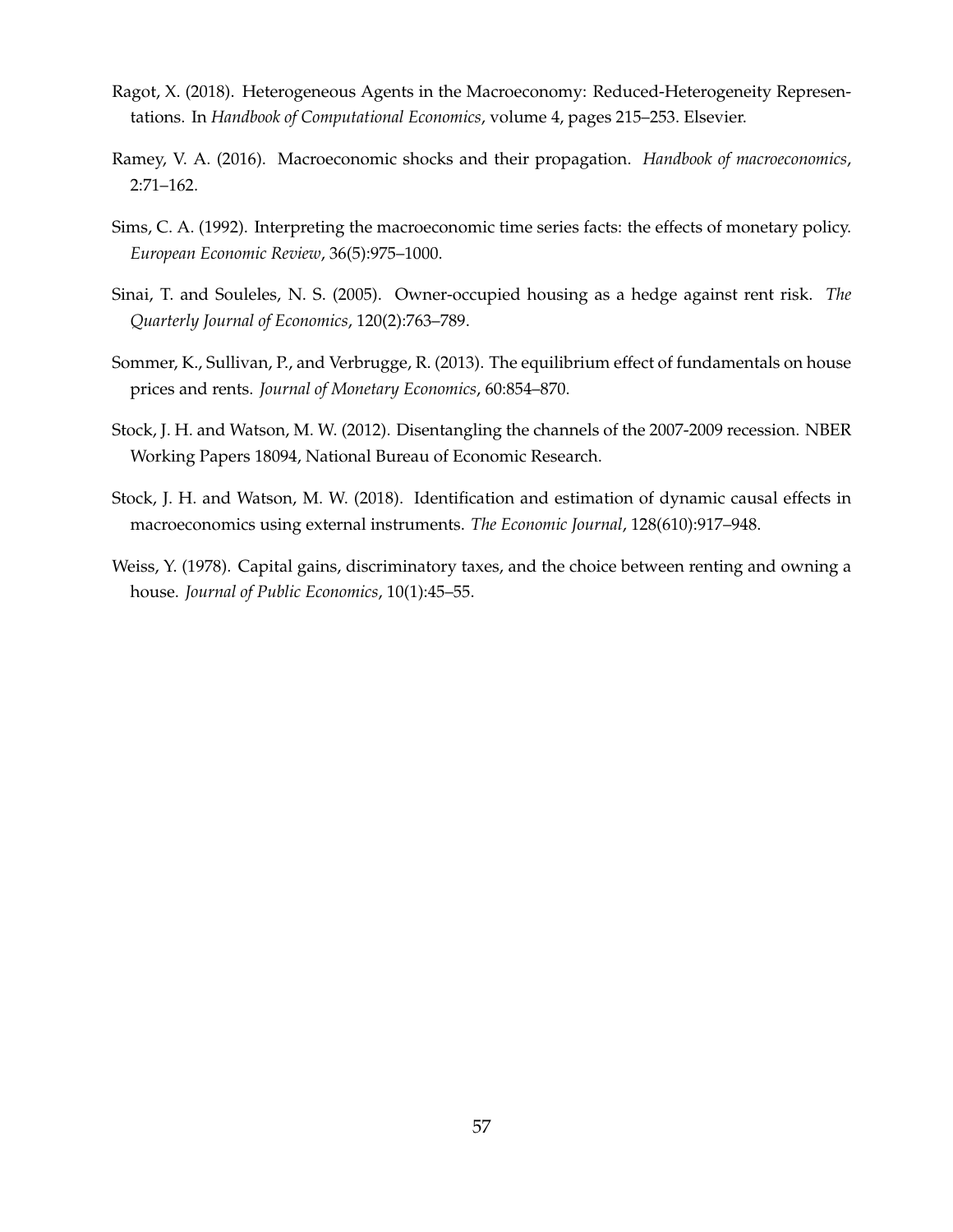Ragot, X. (2018). Heterogeneous Agents in the Macroeconomy: Reduced-Heterogeneity Representations. In *Handbook of Computational Economics*, volume 4, pages 215–253. Elsevier.

Ramey, V. A. (2016). Macroeconomic shocks and their propagation. *Handbook of macroeconomics*, 2:71–162.

Sims, C. A. (1992). Interpreting the macroeconomic time series facts: the effects of monetary policy. *European Economic Review*, 36(5):975–1000.

Sinai, T. and Souleles, N. S. (2005). Owner-occupied housing as a hedge against rent risk. *The Quarterly Journal of Economics*, 120(2):763–789.

Sommer, K., Sullivan, P., and Verbrugge, R. (2013). The equilibrium effect of fundamentals on house prices and rents. *Journal of Monetary Economics*, 60:854–870.

Stock, J. H. and Watson, M. W. (2012). Disentangling the channels of the 2007-2009 recession. NBER Working Papers 18094, National Bureau of Economic Research.

Stock, J. H. and Watson, M. W. (2018). Identification and estimation of dynamic causal effects in macroeconomics using external instruments. *The Economic Journal*, 128(610):917–948.

Weiss, Y. (1978). Capital gains, discriminatory taxes, and the choice between renting and owning a house. *Journal of Public Economics*, 10(1):45–55.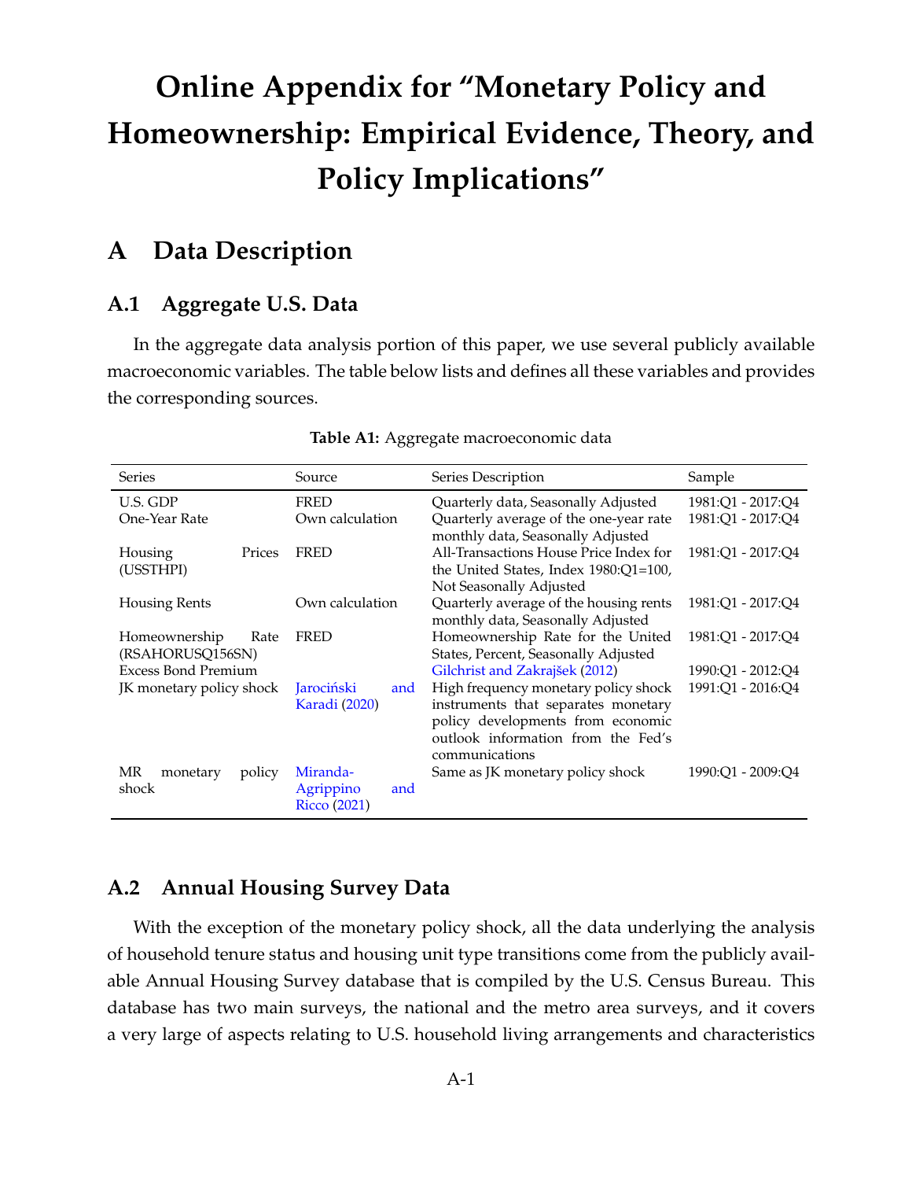# Online Appendix for "Monetary Policy and Homeownership: Empirical Evidence, Theory, and Policy Implications"

## A Data Description

### A.1 Aggregate U.S. Data

In the aggregate data analysis portion of this paper, we use several publicly available macroeconomic variables. The table below lists and defines all these variables and provides the corresponding sources.

**Table A1:** Aggregate macroeconomic data

| Series | Source | Series Description | Sample |
|---|---|---|---|
| U.S. GDP | FRED | Quarterly data, Seasonally Adjusted | 1981:Q1 - 2017:Q4 |
| One-Year Rate | Own calculation | Quarterly average of the one-year rate monthly data, Seasonally Adjusted | 1981:Q1 - 2017:Q4 |
| Housing Prices (USSTHPI) | FRED | All-Transactions House Price Index for the United States, Index 1980:Q1=100, Not Seasonally Adjusted | 1981:Q1 - 2017:Q4 |
| Housing Rents | Own calculation | Quarterly average of the housing rents monthly data, Seasonally Adjusted | 1981:Q1 - 2017:Q4 |
| Homeownership Rate (RSAHORUSQ156SN) | FRED | Homeownership Rate for the United States, Percent, Seasonally Adjusted | 1981:Q1 - 2017:Q4 |
| Excess Bond Premium | | Gilchrist and Zakrajšek (2012) | 1990:Q1 - 2012:Q4 |
| JK monetary policy shock | Jarociński and Karadi (2020) | High frequency monetary policy shock instruments that separates monetary policy developments from economic outlook information from the Fed's communications | 1991:Q1 - 2016:Q4 |
| MR monetary policy shock | Miranda-Agrippino and Ricco (2021) | Same as JK monetary policy shock | 1990:Q1 - 2009:Q4 |

### A.2 Annual Housing Survey Data

With the exception of the monetary policy shock, all the data underlying the analysis of household tenure status and housing unit type transitions come from the publicly available Annual Housing Survey database that is compiled by the U.S. Census Bureau. This database has two main surveys, the national and the metro area surveys, and it covers a very large of aspects relating to U.S. household living arrangements and characteristics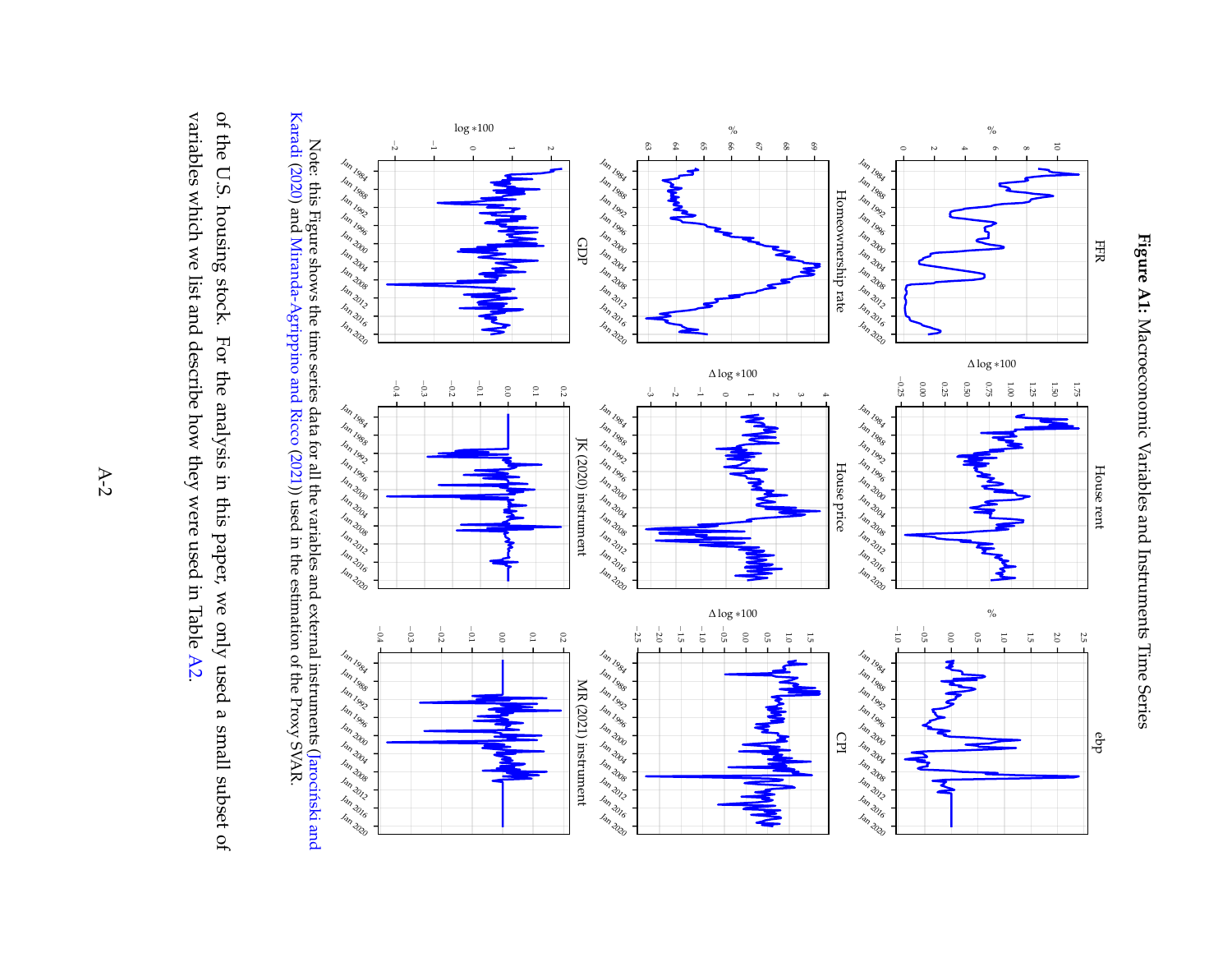**Figure A1:** Macroeconomic Variables and Instruments Time Series

Note: this Figure shows the time series data for all the variables and external instruments (Jarociński and Karadi (2020) and Miranda-Agrippino and Ricco (2021)) used in the estimation of the Proxy SVAR.

of the U.S. housing stock. For the analysis in this paper, we only used a small subset of variables which we list and describe how they were used in Table A2.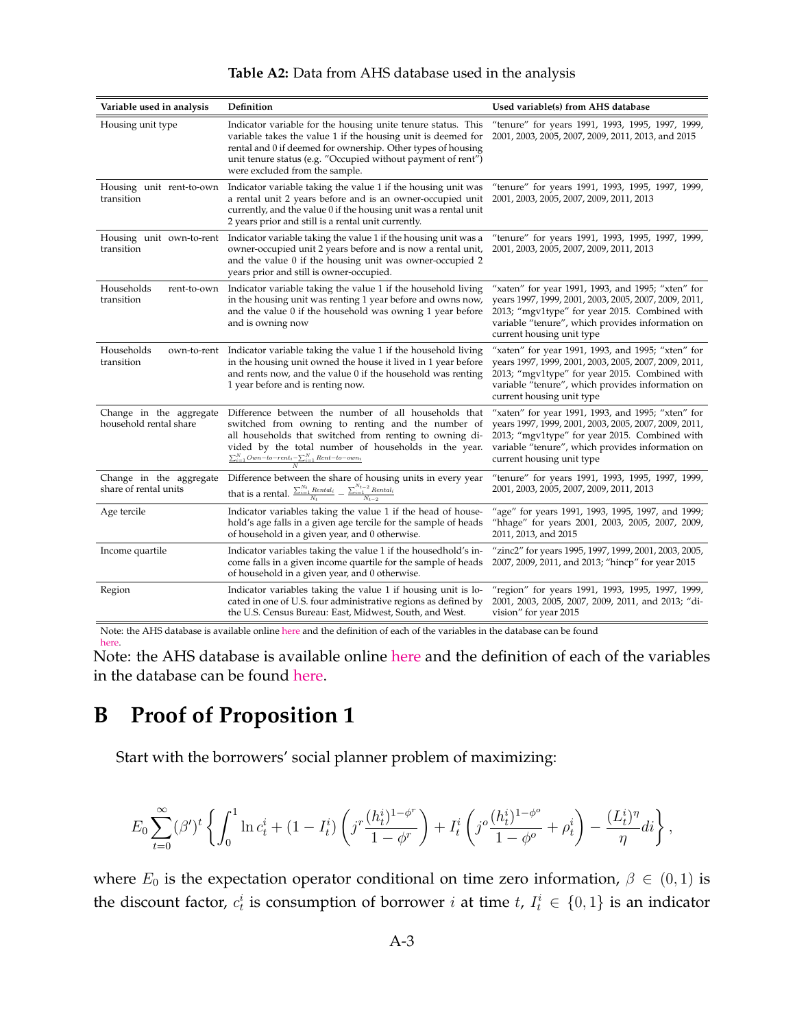**Table A2:** Data from AHS database used in the analysis

| Variable used in analysis | Definition | Used variable(s) from AHS database |
|---|---|---|
| Housing unit type | Indicator variable for the housing unite tenure status. This variable takes the value 1 if the housing unit is deemed for rental and 0 if deemed for ownership. Other types of housing unit tenure status (e.g. "Occupied without payment of rent") were excluded from the sample. | "tenure" for years 1991, 1993, 1995, 1997, 1999, 2001, 2003, 2005, 2007, 2009, 2011, 2013, and 2015 |
| Housing unit rent-to-own transition | Indicator variable taking the value 1 if the housing unit was a rental unit 2 years before and is an owner-occupied unit currently, and the value 0 if the housing unit was a rental unit 2 years prior and still is a rental unit currently. | "tenure" for years 1991, 1993, 1995, 1997, 1999, 2001, 2003, 2005, 2007, 2009, 2011, 2013 |
| Housing unit own-to-rent transition | Indicator variable taking the value 1 if the housing unit was a owner-occupied unit 2 years before and is now a rental unit, and the value 0 if the housing unit was owner-occupied 2 years prior and still is owner-occupied. | "tenure" for years 1991, 1993, 1995, 1997, 1999, 2001, 2003, 2005, 2007, 2009, 2011, 2013 |
| Households rent-to-own transition | Indicator variable taking the value 1 if the household living in the housing unit was renting 1 year before and owns now, and the value 0 if the household was owning 1 year before and is owning now | "xaten" for year 1991, 1993, and 1995; "xten" for years 1997, 1999, 2001, 2003, 2005, 2007, 2009, 2011, 2013; "mgv1type" for year 2015. Combined with variable "tenure", which provides information on current housing unit type |
| Households own-to-rent transition | Indicator variable taking the value 1 if the household living in the housing unit owned the house it lived in 1 year before and rents now, and the value 0 if the household was renting 1 year before and is renting now. | "xaten" for year 1991, 1993, and 1995; "xten" for years 1997, 1999, 2001, 2003, 2005, 2007, 2009, 2011, 2013; "mgv1type" for year 2015. Combined with variable "tenure", which provides information on current housing unit type |
| Change in the aggregate household rental share | Difference between the number of all households that switched from owning to renting and the number of all households that switched from renting to owning divided by the total number of households in the year. $\frac{\sum_{i=1}^{N} Own\text{-}to\text{-}rent_i - \sum_{i=1}^{N} Rent\text{-}to\text{-}own_i}{N}$ | "xaten" for year 1991, 1993, and 1995; "xten" for years 1997, 1999, 2001, 2003, 2005, 2007, 2009, 2011, 2013; "mgv1type" for year 2015. Combined with variable "tenure", which provides information on current housing unit type |
| Change in the aggregate share of rental units | Difference between the share of housing units in every year that is a rental. $\frac{\sum_{i=1}^{N_t} Rental_i}{N_t} - \frac{\sum_{i=1}^{N_{t-2}} Rental_i}{N_{t-2}}$ | "tenure" for years 1991, 1993, 1995, 1997, 1999, 2001, 2003, 2005, 2007, 2009, 2011, 2013 |
| Age tercile | Indicator variables taking the value 1 if the head of household's age falls in a given age tercile for the sample of heads of household in a given year, and 0 otherwise. | "age" for years 1991, 1993, 1995, 1997, and 1999; "hhage" for years 2001, 2003, 2005, 2007, 2009, 2011, 2013, and 2015 |
| Income quartile | Indicator variables taking the value 1 if the housedhold's income falls in a given income quartile for the sample of heads of household in a given year, and 0 otherwise. | "zinc2" for years 1995, 1997, 1999, 2001, 2003, 2005, 2007, 2009, 2011, and 2013; "hincp" for year 2015 |
| Region | Indicator variables taking the value 1 if housing unit is located in one of U.S. four administrative regions as defined by the U.S. Census Bureau: East, Midwest, South, and West. | "region" for years 1991, 1993, 1995, 1997, 1999, 2001, 2003, 2005, 2007, 2009, 2011, and 2013; "division" for year 2015 |

Note: the AHS database is available online here and the definition of each of the variables in the database can be found here.

Note: the AHS database is available online here and the definition of each of the variables in the database can be found here.

# B Proof of Proposition 1

Start with the borrowers' social planner problem of maximizing:

$$E_0 \sum_{t=0}^{\infty} (\beta')^t \left\{ \int_0^1 \ln c_t^i + (1 - I_t^i) \left( j^r \frac{(h_t^i)^{1-\phi^r}}{1-\phi^r} \right) + I_t^i \left( j^o \frac{(h_t^i)^{1-\phi^o}}{1-\phi^o} + \rho_t^i \right) - \frac{(L_t^i)^\eta}{\eta} di \right\},$$

where $E_0$ is the expectation operator conditional on time zero information, $\beta \in (0,1)$ is the discount factor, $c_t^i$ is consumption of borrower $i$ at time $t$, $I_t^i \in \{0,1\}$ is an indicator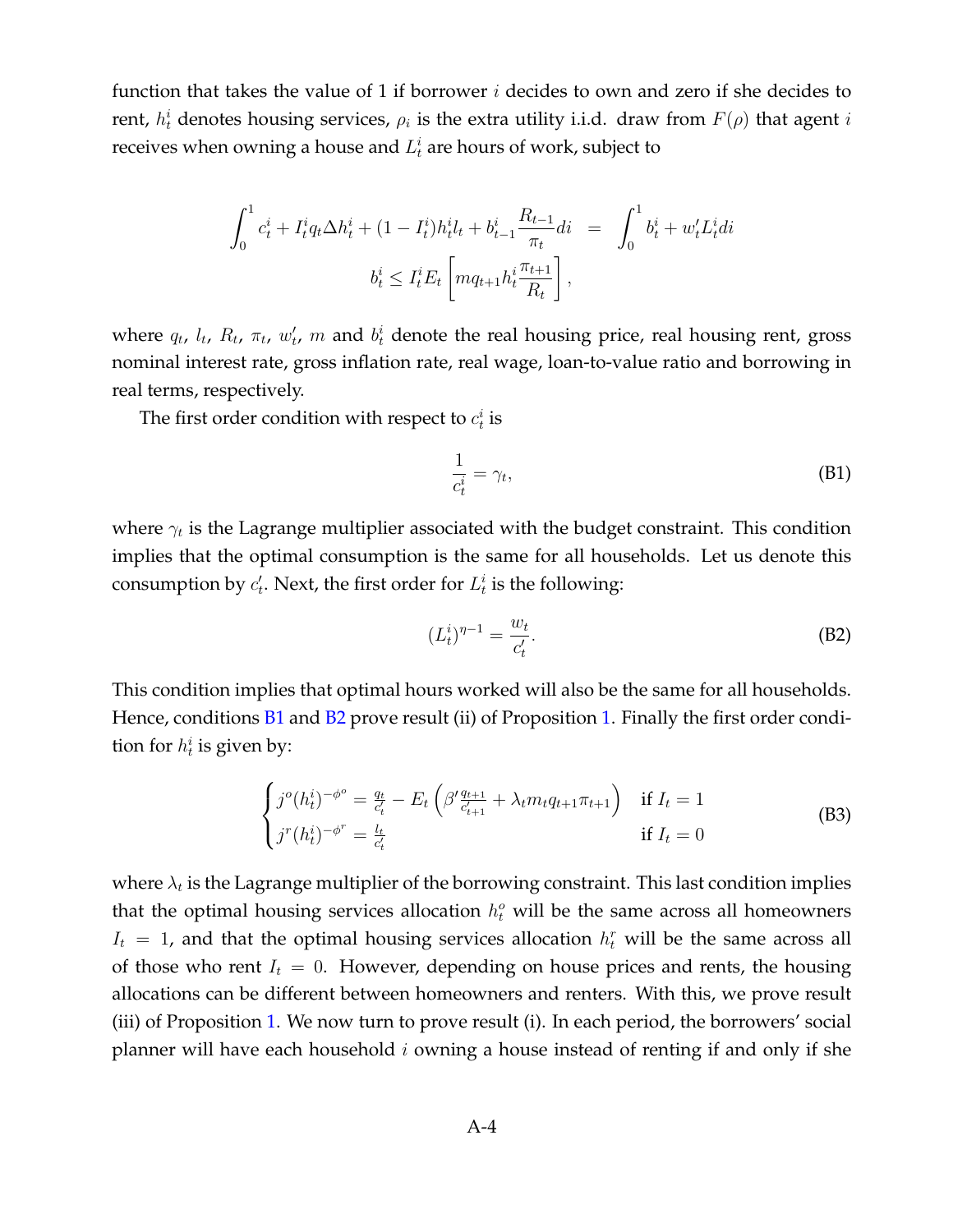function that takes the value of 1 if borrower $i$ decides to own and zero if she decides to rent, $h_t^i$ denotes housing services, $\rho_i$ is the extra utility i.i.d. draw from $F(\rho)$ that agent $i$ receives when owning a house and $L_t^i$ are hours of work, subject to

$$
\begin{aligned}
\int_0^1 c_t^i + I_t^i q_t \Delta h_t^i + (1 - I_t^i) h_t^i l_t + b_{t-1}^i \frac{R_{t-1}}{\pi_t} di &= \int_0^1 b_t^i + w_t' L_t^i di \\
b_t^i \leq I_t^i E_t \left[ m q_{t+1} h_t^i \frac{\pi_{t+1}}{R_t} \right],
\end{aligned}
$$

where $q_t$, $l_t$, $R_t$, $\pi_t$, $w_t'$, $m$ and $b_t^i$ denote the real housing price, real housing rent, gross nominal interest rate, gross inflation rate, real wage, loan-to-value ratio and borrowing in real terms, respectively.

The first order condition with respect to $c_t^i$ is

$$
\frac{1}{c_t^i} = \gamma_t, \tag{B1}
$$

where $\gamma_t$ is the Lagrange multiplier associated with the budget constraint. This condition implies that the optimal consumption is the same for all households. Let us denote this consumption by $c_t'$. Next, the first order for $L_t^i$ is the following:

$$
(L_t^i)^{\eta - 1} = \frac{w_t}{c_t'}. \tag{B2}
$$

This condition implies that optimal hours worked will also be the same for all households. Hence, conditions B1 and B2 prove result (ii) of Proposition 1. Finally the first order condition for $h_t^i$ is given by:

$$
\begin{cases}
j^o (h_t^i)^{-\phi^o} = \frac{q_t}{c_t'} - E_t \left( \beta' \frac{q_{t+1}}{c_{t+1}'} + \lambda_t m_t q_{t+1} \pi_{t+1} \right) & \text{if } I_t = 1 \\
j^r (h_t^i)^{-\phi^r} = \frac{l_t}{c_t'} & \text{if } I_t = 0
\end{cases} \tag{B3}
$$

where $\lambda_t$ is the Lagrange multiplier of the borrowing constraint. This last condition implies that the optimal housing services allocation $h_t^o$ will be the same across all homeowners $I_t = 1$, and that the optimal housing services allocation $h_t^r$ will be the same across all of those who rent $I_t = 0$. However, depending on house prices and rents, the housing allocations can be different between homeowners and renters. With this, we prove result (iii) of Proposition 1. We now turn to prove result (i). In each period, the borrowers' social planner will have each household $i$ owning a house instead of renting if and only if she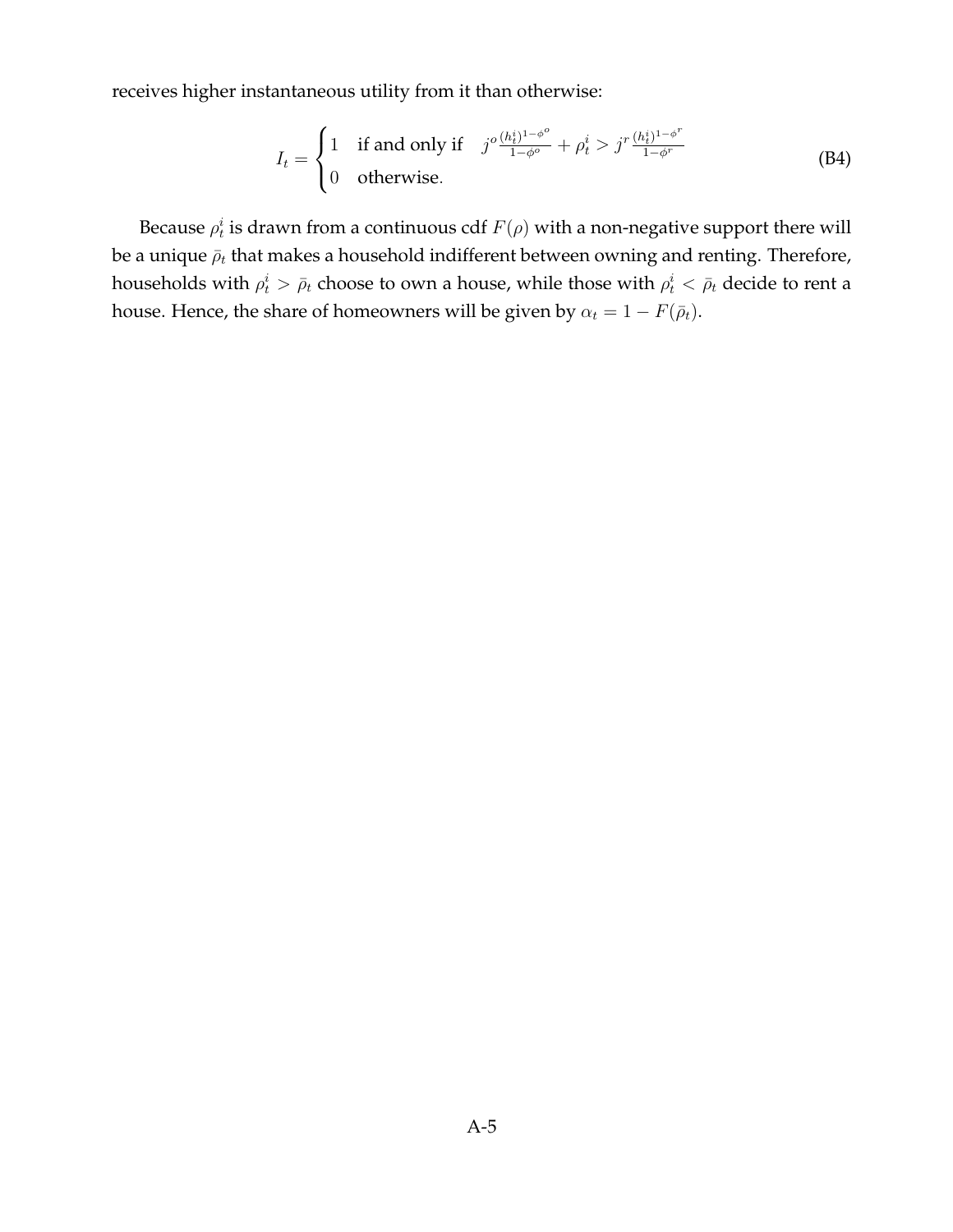receives higher instantaneous utility from it than otherwise:

$$I_t = \begin{cases} 1 & \text{if and only if} \quad j^o \frac{(h_t^i)^{1-\phi^o}}{1-\phi^o} + \rho_t^i > j^r \frac{(h_t^i)^{1-\phi^r}}{1-\phi^r} \\ 0 & \text{otherwise.} \end{cases} \tag{B4}$$

Because $\rho_t^i$ is drawn from a continuous cdf $F(\rho)$ with a non-negative support there will be a unique $\bar{\rho}_t$ that makes a household indifferent between owning and renting. Therefore, households with $\rho_t^i > \bar{\rho}_t$ choose to own a house, while those with $\rho_t^i < \bar{\rho}_t$ decide to rent a house. Hence, the share of homeowners will be given by $\alpha_t = 1 - F(\bar{\rho}_t)$.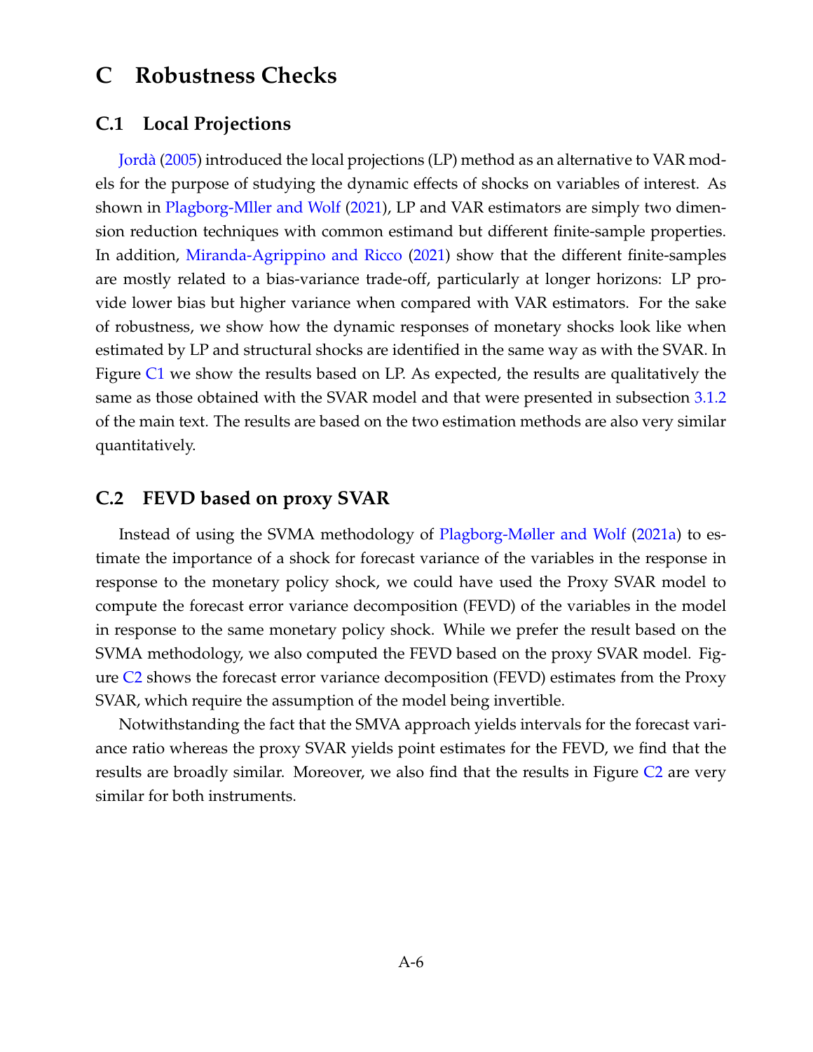# C Robustness Checks

## C.1 Local Projections

Jordà (2005) introduced the local projections (LP) method as an alternative to VAR models for the purpose of studying the dynamic effects of shocks on variables of interest. As shown in Plagborg-Mller and Wolf (2021), LP and VAR estimators are simply two dimension reduction techniques with common estimand but different finite-sample properties. In addition, Miranda-Agrippino and Ricco (2021) show that the different finite-samples are mostly related to a bias-variance trade-off, particularly at longer horizons: LP provide lower bias but higher variance when compared with VAR estimators. For the sake of robustness, we show how the dynamic responses of monetary shocks look like when estimated by LP and structural shocks are identified in the same way as with the SVAR. In Figure C1 we show the results based on LP. As expected, the results are qualitatively the same as those obtained with the SVAR model and that were presented in subsection 3.1.2 of the main text. The results are based on the two estimation methods are also very similar quantitatively.

## C.2 FEVD based on proxy SVAR

Instead of using the SVMA methodology of Plagborg-Møller and Wolf (2021a) to estimate the importance of a shock for forecast variance of the variables in the response in response to the monetary policy shock, we could have used the Proxy SVAR model to compute the forecast error variance decomposition (FEVD) of the variables in the model in response to the same monetary policy shock. While we prefer the result based on the SVMA methodology, we also computed the FEVD based on the proxy SVAR model. Figure C2 shows the forecast error variance decomposition (FEVD) estimates from the Proxy SVAR, which require the assumption of the model being invertible.

Notwithstanding the fact that the SMVA approach yields intervals for the forecast variance ratio whereas the proxy SVAR yields point estimates for the FEVD, we find that the results are broadly similar. Moreover, we also find that the results in Figure C2 are very similar for both instruments.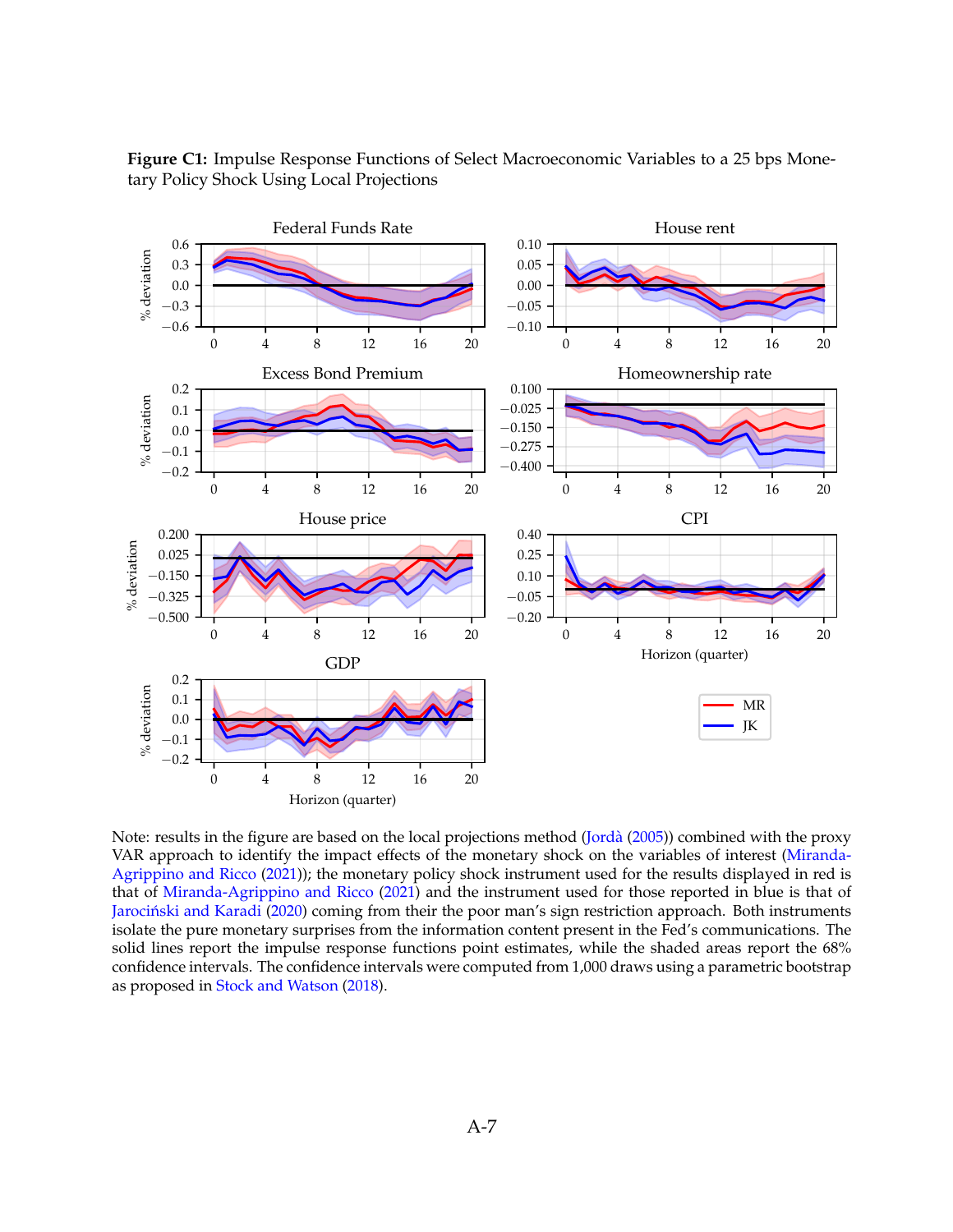**Figure C1:** Impulse Response Functions of Select Macroeconomic Variables to a 25 bps Monetary Policy Shock Using Local Projections

Note: results in the figure are based on the local projections method (Jordà (2005)) combined with the proxy VAR approach to identify the impact effects of the monetary policy shock on the variables of interest (Miranda-Agrippino and Ricco (2021)); the monetary policy shock instrument used for the results displayed in red is that of Miranda-Agrippino and Ricco (2021) and the instrument used for those reported in blue is that of Jarociński and Karadi (2020) coming from their the poor man's sign restriction approach. Both instruments isolate the pure monetary surprises from the information content present in the Fed's communications. The solid lines report the impulse response functions point estimates, while the shaded areas report the 68% confidence intervals. The confidence intervals were computed from 1,000 draws using a parametric bootstrap as proposed in Stock and Watson (2018).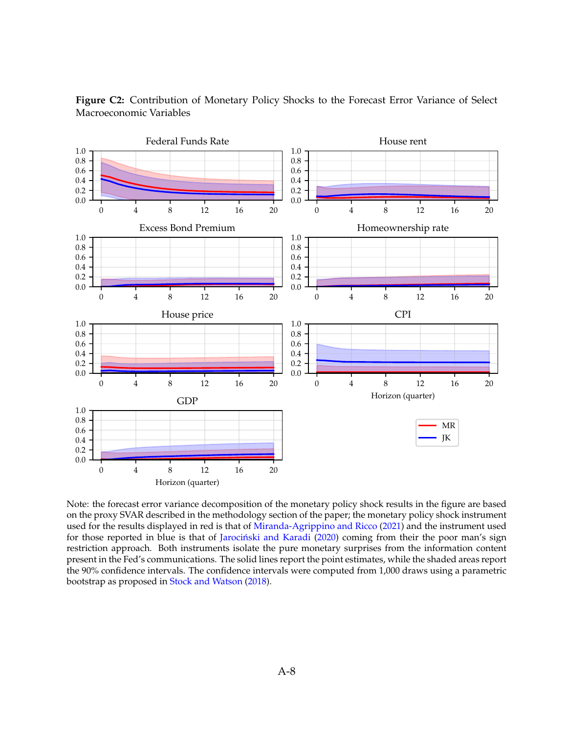**Figure C2:** Contribution of Monetary Policy Shocks to the Forecast Error Variance of Select Macroeconomic Variables

Federal Funds Rate

1.0
0.8
0.6
0.4
0.2
0.0

0 4 8 12 16 20

House rent

1.0
0.8
0.6
0.4
0.2
0.0

0 4 8 12 16 20

Excess Bond Premium

1.0
0.8
0.6
0.4
0.2
0.0

0 4 8 12 16 20

Homeownership rate

1.0
0.8
0.6
0.4
0.2
0.0

0 4 8 12 16 20

House price

1.0
0.8
0.6
0.4
0.2
0.0

0 4 8 12 16 20

CPI

1.0
0.8
0.6
0.4
0.2
0.0

0 4 8 12 16 20

Horizon (quarter)

GDP

1.0
0.8
0.6
0.4
0.2
0.0

0 4 8 12 16 20

Horizon (quarter)

MR
JK

Note: the forecast error variance decomposition of the monetary policy shock results in the figure are based on the proxy SVAR described in the methodology section of the paper; the monetary policy shock instrument used for the results displayed in red is that of Miranda-Agrippino and Ricco (2021) and the instrument used for those reported in blue is that of Jarociński and Karadi (2020) coming from their the poor man's sign restriction approach. Both instruments isolate the pure monetary surprises from the information content present in the Fed's communications. The solid lines report the point estimates, while the shaded areas report the 90% confidence intervals. The confidence intervals were computed from 1,000 draws using a parametric bootstrap as proposed in Stock and Watson (2018).